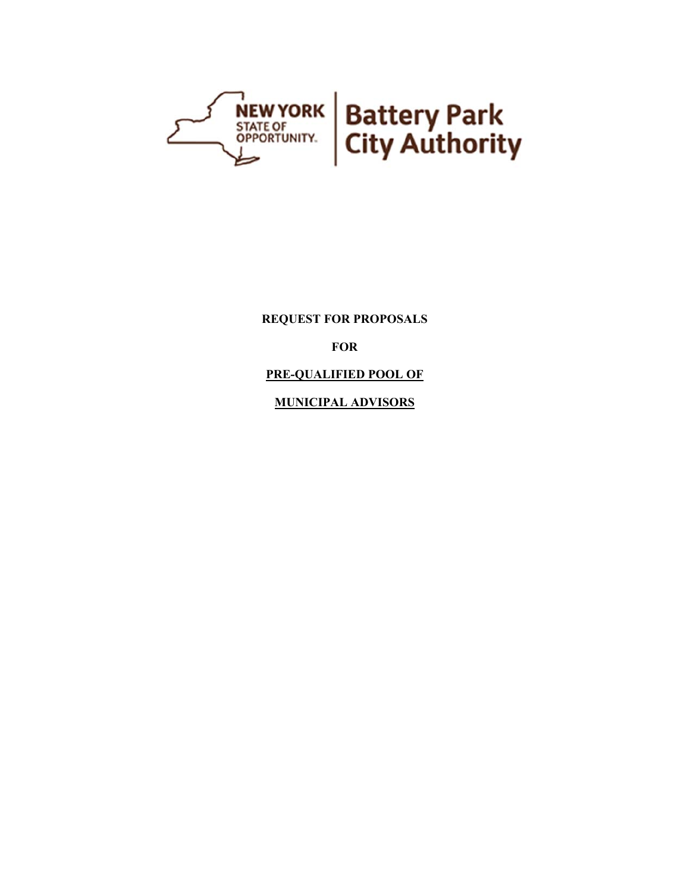NEW YORK STATE OF OPPORTUNITY. | Battery Park City Authority

**REQUEST FOR PROPOSALS**

**FOR**

**PRE-QUALIFIED POOL OF**

**MUNICIPAL ADVISORS**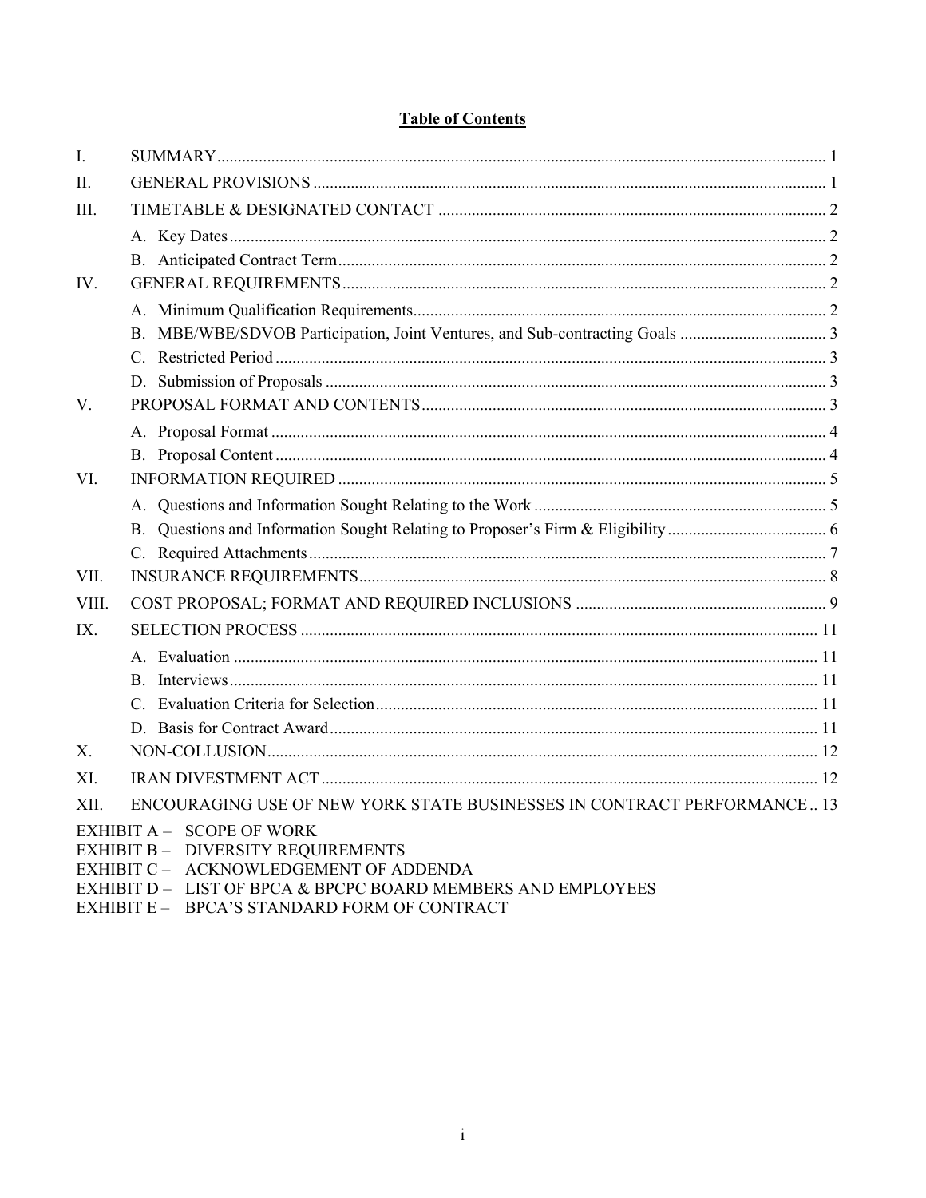## Table of Contents

| | | |
|---|---|---|
| I. | SUMMARY | 1 |
| II. | GENERAL PROVISIONS | 1 |
| III. | TIMETABLE & DESIGNATED CONTACT | 2 |
| | A. Key Dates | 2 |
| | B. Anticipated Contract Term | 2 |
| IV. | GENERAL REQUIREMENTS | 2 |
| | A. Minimum Qualification Requirements | 2 |
| | B. MBE/WBE/SDVOB Participation, Joint Ventures, and Sub-contracting Goals | 3 |
| | C. Restricted Period | 3 |
| | D. Submission of Proposals | 3 |
| V. | PROPOSAL FORMAT AND CONTENTS | 3 |
| | A. Proposal Format | 4 |
| | B. Proposal Content | 4 |
| VI. | INFORMATION REQUIRED | 5 |
| | A. Questions and Information Sought Relating to the Work | 5 |
| | B. Questions and Information Sought Relating to Proposer's Firm & Eligibility | 6 |
| | C. Required Attachments | 7 |
| VII. | INSURANCE REQUIREMENTS | 8 |
| VIII. | COST PROPOSAL; FORMAT AND REQUIRED INCLUSIONS | 9 |
| IX. | SELECTION PROCESS | 11 |
| | A. Evaluation | 11 |
| | B. Interviews | 11 |
| | C. Evaluation Criteria for Selection | 11 |
| | D. Basis for Contract Award | 11 |
| X. | NON-COLLUSION | 12 |
| XI. | IRAN DIVESTMENT ACT | 12 |
| XII. | ENCOURAGING USE OF NEW YORK STATE BUSINESSES IN CONTRACT PERFORMANCE | 13 |

EXHIBIT A – SCOPE OF WORK
EXHIBIT B – DIVERSITY REQUIREMENTS
EXHIBIT C – ACKNOWLEDGEMENT OF ADDENDA
EXHIBIT D – LIST OF BPCA & BPCPC BOARD MEMBERS AND EMPLOYEES
EXHIBIT E – BPCA'S STANDARD FORM OF CONTRACT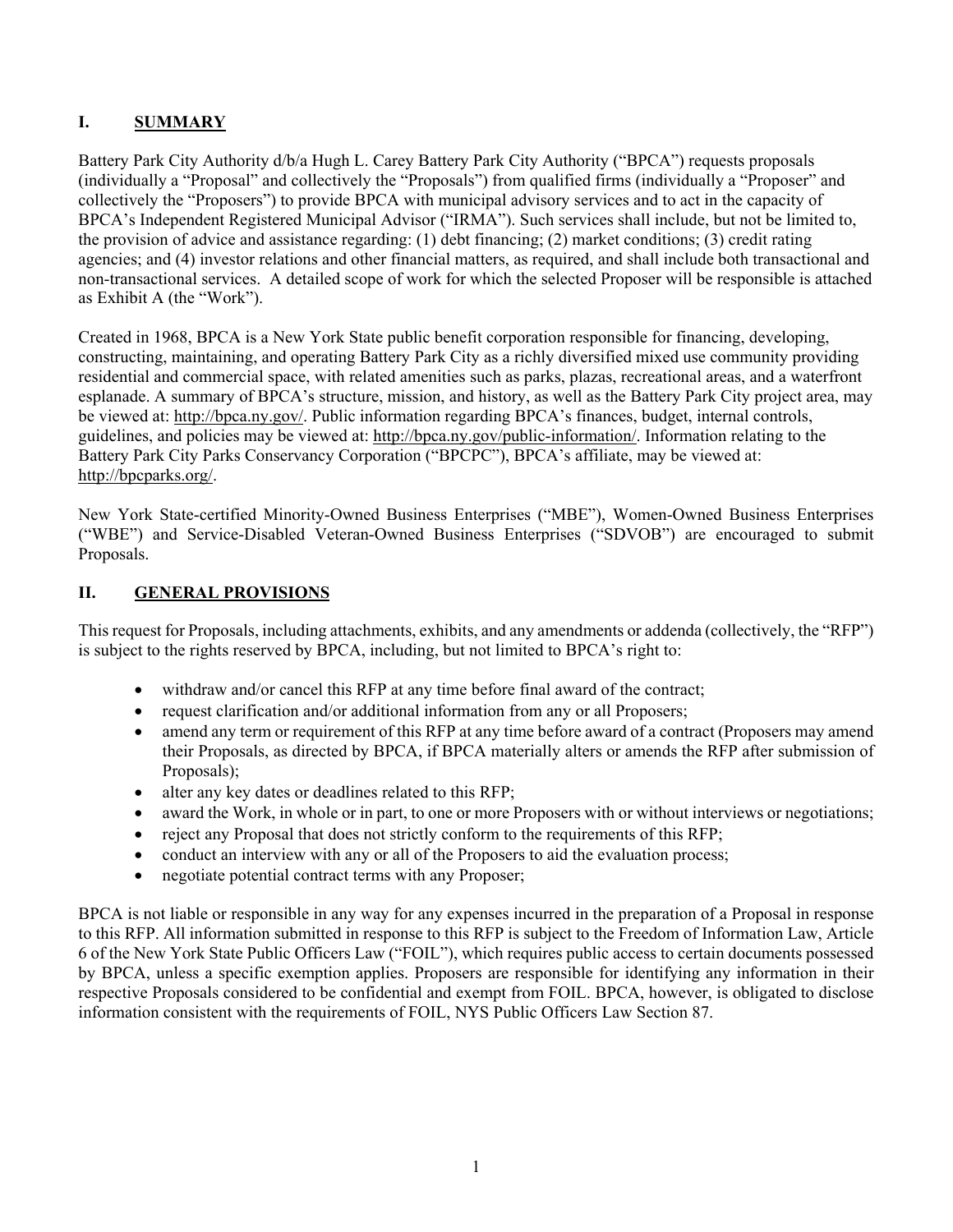## I. SUMMARY

Battery Park City Authority d/b/a Hugh L. Carey Battery Park City Authority ("BPCA") requests proposals (individually a "Proposal" and collectively the "Proposals") from qualified firms (individually a "Proposer" and collectively the "Proposers") to provide BPCA with municipal advisory services and to act in the capacity of BPCA's Independent Registered Municipal Advisor ("IRMA"). Such services shall include, but not be limited to, the provision of advice and assistance regarding: (1) debt financing; (2) market conditions; (3) credit rating agencies; and (4) investor relations and other financial matters, as required, and shall include both transactional and non-transactional services. A detailed scope of work for which the selected Proposer will be responsible is attached as Exhibit A (the "Work").

Created in 1968, BPCA is a New York State public benefit corporation responsible for financing, developing, constructing, maintaining, and operating Battery Park City as a richly diversified mixed use community providing residential and commercial space, with related amenities such as parks, plazas, recreational areas, and a waterfront esplanade. A summary of BPCA's structure, mission, and history, as well as the Battery Park City project area, may be viewed at: http://bpca.ny.gov/. Public information regarding BPCA's finances, budget, internal controls, guidelines, and policies may be viewed at: http://bpca.ny.gov/public-information/. Information relating to the Battery Park City Parks Conservancy Corporation ("BPCPC"), BPCA's affiliate, may be viewed at: http://bpcparks.org/.

New York State-certified Minority-Owned Business Enterprises ("MBE"), Women-Owned Business Enterprises ("WBE") and Service-Disabled Veteran-Owned Business Enterprises ("SDVOB") are encouraged to submit Proposals.

## II. GENERAL PROVISIONS

This request for Proposals, including attachments, exhibits, and any amendments or addenda (collectively, the "RFP") is subject to the rights reserved by BPCA, including, but not limited to BPCA's right to:

- withdraw and/or cancel this RFP at any time before final award of the contract;
- request clarification and/or additional information from any or all Proposers;
- amend any term or requirement of this RFP at any time before award of a contract (Proposers may amend their Proposals, as directed by BPCA, if BPCA materially alters or amends the RFP after submission of Proposals);
- alter any key dates or deadlines related to this RFP;
- award the Work, in whole or in part, to one or more Proposers with or without interviews or negotiations;
- reject any Proposal that does not strictly conform to the requirements of this RFP;
- conduct an interview with any or all of the Proposers to aid the evaluation process;
- negotiate potential contract terms with any Proposer;

BPCA is not liable or responsible in any way for any expenses incurred in the preparation of a Proposal in response to this RFP. All information submitted in response to this RFP is subject to the Freedom of Information Law, Article 6 of the New York State Public Officers Law ("FOIL"), which requires public access to certain documents possessed by BPCA, unless a specific exemption applies. Proposers are responsible for identifying any information in their respective Proposals considered to be confidential and exempt from FOIL. BPCA, however, is obligated to disclose information consistent with the requirements of FOIL, NYS Public Officers Law Section 87.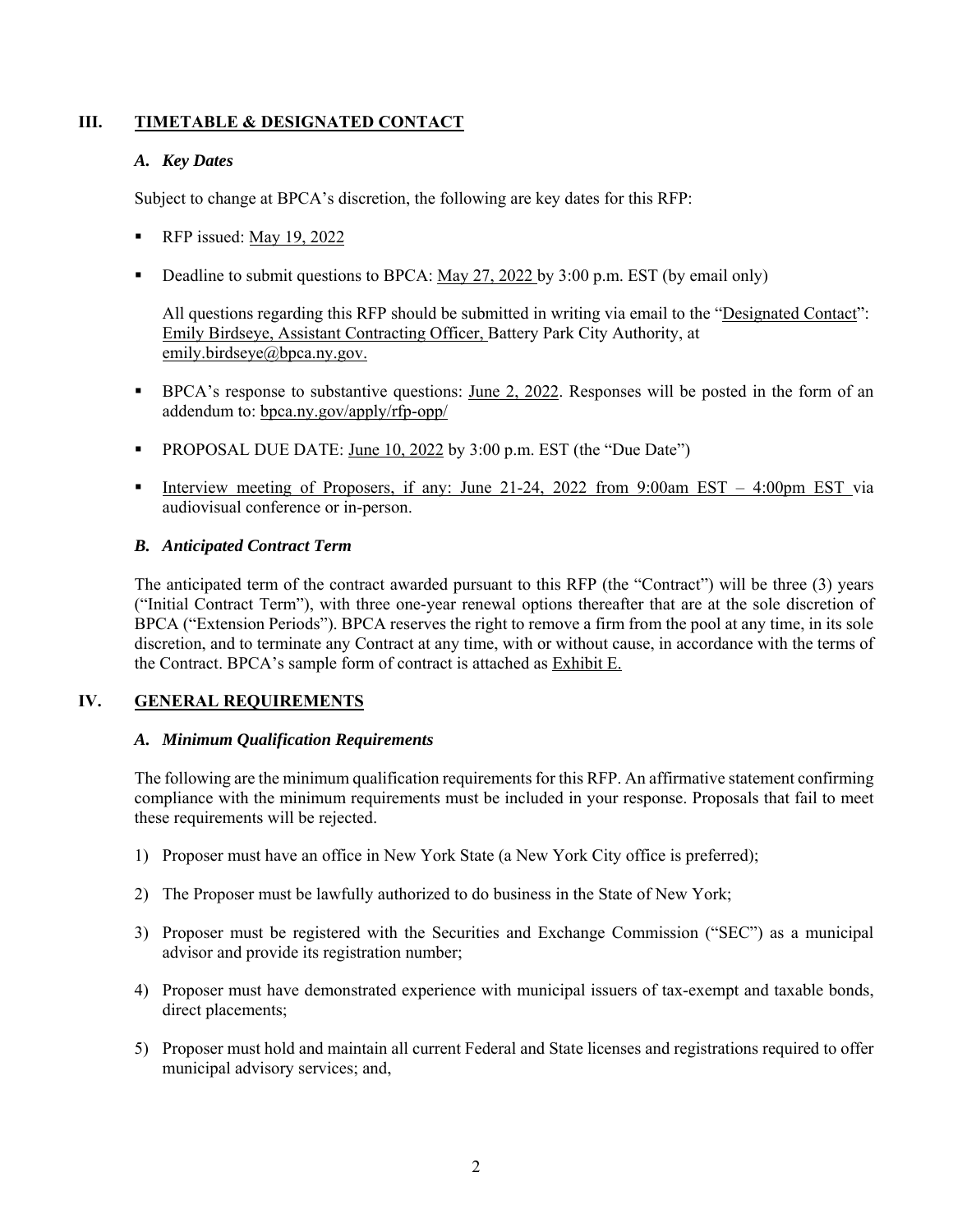## III. TIMETABLE & DESIGNATED CONTACT

### *A. Key Dates*

Subject to change at BPCA's discretion, the following are key dates for this RFP:

- RFP issued: May 19, 2022
- Deadline to submit questions to BPCA: May 27, 2022 by 3:00 p.m. EST (by email only)

  All questions regarding this RFP should be submitted in writing via email to the "Designated Contact": Emily Birdseye, Assistant Contracting Officer, Battery Park City Authority, at emily.birdseye@bpca.ny.gov.

- BPCA's response to substantive questions: June 2, 2022. Responses will be posted in the form of an addendum to: bpca.ny.gov/apply/rfp-opp/
- PROPOSAL DUE DATE: June 10, 2022 by 3:00 p.m. EST (the "Due Date")
- Interview meeting of Proposers, if any: June 21-24, 2022 from 9:00am EST – 4:00pm EST via audiovisual conference or in-person.

### *B. Anticipated Contract Term*

The anticipated term of the contract awarded pursuant to this RFP (the "Contract") will be three (3) years ("Initial Contract Term"), with three one-year renewal options thereafter that are at the sole discretion of BPCA ("Extension Periods"). BPCA reserves the right to remove a firm from the pool at any time, in its sole discretion, and to terminate any Contract at any time, with or without cause, in accordance with the terms of the Contract. BPCA's sample form of contract is attached as Exhibit E.

## IV. GENERAL REQUIREMENTS

### *A. Minimum Qualification Requirements*

The following are the minimum qualification requirements for this RFP. An affirmative statement confirming compliance with the minimum requirements must be included in your response. Proposals that fail to meet these requirements will be rejected.

1) Proposer must have an office in New York State (a New York City office is preferred);
2) The Proposer must be lawfully authorized to do business in the State of New York;
3) Proposer must be registered with the Securities and Exchange Commission ("SEC") as a municipal advisor and provide its registration number;
4) Proposer must have demonstrated experience with municipal issuers of tax-exempt and taxable bonds, direct placements;
5) Proposer must hold and maintain all current Federal and State licenses and registrations required to offer municipal advisory services; and,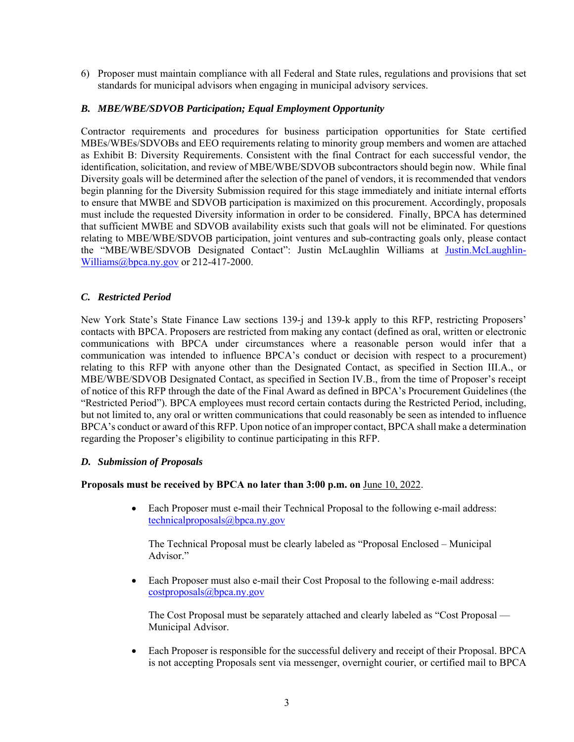6) Proposer must maintain compliance with all Federal and State rules, regulations and provisions that set standards for municipal advisors when engaging in municipal advisory services.

### *B. MBE/WBE/SDVOB Participation; Equal Employment Opportunity*

Contractor requirements and procedures for business participation opportunities for State certified MBEs/WBEs/SDVOBs and EEO requirements relating to minority group members and women are attached as Exhibit B: Diversity Requirements. Consistent with the final Contract for each successful vendor, the identification, solicitation, and review of MBE/WBE/SDVOB subcontractors should begin now. While final Diversity goals will be determined after the selection of the panel of vendors, it is recommended that vendors begin planning for the Diversity Submission required for this stage immediately and initiate internal efforts to ensure that MWBE and SDVOB participation is maximized on this procurement. Accordingly, proposals must include the requested Diversity information in order to be considered. Finally, BPCA has determined that sufficient MWBE and SDVOB availability exists such that goals will not be eliminated. For questions relating to MBE/WBE/SDVOB participation, joint ventures and sub-contracting goals only, please contact the "MBE/WBE/SDVOB Designated Contact": Justin McLaughlin Williams at Justin.McLaughlin-Williams@bpca.ny.gov or 212-417-2000.

### *C. Restricted Period*

New York State's State Finance Law sections 139-j and 139-k apply to this RFP, restricting Proposers' contacts with BPCA. Proposers are restricted from making any contact (defined as oral, written or electronic communications with BPCA under circumstances where a reasonable person would infer that a communication was intended to influence BPCA's conduct or decision with respect to a procurement) relating to this RFP with anyone other than the Designated Contact, as specified in Section III.A., or MBE/WBE/SDVOB Designated Contact, as specified in Section IV.B., from the time of Proposer's receipt of notice of this RFP through the date of the Final Award as defined in BPCA's Procurement Guidelines (the "Restricted Period"). BPCA employees must record certain contacts during the Restricted Period, including, but not limited to, any oral or written communications that could reasonably be seen as intended to influence BPCA's conduct or award of this RFP. Upon notice of an improper contact, BPCA shall make a determination regarding the Proposer's eligibility to continue participating in this RFP.

### *D. Submission of Proposals*

**Proposals must be received by BPCA no later than 3:00 p.m. on** June 10, 2022.

- Each Proposer must e-mail their Technical Proposal to the following e-mail address: technicalproposals@bpca.ny.gov

  The Technical Proposal must be clearly labeled as "Proposal Enclosed – Municipal Advisor."

- Each Proposer must also e-mail their Cost Proposal to the following e-mail address: costproposals@bpca.ny.gov

  The Cost Proposal must be separately attached and clearly labeled as "Cost Proposal — Municipal Advisor.

- Each Proposer is responsible for the successful delivery and receipt of their Proposal. BPCA is not accepting Proposals sent via messenger, overnight courier, or certified mail to BPCA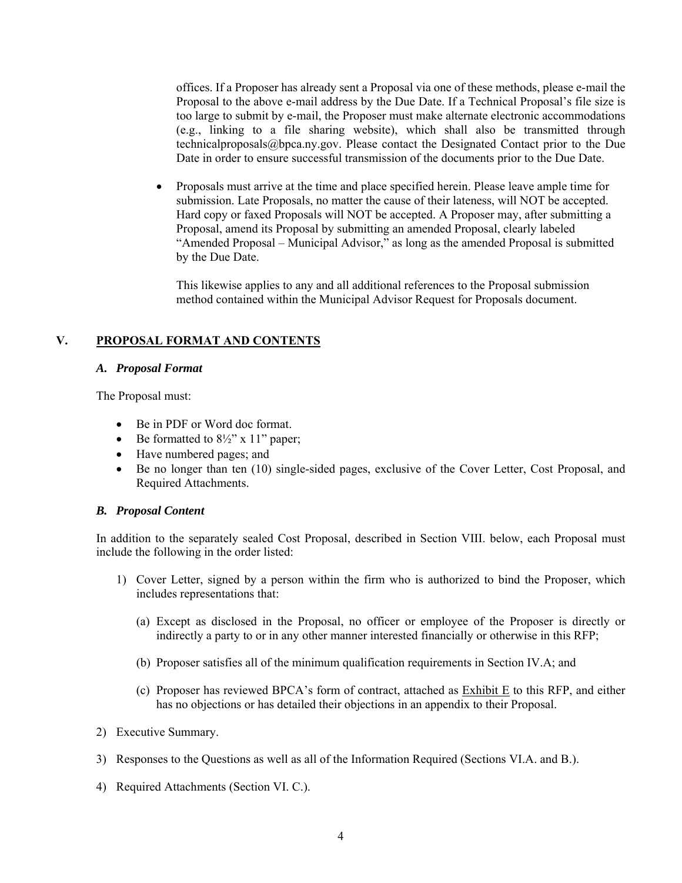offices. If a Proposer has already sent a Proposal via one of these methods, please e-mail the Proposal to the above e-mail address by the Due Date. If a Technical Proposal's file size is too large to submit by e-mail, the Proposer must make alternate electronic accommodations (e.g., linking to a file sharing website), which shall also be transmitted through technicalproposals@bpca.ny.gov. Please contact the Designated Contact prior to the Due Date in order to ensure successful transmission of the documents prior to the Due Date.

- Proposals must arrive at the time and place specified herein. Please leave ample time for submission. Late Proposals, no matter the cause of their lateness, will NOT be accepted. Hard copy or faxed Proposals will NOT be accepted. A Proposer may, after submitting a Proposal, amend its Proposal by submitting an amended Proposal, clearly labeled "Amended Proposal – Municipal Advisor," as long as the amended Proposal is submitted by the Due Date.

  This likewise applies to any and all additional references to the Proposal submission method contained within the Municipal Advisor Request for Proposals document.

## V. PROPOSAL FORMAT AND CONTENTS

### *A. Proposal Format*

The Proposal must:

- Be in PDF or Word doc format.
- Be formatted to 8½" x 11" paper;
- Have numbered pages; and
- Be no longer than ten (10) single-sided pages, exclusive of the Cover Letter, Cost Proposal, and Required Attachments.

### *B. Proposal Content*

In addition to the separately sealed Cost Proposal, described in Section VIII. below, each Proposal must include the following in the order listed:

1) Cover Letter, signed by a person within the firm who is authorized to bind the Proposer, which includes representations that:

   (a) Except as disclosed in the Proposal, no officer or employee of the Proposer is directly or indirectly a party to or in any other manner interested financially or otherwise in this RFP;

   (b) Proposer satisfies all of the minimum qualification requirements in Section IV.A; and

   (c) Proposer has reviewed BPCA's form of contract, attached as Exhibit E to this RFP, and either has no objections or has detailed their objections in an appendix to their Proposal.

2) Executive Summary.

3) Responses to the Questions as well as all of the Information Required (Sections VI.A. and B.).

4) Required Attachments (Section VI. C.).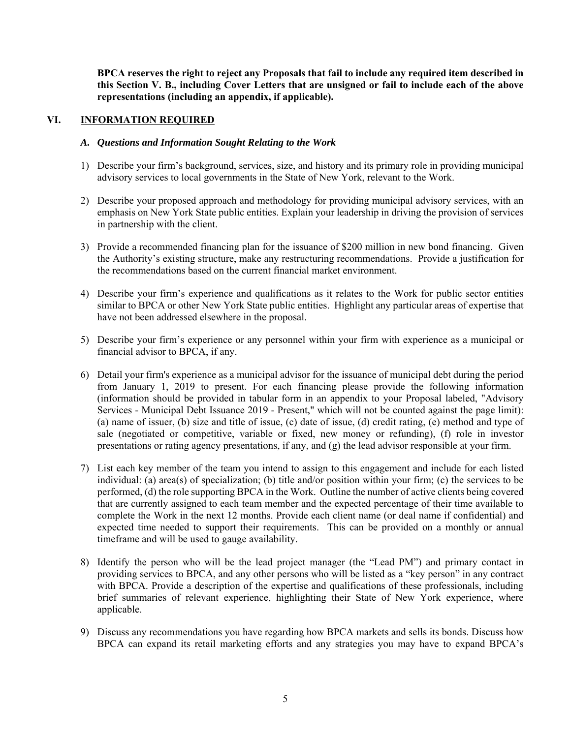**BPCA reserves the right to reject any Proposals that fail to include any required item described in this Section V. B., including Cover Letters that are unsigned or fail to include each of the above representations (including an appendix, if applicable).**

## VI. INFORMATION REQUIRED

### *A. Questions and Information Sought Relating to the Work*

1) Describe your firm's background, services, size, and history and its primary role in providing municipal advisory services to local governments in the State of New York, relevant to the Work.

2) Describe your proposed approach and methodology for providing municipal advisory services, with an emphasis on New York State public entities. Explain your leadership in driving the provision of services in partnership with the client.

3) Provide a recommended financing plan for the issuance of $200 million in new bond financing. Given the Authority's existing structure, make any restructuring recommendations. Provide a justification for the recommendations based on the current financial market environment.

4) Describe your firm's experience and qualifications as it relates to the Work for public sector entities similar to BPCA or other New York State public entities. Highlight any particular areas of expertise that have not been addressed elsewhere in the proposal.

5) Describe your firm's experience or any personnel within your firm with experience as a municipal or financial advisor to BPCA, if any.

6) Detail your firm's experience as a municipal advisor for the issuance of municipal debt during the period from January 1, 2019 to present. For each financing please provide the following information (information should be provided in tabular form in an appendix to your Proposal labeled, "Advisory Services - Municipal Debt Issuance 2019 - Present," which will not be counted against the page limit): (a) name of issuer, (b) size and title of issue, (c) date of issue, (d) credit rating, (e) method and type of sale (negotiated or competitive, variable or fixed, new money or refunding), (f) role in investor presentations or rating agency presentations, if any, and (g) the lead advisor responsible at your firm.

7) List each key member of the team you intend to assign to this engagement and include for each listed individual: (a) area(s) of specialization; (b) title and/or position within your firm; (c) the services to be performed, (d) the role supporting BPCA in the Work. Outline the number of active clients being covered that are currently assigned to each team member and the expected percentage of their time available to complete the Work in the next 12 months. Provide each client name (or deal name if confidential) and expected time needed to support their requirements. This can be provided on a monthly or annual timeframe and will be used to gauge availability.

8) Identify the person who will be the lead project manager (the "Lead PM") and primary contact in providing services to BPCA, and any other persons who will be listed as a "key person" in any contract with BPCA. Provide a description of the expertise and qualifications of these professionals, including brief summaries of relevant experience, highlighting their State of New York experience, where applicable.

9) Discuss any recommendations you have regarding how BPCA markets and sells its bonds. Discuss how BPCA can expand its retail marketing efforts and any strategies you may have to expand BPCA's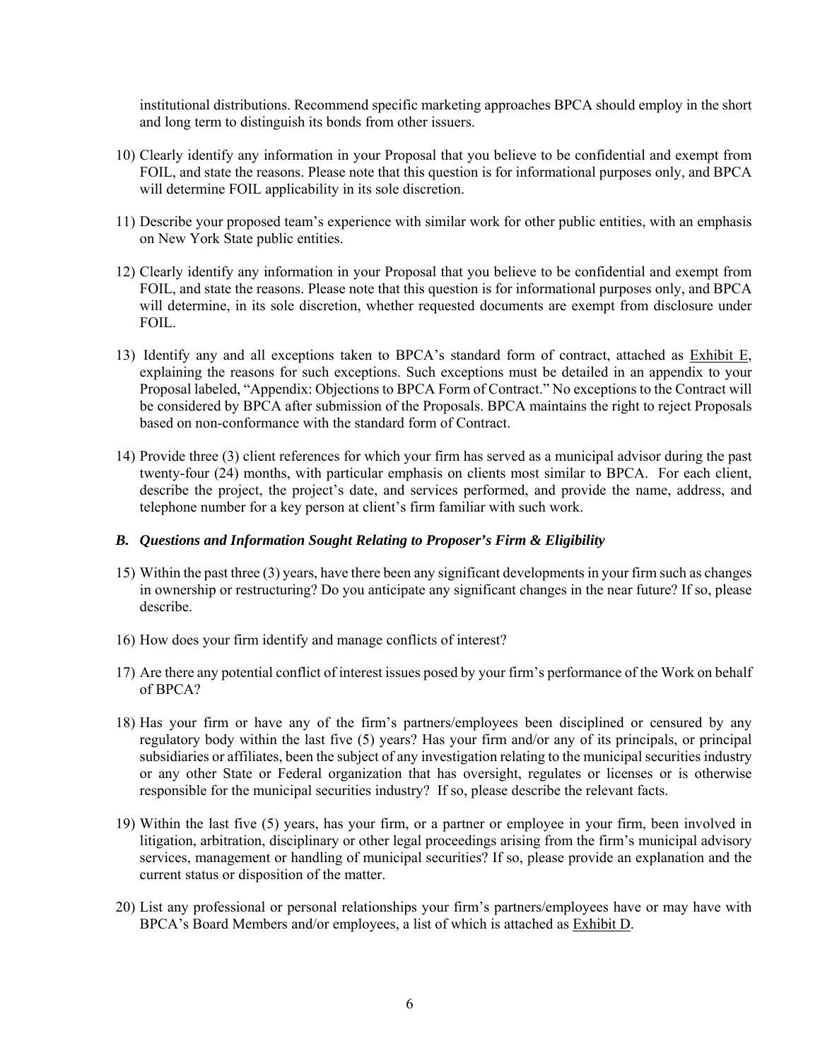institutional distributions. Recommend specific marketing approaches BPCA should employ in the short and long term to distinguish its bonds from other issuers.

10) Clearly identify any information in your Proposal that you believe to be confidential and exempt from FOIL, and state the reasons. Please note that this question is for informational purposes only, and BPCA will determine FOIL applicability in its sole discretion.

11) Describe your proposed team's experience with similar work for other public entities, with an emphasis on New York State public entities.

12) Clearly identify any information in your Proposal that you believe to be confidential and exempt from FOIL, and state the reasons. Please note that this question is for informational purposes only, and BPCA will determine, in its sole discretion, whether requested documents are exempt from disclosure under FOIL.

13) Identify any and all exceptions taken to BPCA's standard form of contract, attached as Exhibit E, explaining the reasons for such exceptions. Such exceptions must be detailed in an appendix to your Proposal labeled, "Appendix: Objections to BPCA Form of Contract." No exceptions to the Contract will be considered by BPCA after submission of the Proposals. BPCA maintains the right to reject Proposals based on non-conformance with the standard form of Contract.

14) Provide three (3) client references for which your firm has served as a municipal advisor during the past twenty-four (24) months, with particular emphasis on clients most similar to BPCA. For each client, describe the project, the project's date, and services performed, and provide the name, address, and telephone number for a key person at client's firm familiar with such work.

### *B. Questions and Information Sought Relating to Proposer's Firm & Eligibility*

15) Within the past three (3) years, have there been any significant developments in your firm such as changes in ownership or restructuring? Do you anticipate any significant changes in the near future? If so, please describe.

16) How does your firm identify and manage conflicts of interest?

17) Are there any potential conflict of interest issues posed by your firm's performance of the Work on behalf of BPCA?

18) Has your firm or have any of the firm's partners/employees been disciplined or censured by any regulatory body within the last five (5) years? Has your firm and/or any of its principals, or principal subsidiaries or affiliates, been the subject of any investigation relating to the municipal securities industry or any other State or Federal organization that has oversight, regulates or licenses or is otherwise responsible for the municipal securities industry? If so, please describe the relevant facts.

19) Within the last five (5) years, has your firm, or a partner or employee in your firm, been involved in litigation, arbitration, disciplinary or other legal proceedings arising from the firm's municipal advisory services, management or handling of municipal securities? If so, please provide an explanation and the current status or disposition of the matter.

20) List any professional or personal relationships your firm's partners/employees have or may have with BPCA's Board Members and/or employees, a list of which is attached as Exhibit D.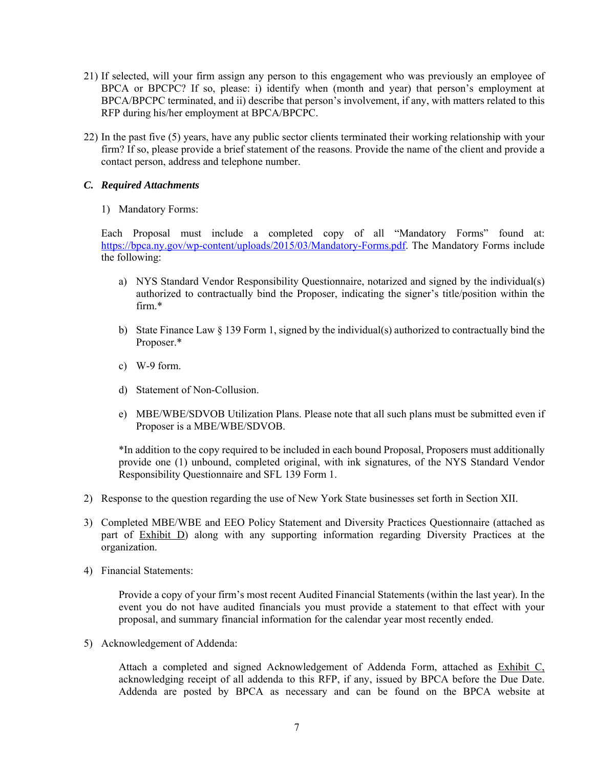21) If selected, will your firm assign any person to this engagement who was previously an employee of BPCA or BPCPC? If so, please: i) identify when (month and year) that person's employment at BPCA/BPCPC terminated, and ii) describe that person's involvement, if any, with matters related to this RFP during his/her employment at BPCA/BPCPC.

22) In the past five (5) years, have any public sector clients terminated their working relationship with your firm? If so, please provide a brief statement of the reasons. Provide the name of the client and provide a contact person, address and telephone number.

### *C. Required Attachments*

1) Mandatory Forms:

   Each Proposal must include a completed copy of all "Mandatory Forms" found at: [https://bpca.ny.gov/wp-content/uploads/2015/03/Mandatory-Forms.pdf](https://bpca.ny.gov/wp-content/uploads/2015/03/Mandatory-Forms.pdf). The Mandatory Forms include the following:

   a) NYS Standard Vendor Responsibility Questionnaire, notarized and signed by the individual(s) authorized to contractually bind the Proposer, indicating the signer's title/position within the firm.*

   b) State Finance Law § 139 Form 1, signed by the individual(s) authorized to contractually bind the Proposer.*

   c) W-9 form.

   d) Statement of Non-Collusion.

   e) MBE/WBE/SDVOB Utilization Plans. Please note that all such plans must be submitted even if Proposer is a MBE/WBE/SDVOB.

   *In addition to the copy required to be included in each bound Proposal, Proposers must additionally provide one (1) unbound, completed original, with ink signatures, of the NYS Standard Vendor Responsibility Questionnaire and SFL 139 Form 1.

2) Response to the question regarding the use of New York State businesses set forth in Section XII.

3) Completed MBE/WBE and EEO Policy Statement and Diversity Practices Questionnaire (attached as part of Exhibit D) along with any supporting information regarding Diversity Practices at the organization.

4) Financial Statements:

   Provide a copy of your firm's most recent Audited Financial Statements (within the last year). In the event you do not have audited financials you must provide a statement to that effect with your proposal, and summary financial information for the calendar year most recently ended.

5) Acknowledgement of Addenda:

   Attach a completed and signed Acknowledgement of Addenda Form, attached as Exhibit C, acknowledging receipt of all addenda to this RFP, if any, issued by BPCA before the Due Date. Addenda are posted by BPCA as necessary and can be found on the BPCA website at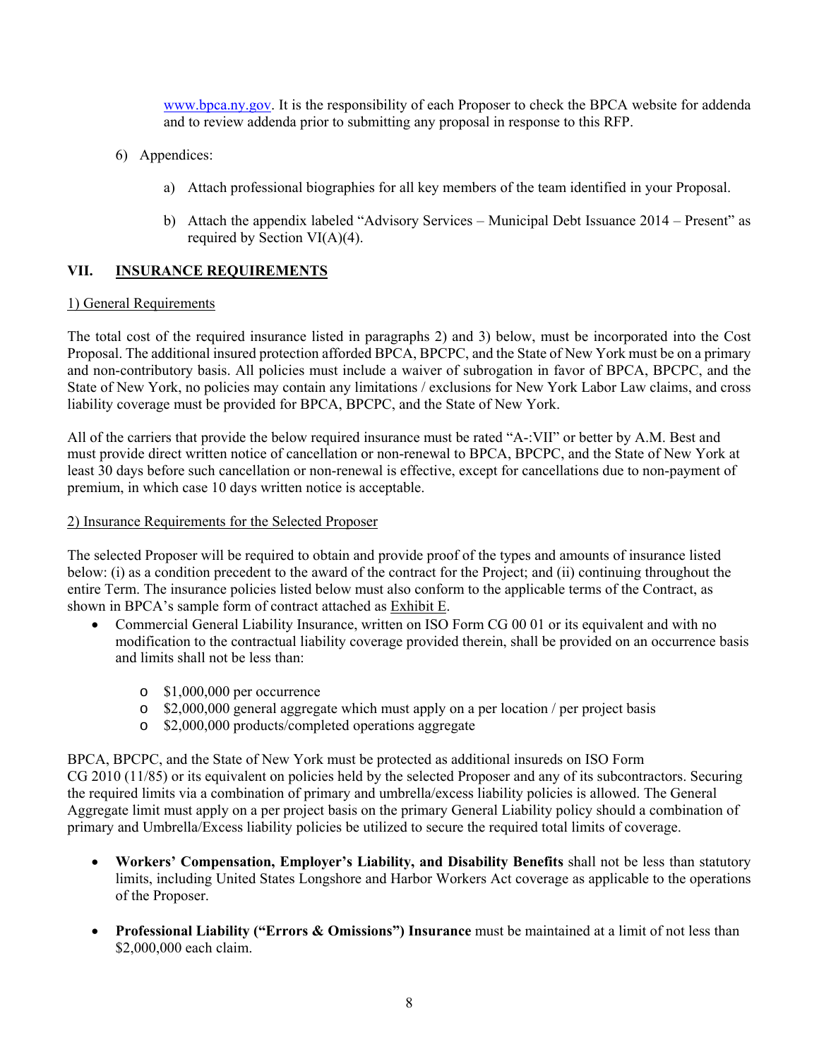www.bpca.ny.gov. It is the responsibility of each Proposer to check the BPCA website for addenda and to review addenda prior to submitting any proposal in response to this RFP.

6) Appendices:

   a) Attach professional biographies for all key members of the team identified in your Proposal.

   b) Attach the appendix labeled "Advisory Services – Municipal Debt Issuance 2014 – Present" as required by Section VI(A)(4).

## VII. INSURANCE REQUIREMENTS

### 1) General Requirements

The total cost of the required insurance listed in paragraphs 2) and 3) below, must be incorporated into the Cost Proposal. The additional insured protection afforded BPCA, BPCPC, and the State of New York must be on a primary and non-contributory basis. All policies must include a waiver of subrogation in favor of BPCA, BPCPC, and the State of New York, no policies may contain any limitations / exclusions for New York Labor Law claims, and cross liability coverage must be provided for BPCA, BPCPC, and the State of New York.

All of the carriers that provide the below required insurance must be rated "A-:VII" or better by A.M. Best and must provide direct written notice of cancellation or non-renewal to BPCA, BPCPC, and the State of New York at least 30 days before such cancellation or non-renewal is effective, except for cancellations due to non-payment of premium, in which case 10 days written notice is acceptable.

### 2) Insurance Requirements for the Selected Proposer

The selected Proposer will be required to obtain and provide proof of the types and amounts of insurance listed below: (i) as a condition precedent to the award of the contract for the Project; and (ii) continuing throughout the entire Term. The insurance policies listed below must also conform to the applicable terms of the Contract, as shown in BPCA's sample form of contract attached as Exhibit E.

- Commercial General Liability Insurance, written on ISO Form CG 00 01 or its equivalent and with no modification to the contractual liability coverage provided therein, shall be provided on an occurrence basis and limits shall not be less than:
  - $1,000,000 per occurrence
  - $2,000,000 general aggregate which must apply on a per location / per project basis
  - $2,000,000 products/completed operations aggregate

BPCA, BPCPC, and the State of New York must be protected as additional insureds on ISO Form CG 2010 (11/85) or its equivalent on policies held by the selected Proposer and any of its subcontractors. Securing the required limits via a combination of primary and umbrella/excess liability policies is allowed. The General Aggregate limit must apply on a per project basis on the primary General Liability policy should a combination of primary and Umbrella/Excess liability policies be utilized to secure the required total limits of coverage.

- **Workers' Compensation, Employer's Liability, and Disability Benefits** shall not be less than statutory limits, including United States Longshore and Harbor Workers Act coverage as applicable to the operations of the Proposer.

- **Professional Liability ("Errors & Omissions") Insurance** must be maintained at a limit of not less than $2,000,000 each claim.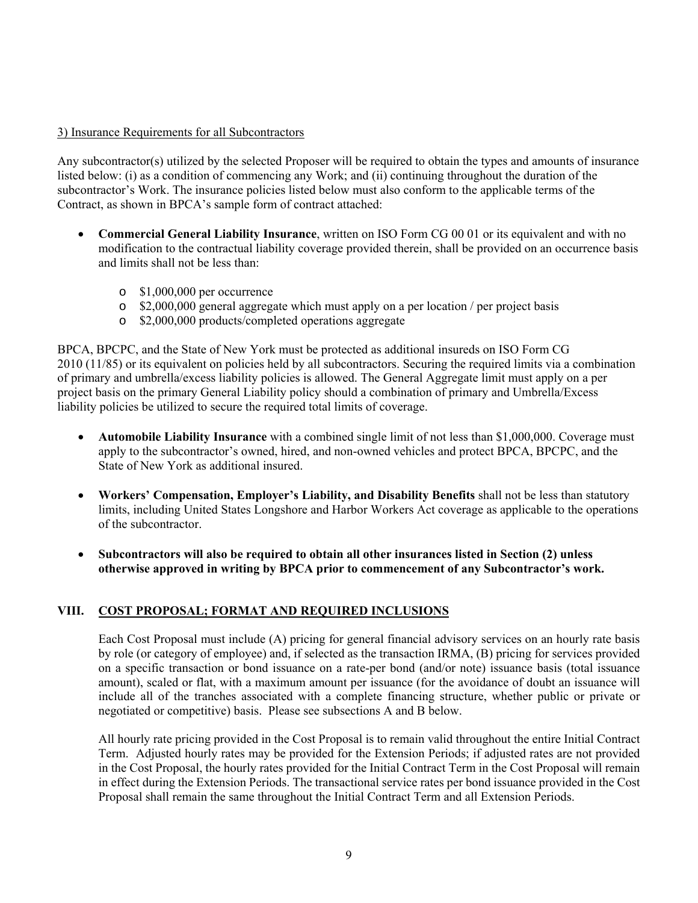3) Insurance Requirements for all Subcontractors

Any subcontractor(s) utilized by the selected Proposer will be required to obtain the types and amounts of insurance listed below: (i) as a condition of commencing any Work; and (ii) continuing throughout the duration of the subcontractor's Work. The insurance policies listed below must also conform to the applicable terms of the Contract, as shown in BPCA's sample form of contract attached:

- **Commercial General Liability Insurance**, written on ISO Form CG 00 01 or its equivalent and with no modification to the contractual liability coverage provided therein, shall be provided on an occurrence basis and limits shall not be less than:
  - $1,000,000 per occurrence
  - $2,000,000 general aggregate which must apply on a per location / per project basis
  - $2,000,000 products/completed operations aggregate

BPCA, BPCPC, and the State of New York must be protected as additional insureds on ISO Form CG 2010 (11/85) or its equivalent on policies held by all subcontractors. Securing the required limits via a combination of primary and umbrella/excess liability policies is allowed. The General Aggregate limit must apply on a per project basis on the primary General Liability policy should a combination of primary and Umbrella/Excess liability policies be utilized to secure the required total limits of coverage.

- **Automobile Liability Insurance** with a combined single limit of not less than $1,000,000. Coverage must apply to the subcontractor's owned, hired, and non-owned vehicles and protect BPCA, BPCPC, and the State of New York as additional insured.

- **Workers' Compensation, Employer's Liability, and Disability Benefits** shall not be less than statutory limits, including United States Longshore and Harbor Workers Act coverage as applicable to the operations of the subcontractor.

- **Subcontractors will also be required to obtain all other insurances listed in Section (2) unless otherwise approved in writing by BPCA prior to commencement of any Subcontractor's work.**

## VIII. COST PROPOSAL; FORMAT AND REQUIRED INCLUSIONS

Each Cost Proposal must include (A) pricing for general financial advisory services on an hourly rate basis by role (or category of employee) and, if selected as the transaction IRMA, (B) pricing for services provided on a specific transaction or bond issuance on a rate-per bond (and/or note) issuance basis (total issuance amount), scaled or flat, with a maximum amount per issuance (for the avoidance of doubt an issuance will include all of the tranches associated with a complete financing structure, whether public or private or negotiated or competitive) basis. Please see subsections A and B below.

All hourly rate pricing provided in the Cost Proposal is to remain valid throughout the entire Initial Contract Term. Adjusted hourly rates may be provided for the Extension Periods; if adjusted rates are not provided in the Cost Proposal, the hourly rates provided for the Initial Contract Term in the Cost Proposal will remain in effect during the Extension Periods. The transactional service rates per bond issuance provided in the Cost Proposal shall remain the same throughout the Initial Contract Term and all Extension Periods.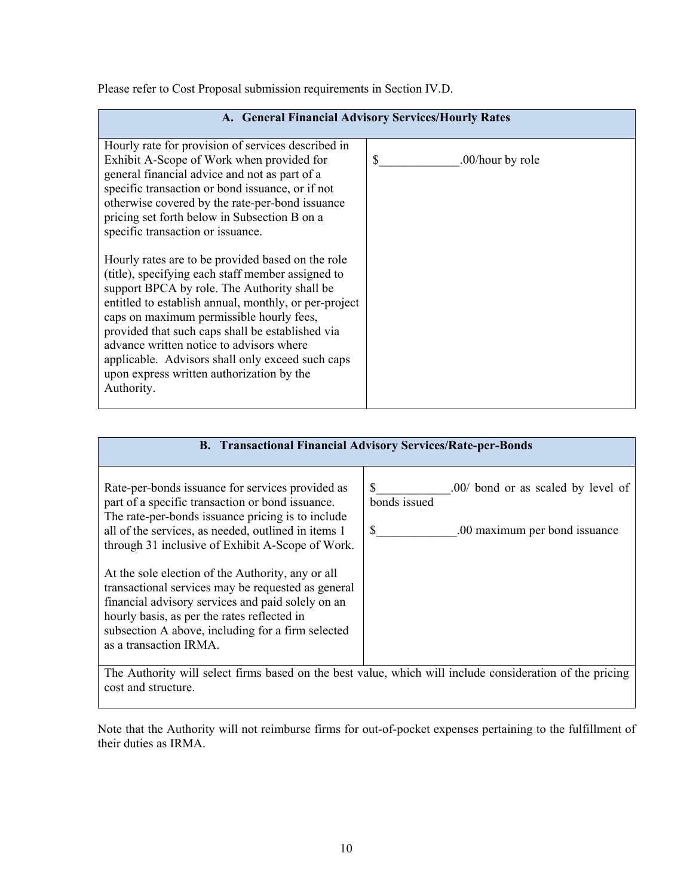Please refer to Cost Proposal submission requirements in Section IV.D.

| A. General Financial Advisory Services/Hourly Rates | |
|---|---|
| Hourly rate for provision of services described in Exhibit A-Scope of Work when provided for general financial advice and not as part of a specific transaction or bond issuance, or if not otherwise covered by the rate-per-bond issuance pricing set forth below in Subsection B on a specific transaction or issuance.<br><br>Hourly rates are to be provided based on the role (title), specifying each staff member assigned to support BPCA by role. The Authority shall be entitled to establish annual, monthly, or per-project caps on maximum permissible hourly fees, provided that such caps shall be established via advance written notice to advisors where applicable. Advisors shall only exceed such caps upon express written authorization by the Authority. | $_____________.00/hour by role |

| B. Transactional Financial Advisory Services/Rate-per-Bonds | |
|---|---|
| Rate-per-bonds issuance for services provided as part of a specific transaction or bond issuance. The rate-per-bonds issuance pricing is to include all of the services, as needed, outlined in items 1 through 31 inclusive of Exhibit A-Scope of Work.<br><br>At the sole election of the Authority, any or all transactional services may be requested as general financial advisory services and paid solely on an hourly basis, as per the rates reflected in subsection A above, including for a firm selected as a transaction IRMA. | $____________.00/ bond or as scaled by level of bonds issued<br><br>$_____________.00 maximum per bond issuance |
| The Authority will select firms based on the best value, which will include consideration of the pricing cost and structure. | |

Note that the Authority will not reimburse firms for out-of-pocket expenses pertaining to the fulfillment of their duties as IRMA.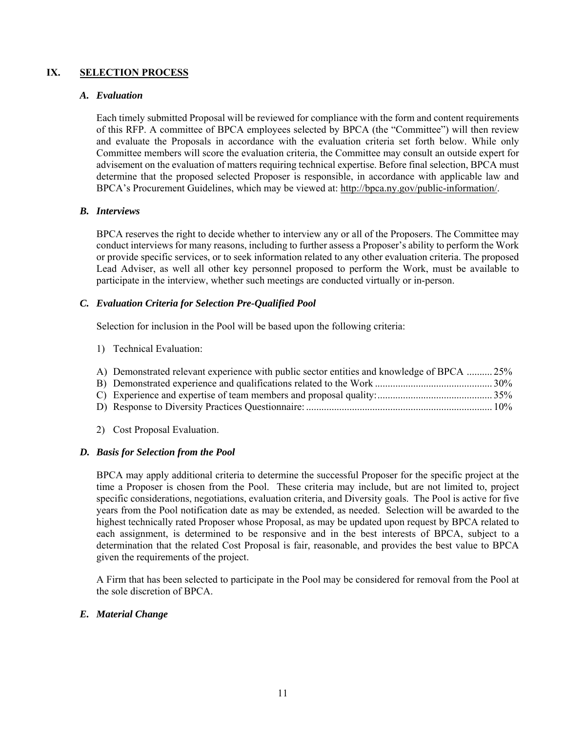## IX. SELECTION PROCESS

### *A. Evaluation*

Each timely submitted Proposal will be reviewed for compliance with the form and content requirements of this RFP. A committee of BPCA employees selected by BPCA (the "Committee") will then review and evaluate the Proposals in accordance with the evaluation criteria set forth below. While only Committee members will score the evaluation criteria, the Committee may consult an outside expert for advisement on the evaluation of matters requiring technical expertise. Before final selection, BPCA must determine that the proposed selected Proposer is responsible, in accordance with applicable law and BPCA's Procurement Guidelines, which may be viewed at: http://bpca.ny.gov/public-information/.

### *B. Interviews*

BPCA reserves the right to decide whether to interview any or all of the Proposers. The Committee may conduct interviews for many reasons, including to further assess a Proposer's ability to perform the Work or provide specific services, or to seek information related to any other evaluation criteria. The proposed Lead Adviser, as well all other key personnel proposed to perform the Work, must be available to participate in the interview, whether such meetings are conducted virtually or in-person.

### *C. Evaluation Criteria for Selection Pre-Qualified Pool*

Selection for inclusion in the Pool will be based upon the following criteria:

1) Technical Evaluation:

A) Demonstrated relevant experience with public sector entities and knowledge of BPCA .......... 25%
B) Demonstrated experience and qualifications related to the Work ............................................. 30%
C) Experience and expertise of team members and proposal quality: ............................................ 35%
D) Response to Diversity Practices Questionnaire: ........................................................................ 10%

2) Cost Proposal Evaluation.

### *D. Basis for Selection from the Pool*

BPCA may apply additional criteria to determine the successful Proposer for the specific project at the time a Proposer is chosen from the Pool. These criteria may include, but are not limited to, project specific considerations, negotiations, evaluation criteria, and Diversity goals. The Pool is active for five years from the Pool notification date as may be extended, as needed. Selection will be awarded to the highest technically rated Proposer whose Proposal, as may be updated upon request by BPCA related to each assignment, is determined to be responsive and in the best interests of BPCA, subject to a determination that the related Cost Proposal is fair, reasonable, and provides the best value to BPCA given the requirements of the project.

A Firm that has been selected to participate in the Pool may be considered for removal from the Pool at the sole discretion of BPCA.

### *E. Material Change*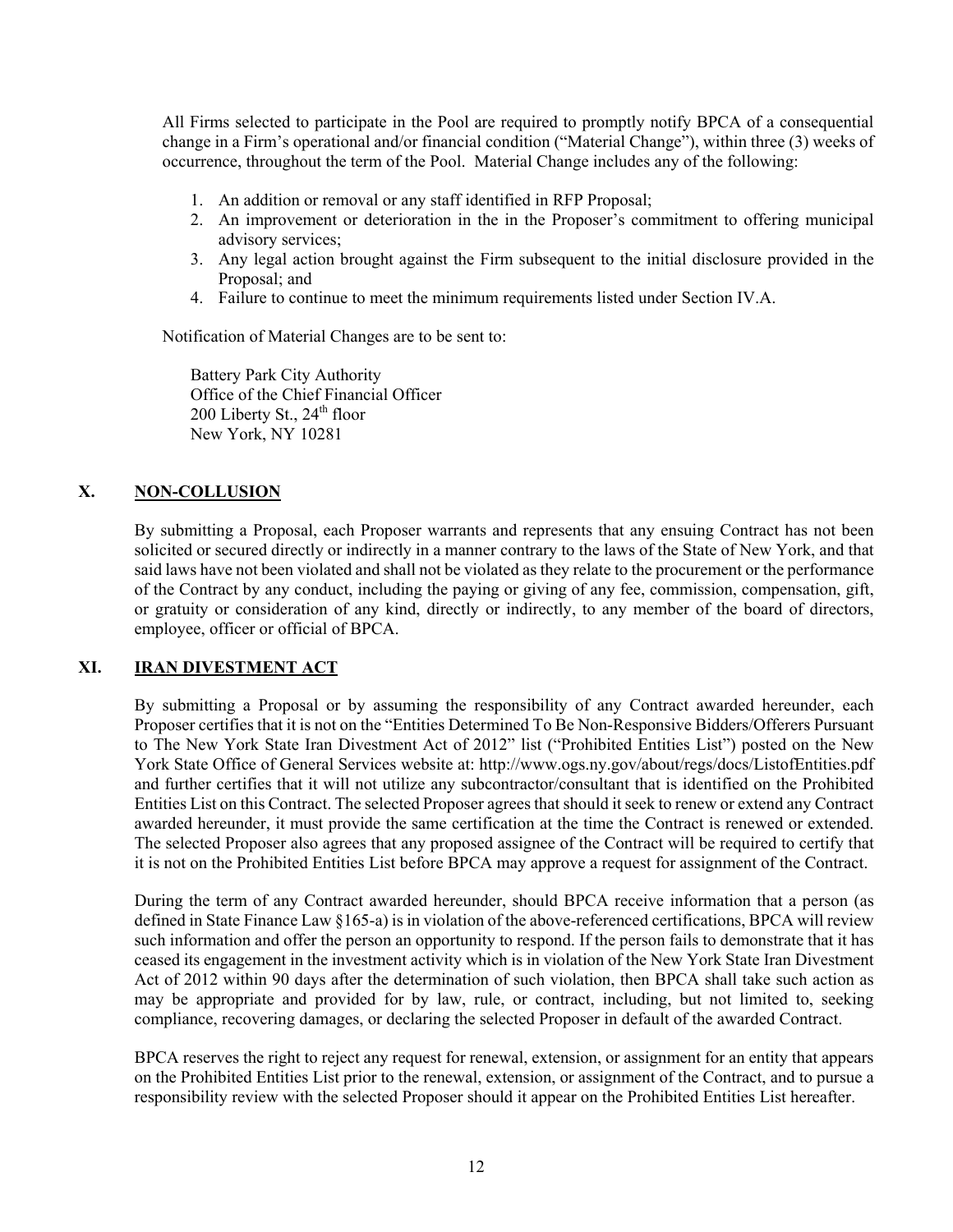All Firms selected to participate in the Pool are required to promptly notify BPCA of a consequential change in a Firm's operational and/or financial condition ("Material Change"), within three (3) weeks of occurrence, throughout the term of the Pool. Material Change includes any of the following:

1. An addition or removal or any staff identified in RFP Proposal;
2. An improvement or deterioration in the in the Proposer's commitment to offering municipal advisory services;
3. Any legal action brought against the Firm subsequent to the initial disclosure provided in the Proposal; and
4. Failure to continue to meet the minimum requirements listed under Section IV.A.

Notification of Material Changes are to be sent to:

Battery Park City Authority
Office of the Chief Financial Officer
200 Liberty St., 24th floor
New York, NY 10281

## X. NON-COLLUSION

By submitting a Proposal, each Proposer warrants and represents that any ensuing Contract has not been solicited or secured directly or indirectly in a manner contrary to the laws of the State of New York, and that said laws have not been violated and shall not be violated as they relate to the procurement or the performance of the Contract by any conduct, including the paying or giving of any fee, commission, compensation, gift, or gratuity or consideration of any kind, directly or indirectly, to any member of the board of directors, employee, officer or official of BPCA.

## XI. IRAN DIVESTMENT ACT

By submitting a Proposal or by assuming the responsibility of any Contract awarded hereunder, each Proposer certifies that it is not on the "Entities Determined To Be Non-Responsive Bidders/Offerers Pursuant to The New York State Iran Divestment Act of 2012" list ("Prohibited Entities List") posted on the New York State Office of General Services website at: http://www.ogs.ny.gov/about/regs/docs/ListofEntities.pdf and further certifies that it will not utilize any subcontractor/consultant that is identified on the Prohibited Entities List on this Contract. The selected Proposer agrees that should it seek to renew or extend any Contract awarded hereunder, it must provide the same certification at the time the Contract is renewed or extended. The selected Proposer also agrees that any proposed assignee of the Contract will be required to certify that it is not on the Prohibited Entities List before BPCA may approve a request for assignment of the Contract.

During the term of any Contract awarded hereunder, should BPCA receive information that a person (as defined in State Finance Law §165-a) is in violation of the above-referenced certifications, BPCA will review such information and offer the person an opportunity to respond. If the person fails to demonstrate that it has ceased its engagement in the investment activity which is in violation of the New York State Iran Divestment Act of 2012 within 90 days after the determination of such violation, then BPCA shall take such action as may be appropriate and provided for by law, rule, or contract, including, but not limited to, seeking compliance, recovering damages, or declaring the selected Proposer in default of the awarded Contract.

BPCA reserves the right to reject any request for renewal, extension, or assignment for an entity that appears on the Prohibited Entities List prior to the renewal, extension, or assignment of the Contract, and to pursue a responsibility review with the selected Proposer should it appear on the Prohibited Entities List hereafter.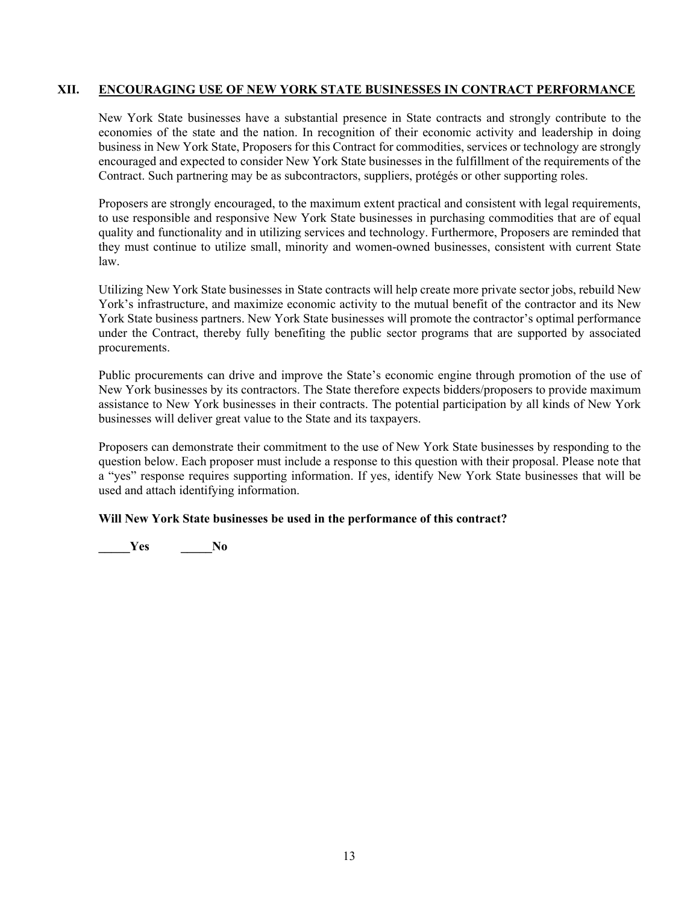## XII. ENCOURAGING USE OF NEW YORK STATE BUSINESSES IN CONTRACT PERFORMANCE

New York State businesses have a substantial presence in State contracts and strongly contribute to the economies of the state and the nation. In recognition of their economic activity and leadership in doing business in New York State, Proposers for this Contract for commodities, services or technology are strongly encouraged and expected to consider New York State businesses in the fulfillment of the requirements of the Contract. Such partnering may be as subcontractors, suppliers, protégés or other supporting roles.

Proposers are strongly encouraged, to the maximum extent practical and consistent with legal requirements, to use responsible and responsive New York State businesses in purchasing commodities that are of equal quality and functionality and in utilizing services and technology. Furthermore, Proposers are reminded that they must continue to utilize small, minority and women-owned businesses, consistent with current State law.

Utilizing New York State businesses in State contracts will help create more private sector jobs, rebuild New York's infrastructure, and maximize economic activity to the mutual benefit of the contractor and its New York State business partners. New York State businesses will promote the contractor's optimal performance under the Contract, thereby fully benefiting the public sector programs that are supported by associated procurements.

Public procurements can drive and improve the State's economic engine through promotion of the use of New York businesses by its contractors. The State therefore expects bidders/proposers to provide maximum assistance to New York businesses in their contracts. The potential participation by all kinds of New York businesses will deliver great value to the State and its taxpayers.

Proposers can demonstrate their commitment to the use of New York State businesses by responding to the question below. Each proposer must include a response to this question with their proposal. Please note that a "yes" response requires supporting information. If yes, identify New York State businesses that will be used and attach identifying information.

**Will New York State businesses be used in the performance of this contract?**

**_____Yes _____No**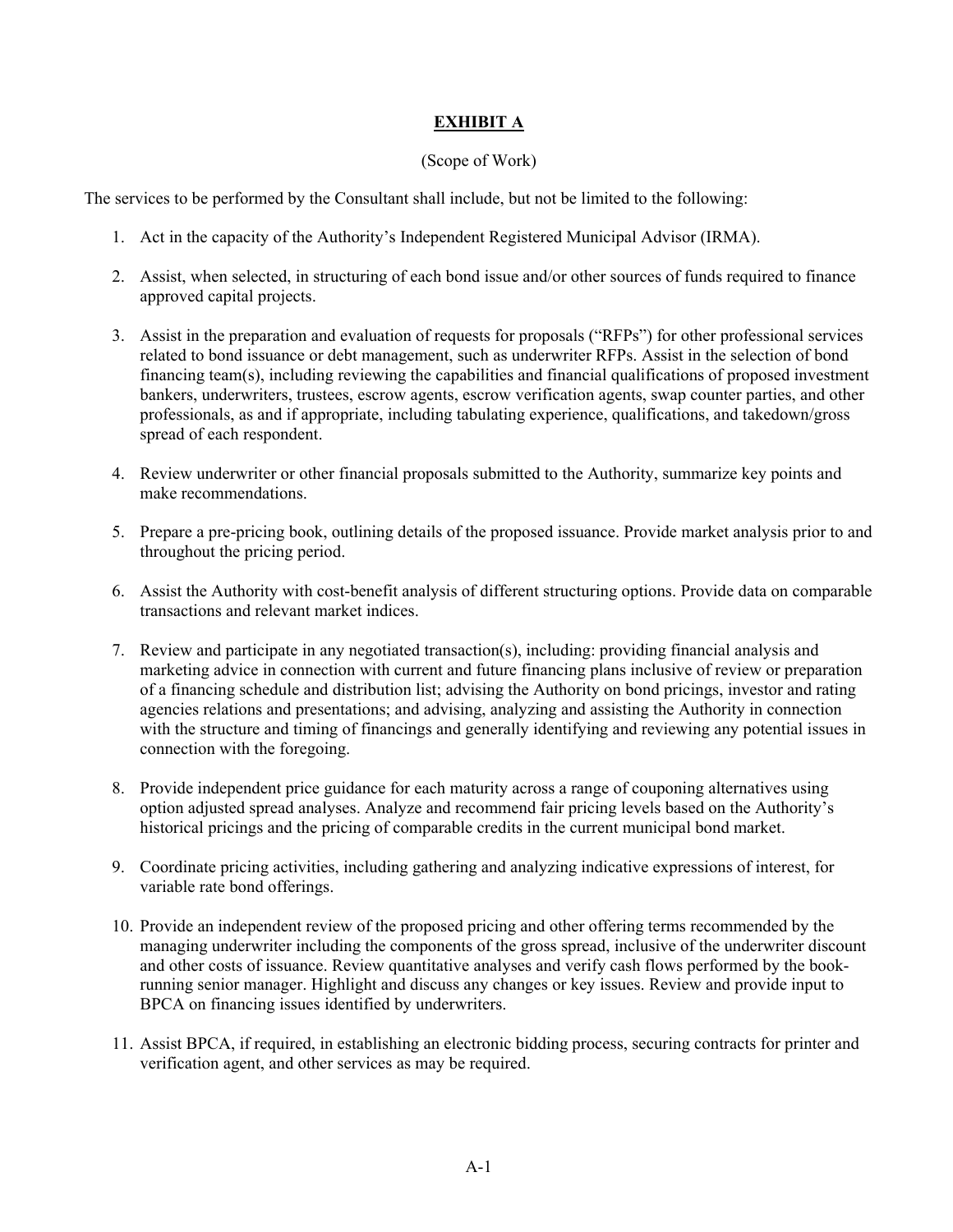# **EXHIBIT A**

(Scope of Work)

The services to be performed by the Consultant shall include, but not be limited to the following:

1. Act in the capacity of the Authority's Independent Registered Municipal Advisor (IRMA).

2. Assist, when selected, in structuring of each bond issue and/or other sources of funds required to finance approved capital projects.

3. Assist in the preparation and evaluation of requests for proposals ("RFPs") for other professional services related to bond issuance or debt management, such as underwriter RFPs. Assist in the selection of bond financing team(s), including reviewing the capabilities and financial qualifications of proposed investment bankers, underwriters, trustees, escrow agents, escrow verification agents, swap counter parties, and other professionals, as and if appropriate, including tabulating experience, qualifications, and takedown/gross spread of each respondent.

4. Review underwriter or other financial proposals submitted to the Authority, summarize key points and make recommendations.

5. Prepare a pre-pricing book, outlining details of the proposed issuance. Provide market analysis prior to and throughout the pricing period.

6. Assist the Authority with cost-benefit analysis of different structuring options. Provide data on comparable transactions and relevant market indices.

7. Review and participate in any negotiated transaction(s), including: providing financial analysis and marketing advice in connection with current and future financing plans inclusive of review or preparation of a financing schedule and distribution list; advising the Authority on bond pricings, investor and rating agencies relations and presentations; and advising, analyzing and assisting the Authority in connection with the structure and timing of financings and generally identifying and reviewing any potential issues in connection with the foregoing.

8. Provide independent price guidance for each maturity across a range of couponing alternatives using option adjusted spread analyses. Analyze and recommend fair pricing levels based on the Authority's historical pricings and the pricing of comparable credits in the current municipal bond market.

9. Coordinate pricing activities, including gathering and analyzing indicative expressions of interest, for variable rate bond offerings.

10. Provide an independent review of the proposed pricing and other offering terms recommended by the managing underwriter including the components of the gross spread, inclusive of the underwriter discount and other costs of issuance. Review quantitative analyses and verify cash flows performed by the book-running senior manager. Highlight and discuss any changes or key issues. Review and provide input to BPCA on financing issues identified by underwriters.

11. Assist BPCA, if required, in establishing an electronic bidding process, securing contracts for printer and verification agent, and other services as may be required.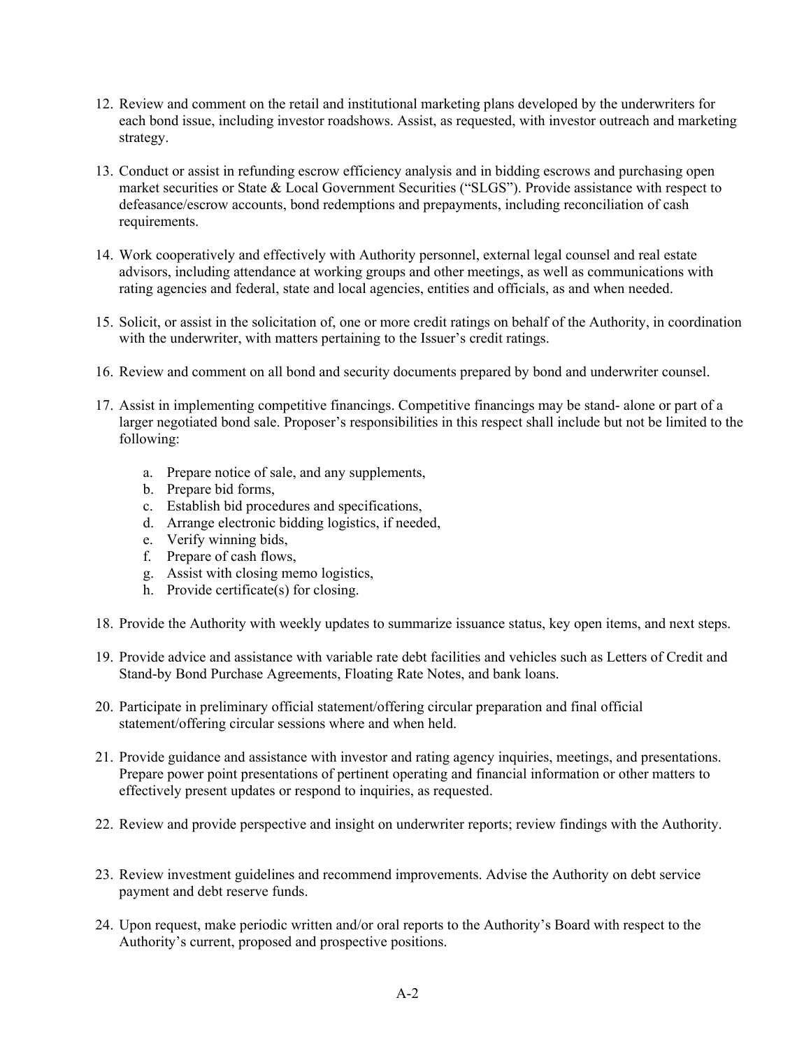12. Review and comment on the retail and institutional marketing plans developed by the underwriters for each bond issue, including investor roadshows. Assist, as requested, with investor outreach and marketing strategy.

13. Conduct or assist in refunding escrow efficiency analysis and in bidding escrows and purchasing open market securities or State & Local Government Securities ("SLGS"). Provide assistance with respect to defeasance/escrow accounts, bond redemptions and prepayments, including reconciliation of cash requirements.

14. Work cooperatively and effectively with Authority personnel, external legal counsel and real estate advisors, including attendance at working groups and other meetings, as well as communications with rating agencies and federal, state and local agencies, entities and officials, as and when needed.

15. Solicit, or assist in the solicitation of, one or more credit ratings on behalf of the Authority, in coordination with the underwriter, with matters pertaining to the Issuer's credit ratings.

16. Review and comment on all bond and security documents prepared by bond and underwriter counsel.

17. Assist in implementing competitive financings. Competitive financings may be stand- alone or part of a larger negotiated bond sale. Proposer's responsibilities in this respect shall include but not be limited to the following:

    a. Prepare notice of sale, and any supplements,
    b. Prepare bid forms,
    c. Establish bid procedures and specifications,
    d. Arrange electronic bidding logistics, if needed,
    e. Verify winning bids,
    f. Prepare of cash flows,
    g. Assist with closing memo logistics,
    h. Provide certificate(s) for closing.

18. Provide the Authority with weekly updates to summarize issuance status, key open items, and next steps.

19. Provide advice and assistance with variable rate debt facilities and vehicles such as Letters of Credit and Stand-by Bond Purchase Agreements, Floating Rate Notes, and bank loans.

20. Participate in preliminary official statement/offering circular preparation and final official statement/offering circular sessions where and when held.

21. Provide guidance and assistance with investor and rating agency inquiries, meetings, and presentations. Prepare power point presentations of pertinent operating and financial information or other matters to effectively present updates or respond to inquiries, as requested.

22. Review and provide perspective and insight on underwriter reports; review findings with the Authority.

23. Review investment guidelines and recommend improvements. Advise the Authority on debt service payment and debt reserve funds.

24. Upon request, make periodic written and/or oral reports to the Authority's Board with respect to the Authority's current, proposed and prospective positions.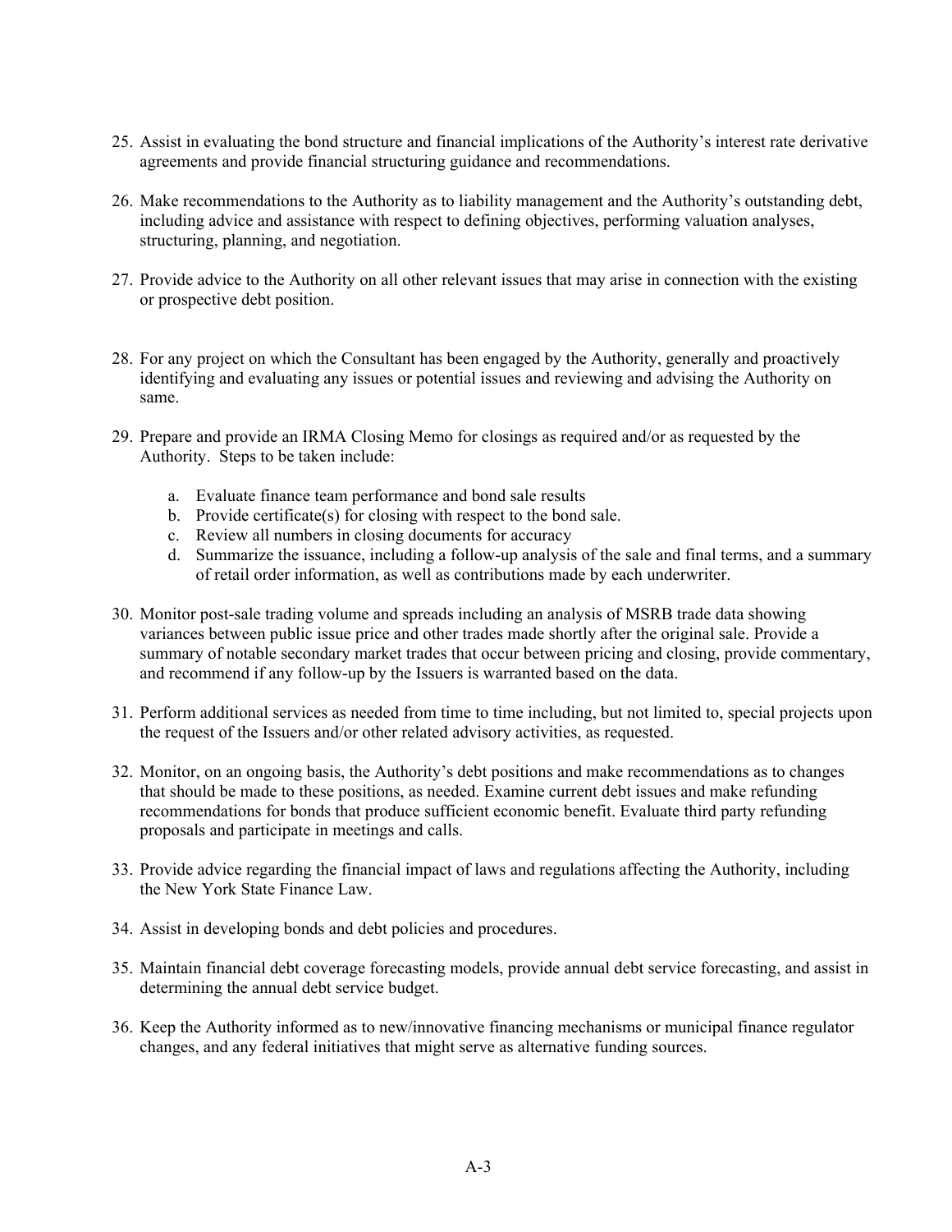25. Assist in evaluating the bond structure and financial implications of the Authority's interest rate derivative agreements and provide financial structuring guidance and recommendations.

26. Make recommendations to the Authority as to liability management and the Authority's outstanding debt, including advice and assistance with respect to defining objectives, performing valuation analyses, structuring, planning, and negotiation.

27. Provide advice to the Authority on all other relevant issues that may arise in connection with the existing or prospective debt position.

28. For any project on which the Consultant has been engaged by the Authority, generally and proactively identifying and evaluating any issues or potential issues and reviewing and advising the Authority on same.

29. Prepare and provide an IRMA Closing Memo for closings as required and/or as requested by the Authority. Steps to be taken include:

    a. Evaluate finance team performance and bond sale results
    b. Provide certificate(s) for closing with respect to the bond sale.
    c. Review all numbers in closing documents for accuracy
    d. Summarize the issuance, including a follow-up analysis of the sale and final terms, and a summary of retail order information, as well as contributions made by each underwriter.

30. Monitor post-sale trading volume and spreads including an analysis of MSRB trade data showing variances between public issue price and other trades made shortly after the original sale. Provide a summary of notable secondary market trades that occur between pricing and closing, provide commentary, and recommend if any follow-up by the Issuers is warranted based on the data.

31. Perform additional services as needed from time to time including, but not limited to, special projects upon the request of the Issuers and/or other related advisory activities, as requested.

32. Monitor, on an ongoing basis, the Authority's debt positions and make recommendations as to changes that should be made to these positions, as needed. Examine current debt issues and make refunding recommendations for bonds that produce sufficient economic benefit. Evaluate third party refunding proposals and participate in meetings and calls.

33. Provide advice regarding the financial impact of laws and regulations affecting the Authority, including the New York State Finance Law.

34. Assist in developing bonds and debt policies and procedures.

35. Maintain financial debt coverage forecasting models, provide annual debt service forecasting, and assist in determining the annual debt service budget.

36. Keep the Authority informed as to new/innovative financing mechanisms or municipal finance regulator changes, and any federal initiatives that might serve as alternative funding sources.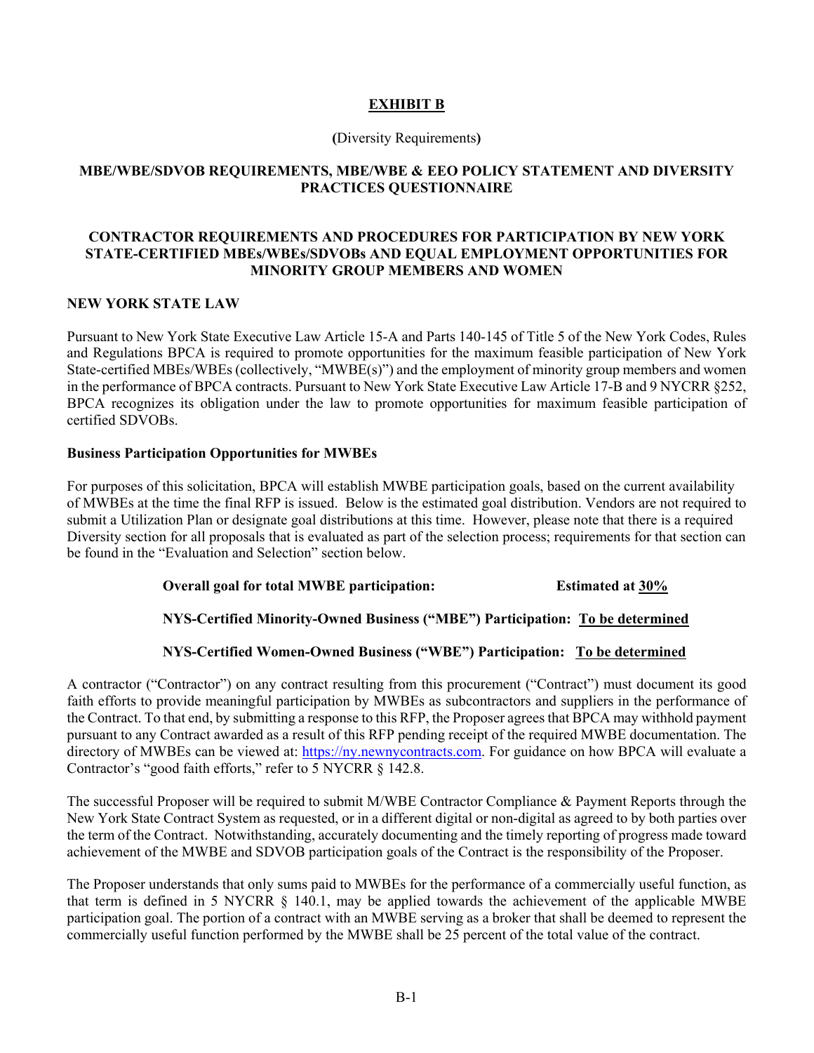# EXHIBIT B

**(**Diversity Requirements**)**

## MBE/WBE/SDVOB REQUIREMENTS, MBE/WBE & EEO POLICY STATEMENT AND DIVERSITY PRACTICES QUESTIONNAIRE

## CONTRACTOR REQUIREMENTS AND PROCEDURES FOR PARTICIPATION BY NEW YORK STATE-CERTIFIED MBEs/WBEs/SDVOBs AND EQUAL EMPLOYMENT OPPORTUNITIES FOR MINORITY GROUP MEMBERS AND WOMEN

### NEW YORK STATE LAW

Pursuant to New York State Executive Law Article 15-A and Parts 140-145 of Title 5 of the New York Codes, Rules and Regulations BPCA is required to promote opportunities for the maximum feasible participation of New York State-certified MBEs/WBEs (collectively, "MWBE(s)") and the employment of minority group members and women in the performance of BPCA contracts. Pursuant to New York State Executive Law Article 17-B and 9 NYCRR §252, BPCA recognizes its obligation under the law to promote opportunities for maximum feasible participation of certified SDVOBs.

### Business Participation Opportunities for MWBEs

For purposes of this solicitation, BPCA will establish MWBE participation goals, based on the current availability of MWBEs at the time the final RFP is issued. Below is the estimated goal distribution. Vendors are not required to submit a Utilization Plan or designate goal distributions at this time. However, please note that there is a required Diversity section for all proposals that is evaluated as part of the selection process; requirements for that section can be found in the "Evaluation and Selection" section below.

**Overall goal for total MWBE participation:** **Estimated at 30%**

**NYS-Certified Minority-Owned Business ("MBE") Participation: To be determined**

**NYS-Certified Women-Owned Business ("WBE") Participation: To be determined**

A contractor ("Contractor") on any contract resulting from this procurement ("Contract") must document its good faith efforts to provide meaningful participation by MWBEs as subcontractors and suppliers in the performance of the Contract. To that end, by submitting a response to this RFP, the Proposer agrees that BPCA may withhold payment pursuant to any Contract awarded as a result of this RFP pending receipt of the required MWBE documentation. The directory of MWBEs can be viewed at: https://ny.newnycontracts.com. For guidance on how BPCA will evaluate a Contractor's "good faith efforts," refer to 5 NYCRR § 142.8.

The successful Proposer will be required to submit M/WBE Contractor Compliance & Payment Reports through the New York State Contract System as requested, or in a different digital or non-digital as agreed to by both parties over the term of the Contract. Notwithstanding, accurately documenting and the timely reporting of progress made toward achievement of the MWBE and SDVOB participation goals of the Contract is the responsibility of the Proposer.

The Proposer understands that only sums paid to MWBEs for the performance of a commercially useful function, as that term is defined in 5 NYCRR § 140.1, may be applied towards the achievement of the applicable MWBE participation goal. The portion of a contract with an MWBE serving as a broker that shall be deemed to represent the commercially useful function performed by the MWBE shall be 25 percent of the total value of the contract.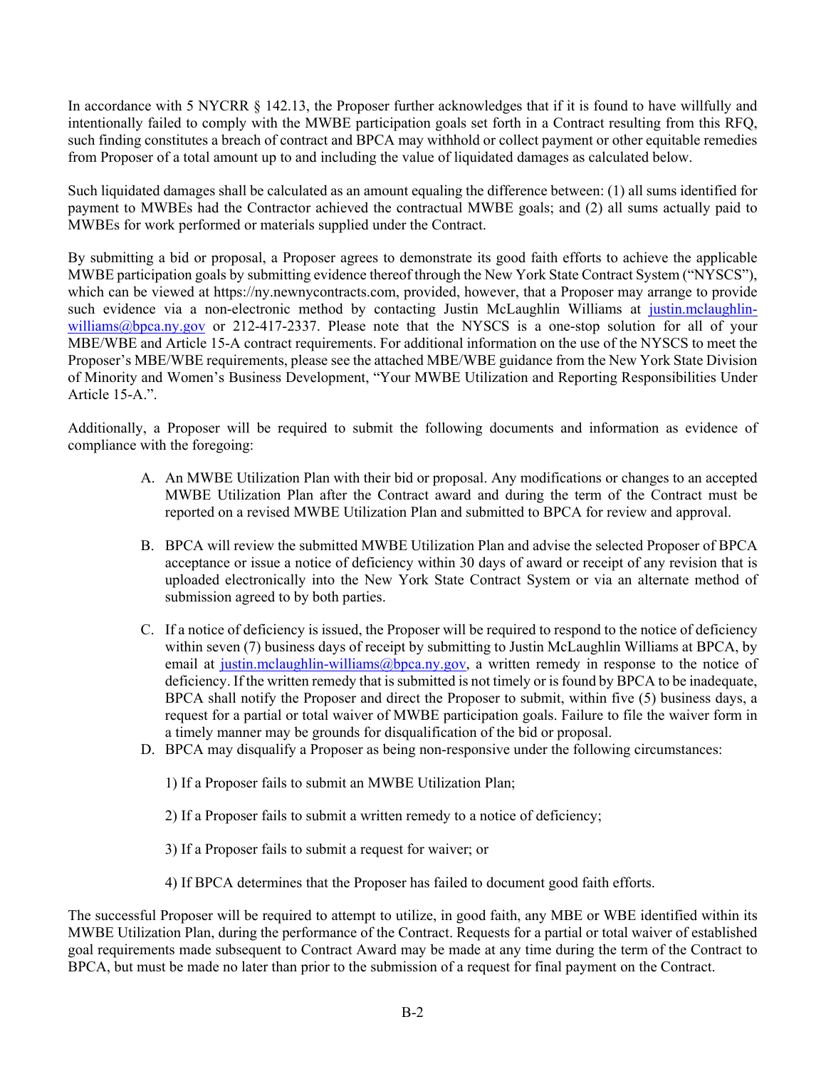In accordance with 5 NYCRR § 142.13, the Proposer further acknowledges that if it is found to have willfully and intentionally failed to comply with the MWBE participation goals set forth in a Contract resulting from this RFQ, such finding constitutes a breach of contract and BPCA may withhold or collect payment or other equitable remedies from Proposer of a total amount up to and including the value of liquidated damages as calculated below.

Such liquidated damages shall be calculated as an amount equaling the difference between: (1) all sums identified for payment to MWBEs had the Contractor achieved the contractual MWBE goals; and (2) all sums actually paid to MWBEs for work performed or materials supplied under the Contract.

By submitting a bid or proposal, a Proposer agrees to demonstrate its good faith efforts to achieve the applicable MWBE participation goals by submitting evidence thereof through the New York State Contract System ("NYSCS"), which can be viewed at https://ny.newnycontracts.com, provided, however, that a Proposer may arrange to provide such evidence via a non-electronic method by contacting Justin McLaughlin Williams at justin.mclaughlin-williams@bpca.ny.gov or 212-417-2337. Please note that the NYSCS is a one-stop solution for all of your MBE/WBE and Article 15-A contract requirements. For additional information on the use of the NYSCS to meet the Proposer's MBE/WBE requirements, please see the attached MBE/WBE guidance from the New York State Division of Minority and Women's Business Development, "Your MWBE Utilization and Reporting Responsibilities Under Article 15-A.".

Additionally, a Proposer will be required to submit the following documents and information as evidence of compliance with the foregoing:

A. An MWBE Utilization Plan with their bid or proposal. Any modifications or changes to an accepted MWBE Utilization Plan after the Contract award and during the term of the Contract must be reported on a revised MWBE Utilization Plan and submitted to BPCA for review and approval.

B. BPCA will review the submitted MWBE Utilization Plan and advise the selected Proposer of BPCA acceptance or issue a notice of deficiency within 30 days of award or receipt of any revision that is uploaded electronically into the New York State Contract System or via an alternate method of submission agreed to by both parties.

C. If a notice of deficiency is issued, the Proposer will be required to respond to the notice of deficiency within seven (7) business days of receipt by submitting to Justin McLaughlin Williams at BPCA, by email at justin.mclaughlin-williams@bpca.ny.gov, a written remedy in response to the notice of deficiency. If the written remedy that is submitted is not timely or is found by BPCA to be inadequate, BPCA shall notify the Proposer and direct the Proposer to submit, within five (5) business days, a request for a partial or total waiver of MWBE participation goals. Failure to file the waiver form in a timely manner may be grounds for disqualification of the bid or proposal.

D. BPCA may disqualify a Proposer as being non-responsive under the following circumstances:

   1) If a Proposer fails to submit an MWBE Utilization Plan;

   2) If a Proposer fails to submit a written remedy to a notice of deficiency;

   3) If a Proposer fails to submit a request for waiver; or

   4) If BPCA determines that the Proposer has failed to document good faith efforts.

The successful Proposer will be required to attempt to utilize, in good faith, any MBE or WBE identified within its MWBE Utilization Plan, during the performance of the Contract. Requests for a partial or total waiver of established goal requirements made subsequent to Contract Award may be made at any time during the term of the Contract to BPCA, but must be made no later than prior to the submission of a request for final payment on the Contract.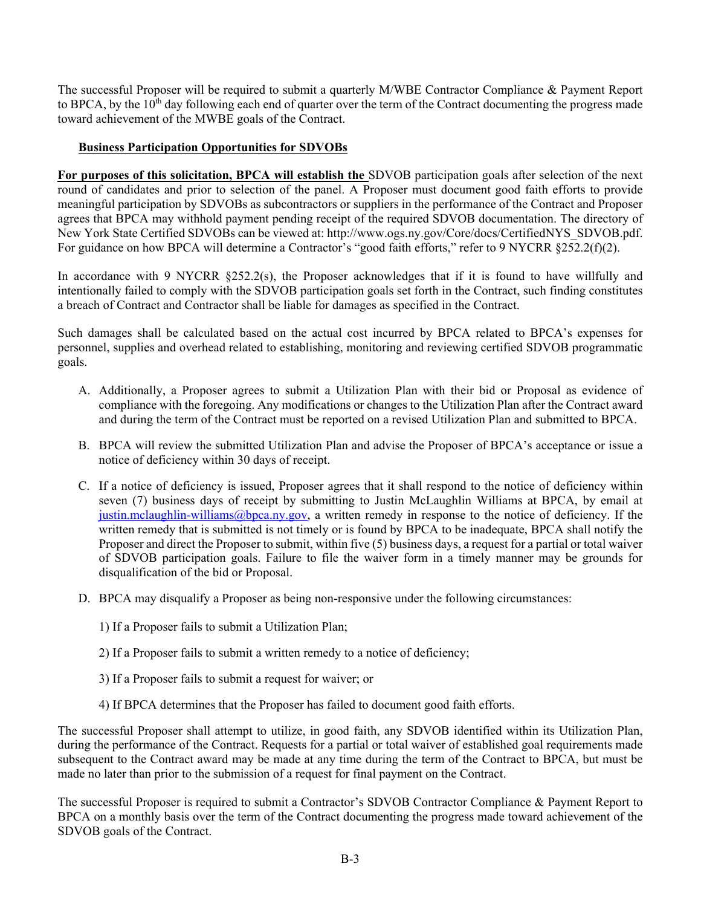The successful Proposer will be required to submit a quarterly M/WBE Contractor Compliance & Payment Report to BPCA, by the 10th day following each end of quarter over the term of the Contract documenting the progress made toward achievement of the MWBE goals of the Contract.

**Business Participation Opportunities for SDVOBs**

**For purposes of this solicitation, BPCA will establish the** SDVOB participation goals after selection of the next round of candidates and prior to selection of the panel. A Proposer must document good faith efforts to provide meaningful participation by SDVOBs as subcontractors or suppliers in the performance of the Contract and Proposer agrees that BPCA may withhold payment pending receipt of the required SDVOB documentation. The directory of New York State Certified SDVOBs can be viewed at: http://www.ogs.ny.gov/Core/docs/CertifiedNYS_SDVOB.pdf. For guidance on how BPCA will determine a Contractor's "good faith efforts," refer to 9 NYCRR §252.2(f)(2).

In accordance with 9 NYCRR §252.2(s), the Proposer acknowledges that if it is found to have willfully and intentionally failed to comply with the SDVOB participation goals set forth in the Contract, such finding constitutes a breach of Contract and Contractor shall be liable for damages as specified in the Contract.

Such damages shall be calculated based on the actual cost incurred by BPCA related to BPCA's expenses for personnel, supplies and overhead related to establishing, monitoring and reviewing certified SDVOB programmatic goals.

A. Additionally, a Proposer agrees to submit a Utilization Plan with their bid or Proposal as evidence of compliance with the foregoing. Any modifications or changes to the Utilization Plan after the Contract award and during the term of the Contract must be reported on a revised Utilization Plan and submitted to BPCA.

B. BPCA will review the submitted Utilization Plan and advise the Proposer of BPCA's acceptance or issue a notice of deficiency within 30 days of receipt.

C. If a notice of deficiency is issued, Proposer agrees that it shall respond to the notice of deficiency within seven (7) business days of receipt by submitting to Justin McLaughlin Williams at BPCA, by email at justin.mclaughlin-williams@bpca.ny.gov, a written remedy in response to the notice of deficiency. If the written remedy that is submitted is not timely or is found by BPCA to be inadequate, BPCA shall notify the Proposer and direct the Proposer to submit, within five (5) business days, a request for a partial or total waiver of SDVOB participation goals. Failure to file the waiver form in a timely manner may be grounds for disqualification of the bid or Proposal.

D. BPCA may disqualify a Proposer as being non-responsive under the following circumstances:

   1) If a Proposer fails to submit a Utilization Plan;

   2) If a Proposer fails to submit a written remedy to a notice of deficiency;

   3) If a Proposer fails to submit a request for waiver; or

   4) If BPCA determines that the Proposer has failed to document good faith efforts.

The successful Proposer shall attempt to utilize, in good faith, any SDVOB identified within its Utilization Plan, during the performance of the Contract. Requests for a partial or total waiver of established goal requirements made subsequent to the Contract award may be made at any time during the term of the Contract to BPCA, but must be made no later than prior to the submission of a request for final payment on the Contract.

The successful Proposer is required to submit a Contractor's SDVOB Contractor Compliance & Payment Report to BPCA on a monthly basis over the term of the Contract documenting the progress made toward achievement of the SDVOB goals of the Contract.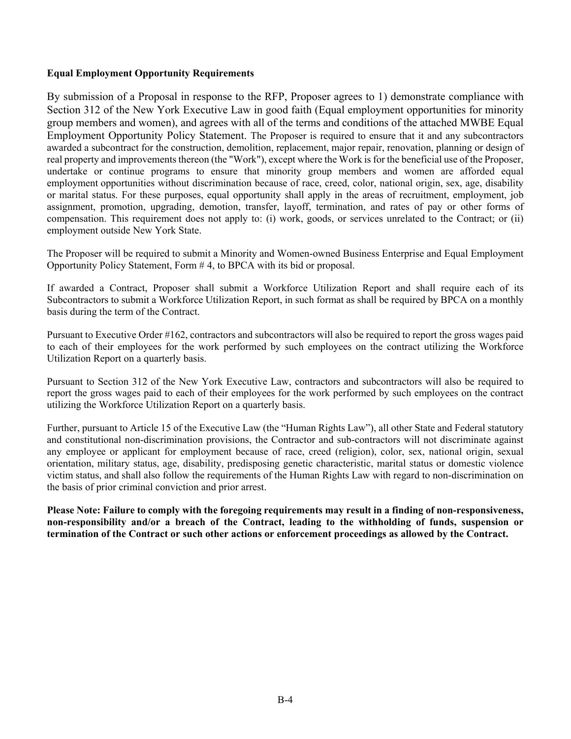**Equal Employment Opportunity Requirements**

By submission of a Proposal in response to the RFP, Proposer agrees to 1) demonstrate compliance with Section 312 of the New York Executive Law in good faith (Equal employment opportunities for minority group members and women), and agrees with all of the terms and conditions of the attached MWBE Equal Employment Opportunity Policy Statement. The Proposer is required to ensure that it and any subcontractors awarded a subcontract for the construction, demolition, replacement, major repair, renovation, planning or design of real property and improvements thereon (the "Work"), except where the Work is for the beneficial use of the Proposer, undertake or continue programs to ensure that minority group members and women are afforded equal employment opportunities without discrimination because of race, creed, color, national origin, sex, age, disability or marital status. For these purposes, equal opportunity shall apply in the areas of recruitment, employment, job assignment, promotion, upgrading, demotion, transfer, layoff, termination, and rates of pay or other forms of compensation. This requirement does not apply to: (i) work, goods, or services unrelated to the Contract; or (ii) employment outside New York State.

The Proposer will be required to submit a Minority and Women-owned Business Enterprise and Equal Employment Opportunity Policy Statement, Form # 4, to BPCA with its bid or proposal.

If awarded a Contract, Proposer shall submit a Workforce Utilization Report and shall require each of its Subcontractors to submit a Workforce Utilization Report, in such format as shall be required by BPCA on a monthly basis during the term of the Contract.

Pursuant to Executive Order #162, contractors and subcontractors will also be required to report the gross wages paid to each of their employees for the work performed by such employees on the contract utilizing the Workforce Utilization Report on a quarterly basis.

Pursuant to Section 312 of the New York Executive Law, contractors and subcontractors will also be required to report the gross wages paid to each of their employees for the work performed by such employees on the contract utilizing the Workforce Utilization Report on a quarterly basis.

Further, pursuant to Article 15 of the Executive Law (the "Human Rights Law"), all other State and Federal statutory and constitutional non-discrimination provisions, the Contractor and sub-contractors will not discriminate against any employee or applicant for employment because of race, creed (religion), color, sex, national origin, sexual orientation, military status, age, disability, predisposing genetic characteristic, marital status or domestic violence victim status, and shall also follow the requirements of the Human Rights Law with regard to non-discrimination on the basis of prior criminal conviction and prior arrest.

**Please Note: Failure to comply with the foregoing requirements may result in a finding of non-responsiveness, non-responsibility and/or a breach of the Contract, leading to the withholding of funds, suspension or termination of the Contract or such other actions or enforcement proceedings as allowed by the Contract.**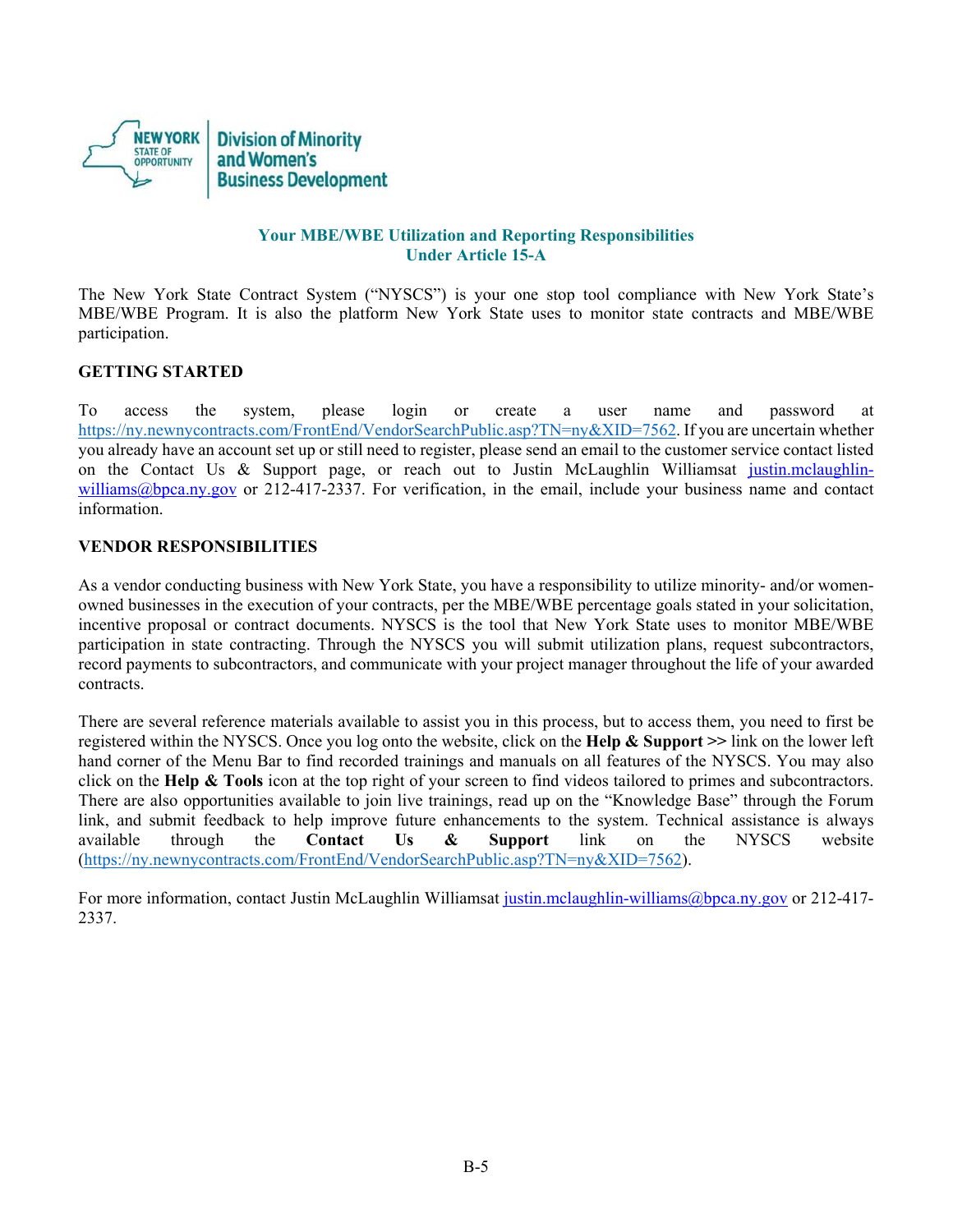New York State of Opportunity | Division of Minority and Women's Business Development

## Your MBE/WBE Utilization and Reporting Responsibilities Under Article 15-A

The New York State Contract System ("NYSCS") is your one stop tool compliance with New York State's MBE/WBE Program. It is also the platform New York State uses to monitor state contracts and MBE/WBE participation.

### GETTING STARTED

To access the system, please login or create a user name and password at https://ny.newnycontracts.com/FrontEnd/VendorSearchPublic.asp?TN=ny&XID=7562. If you are uncertain whether you already have an account set up or still need to register, please send an email to the customer service contact listed on the Contact Us & Support page, or reach out to Justin McLaughlin Williamsat justin.mclaughlin-williams@bpca.ny.gov or 212-417-2337. For verification, in the email, include your business name and contact information.

### VENDOR RESPONSIBILITIES

As a vendor conducting business with New York State, you have a responsibility to utilize minority- and/or women-owned businesses in the execution of your contracts, per the MBE/WBE percentage goals stated in your solicitation, incentive proposal or contract documents. NYSCS is the tool that New York State uses to monitor MBE/WBE participation in state contracting. Through the NYSCS you will submit utilization plans, request subcontractors, record payments to subcontractors, and communicate with your project manager throughout the life of your awarded contracts.

There are several reference materials available to assist you in this process, but to access them, you need to first be registered within the NYSCS. Once you log onto the website, click on the **Help & Support >>** link on the lower left hand corner of the Menu Bar to find recorded trainings and manuals on all features of the NYSCS. You may also click on the **Help & Tools** icon at the top right of your screen to find videos tailored to primes and subcontractors. There are also opportunities available to join live trainings, read up on the "Knowledge Base" through the Forum link, and submit feedback to help improve future enhancements to the system. Technical assistance is always available through the **Contact Us & Support** link on the NYSCS website (https://ny.newnycontracts.com/FrontEnd/VendorSearchPublic.asp?TN=ny&XID=7562).

For more information, contact Justin McLaughlin Williamsat justin.mclaughlin-williams@bpca.ny.gov or 212-417-2337.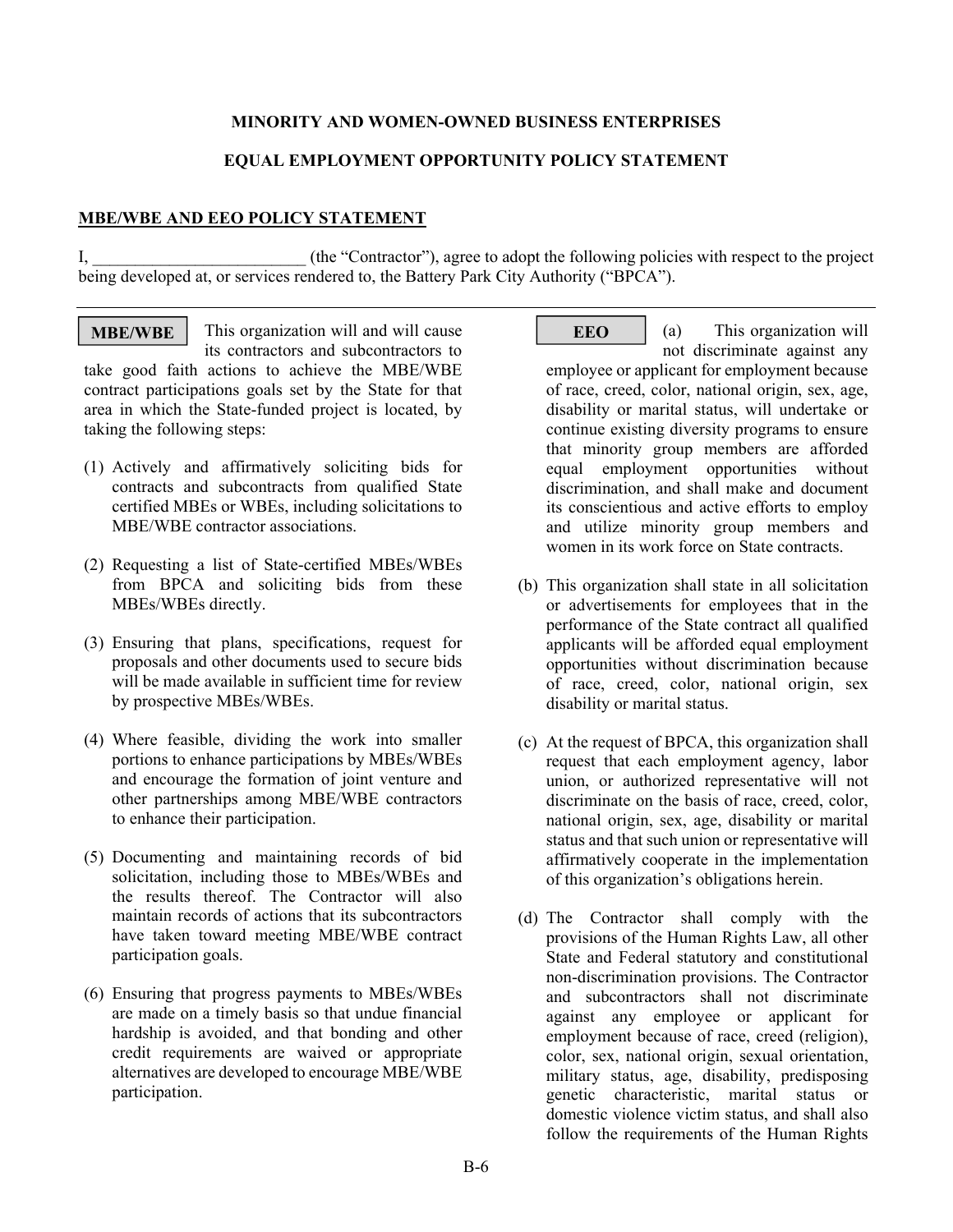**MINORITY AND WOMEN-OWNED BUSINESS ENTERPRISES**

**EQUAL EMPLOYMENT OPPORTUNITY POLICY STATEMENT**

**MBE/WBE AND EEO POLICY STATEMENT**

I, _________________________ (the "Contractor"), agree to adopt the following policies with respect to the project being developed at, or services rendered to, the Battery Park City Authority ("BPCA").

---

**MBE/WBE**

This organization will and will cause its contractors and subcontractors to take good faith actions to achieve the MBE/WBE contract participations goals set by the State for that area in which the State-funded project is located, by taking the following steps:

(1) Actively and affirmatively soliciting bids for contracts and subcontracts from qualified State certified MBEs or WBEs, including solicitations to MBE/WBE contractor associations.

(2) Requesting a list of State-certified MBEs/WBEs from BPCA and soliciting bids from these MBEs/WBEs directly.

(3) Ensuring that plans, specifications, request for proposals and other documents used to secure bids will be made available in sufficient time for review by prospective MBEs/WBEs.

(4) Where feasible, dividing the work into smaller portions to enhance participations by MBEs/WBEs and encourage the formation of joint venture and other partnerships among MBE/WBE contractors to enhance their participation.

(5) Documenting and maintaining records of bid solicitation, including those to MBEs/WBEs and the results thereof. The Contractor will also maintain records of actions that its subcontractors have taken toward meeting MBE/WBE contract participation goals.

(6) Ensuring that progress payments to MBEs/WBEs are made on a timely basis so that undue financial hardship is avoided, and that bonding and other credit requirements are waived or appropriate alternatives are developed to encourage MBE/WBE participation.

**EEO**

(a) This organization will not discriminate against any employee or applicant for employment because of race, creed, color, national origin, sex, age, disability or marital status, will undertake or continue existing diversity programs to ensure that minority group members are afforded equal employment opportunities without discrimination, and shall make and document its conscientious and active efforts to employ and utilize minority group members and women in its work force on State contracts.

(b) This organization shall state in all solicitation or advertisements for employees that in the performance of the State contract all qualified applicants will be afforded equal employment opportunities without discrimination because of race, creed, color, national origin, sex disability or marital status.

(c) At the request of BPCA, this organization shall request that each employment agency, labor union, or authorized representative will not discriminate on the basis of race, creed, color, national origin, sex, age, disability or marital status and that such union or representative will affirmatively cooperate in the implementation of this organization's obligations herein.

(d) The Contractor shall comply with the provisions of the Human Rights Law, all other State and Federal statutory and constitutional non-discrimination provisions. The Contractor and subcontractors shall not discriminate against any employee or applicant for employment because of race, creed (religion), color, sex, national origin, sexual orientation, military status, age, disability, predisposing genetic characteristic, marital status or domestic violence victim status, and shall also follow the requirements of the Human Rights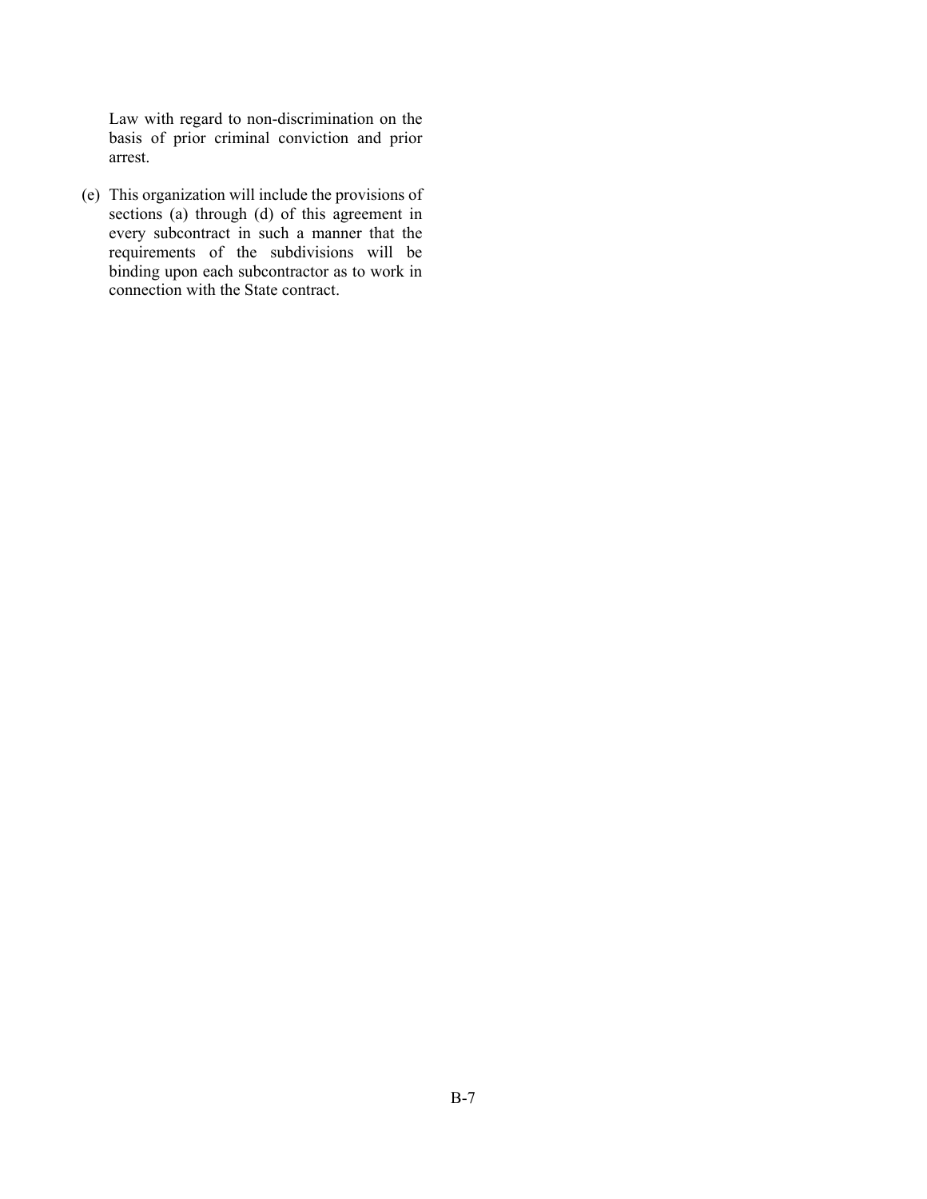Law with regard to non-discrimination on the basis of prior criminal conviction and prior arrest.

(e) This organization will include the provisions of sections (a) through (d) of this agreement in every subcontract in such a manner that the requirements of the subdivisions will be binding upon each subcontractor as to work in connection with the State contract.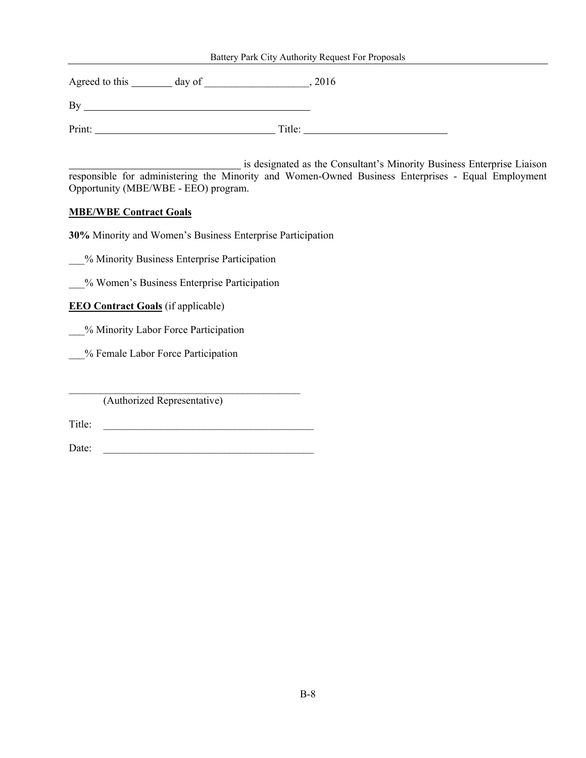Agreed to this ________ day of ____________________, 2016

By ____________________________________________

Print: ___________________________________ Title: ___________________________

________________________________ is designated as the Consultant's Minority Business Enterprise Liaison responsible for administering the Minority and Women-Owned Business Enterprises - Equal Employment Opportunity (MBE/WBE - EEO) program.

**MBE/WBE Contract Goals**

**30%** Minority and Women's Business Enterprise Participation

___% Minority Business Enterprise Participation

___% Women's Business Enterprise Participation

**EEO Contract Goals** (if applicable)

___% Minority Labor Force Participation

___% Female Labor Force Participation

_____________________________________________
(Authorized Representative)

Title: ________________________________________

Date: ________________________________________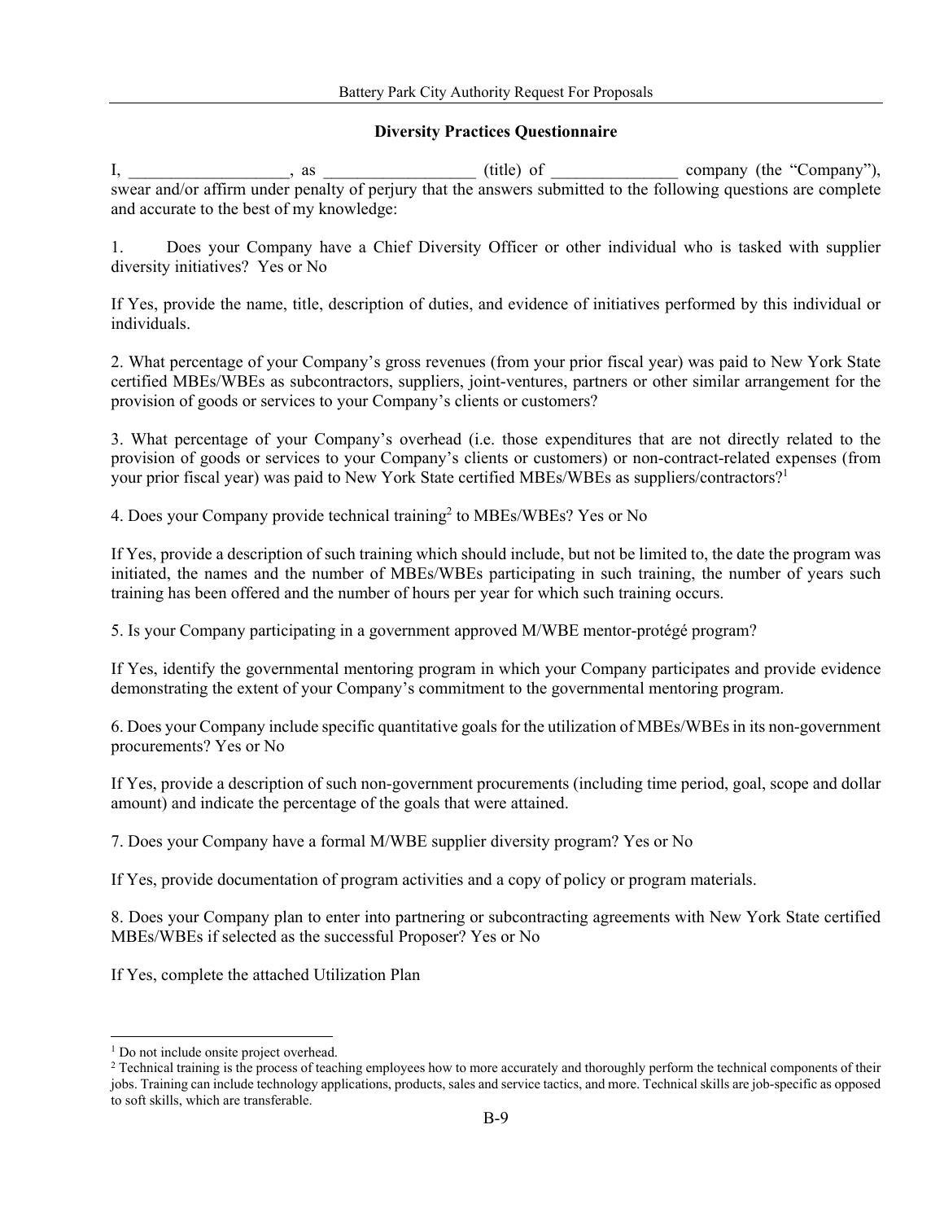## Diversity Practices Questionnaire

I, ___________________, as __________________ (title) of _______________ company (the "Company"), swear and/or affirm under penalty of perjury that the answers submitted to the following questions are complete and accurate to the best of my knowledge:

1. Does your Company have a Chief Diversity Officer or other individual who is tasked with supplier diversity initiatives? Yes or No

If Yes, provide the name, title, description of duties, and evidence of initiatives performed by this individual or individuals.

2. What percentage of your Company's gross revenues (from your prior fiscal year) was paid to New York State certified MBEs/WBEs as subcontractors, suppliers, joint-ventures, partners or other similar arrangement for the provision of goods or services to your Company's clients or customers?

3. What percentage of your Company's overhead (i.e. those expenditures that are not directly related to the provision of goods or services to your Company's clients or customers) or non-contract-related expenses (from your prior fiscal year) was paid to New York State certified MBEs/WBEs as suppliers/contractors?[1]

4. Does your Company provide technical training[2] to MBEs/WBEs? Yes or No

If Yes, provide a description of such training which should include, but not be limited to, the date the program was initiated, the names and the number of MBEs/WBEs participating in such training, the number of years such training has been offered and the number of hours per year for which such training occurs.

5. Is your Company participating in a government approved M/WBE mentor-protégé program?

If Yes, identify the governmental mentoring program in which your Company participates and provide evidence demonstrating the extent of your Company's commitment to the governmental mentoring program.

6. Does your Company include specific quantitative goals for the utilization of MBEs/WBEs in its non-government procurements? Yes or No

If Yes, provide a description of such non-government procurements (including time period, goal, scope and dollar amount) and indicate the percentage of the goals that were attained.

7. Does your Company have a formal M/WBE supplier diversity program? Yes or No

If Yes, provide documentation of program activities and a copy of policy or program materials.

8. Does your Company plan to enter into partnering or subcontracting agreements with New York State certified MBEs/WBEs if selected as the successful Proposer? Yes or No

If Yes, complete the attached Utilization Plan

---

[1] Do not include onsite project overhead.

[2] Technical training is the process of teaching employees how to more accurately and thoroughly perform the technical components of their jobs. Training can include technology applications, products, sales and service tactics, and more. Technical skills are job-specific as opposed to soft skills, which are transferable.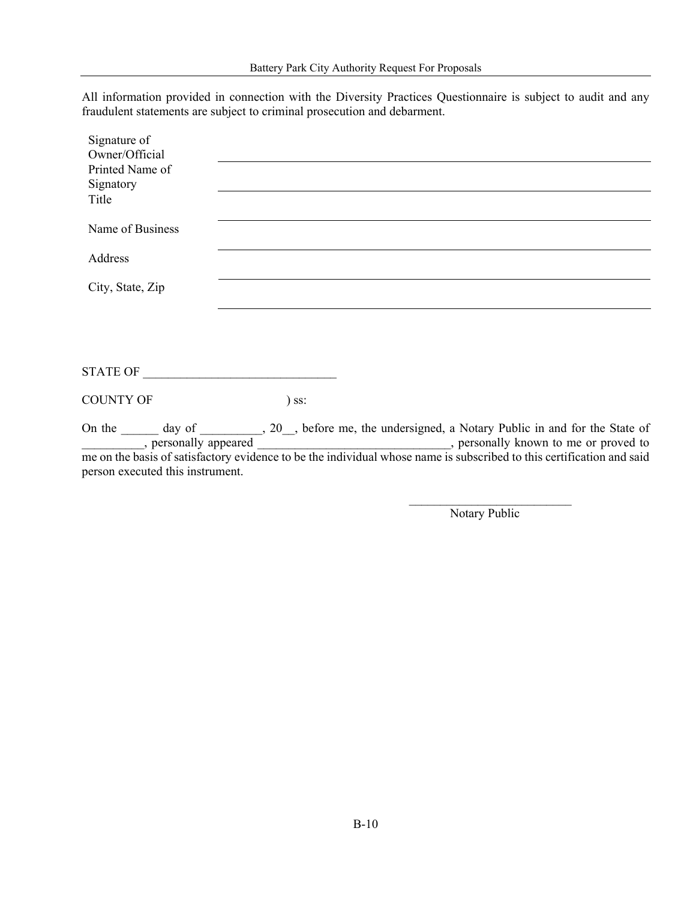All information provided in connection with the Diversity Practices Questionnaire is subject to audit and any fraudulent statements are subject to criminal prosecution and debarment.

| | |
|---|---|
| Signature of Owner/Official | ________________________________ |
| Printed Name of Signatory | ________________________________ |
| Title | ________________________________ |
| Name of Business | ________________________________ |
| Address | ________________________________ |
| City, State, Zip | ________________________________ |

STATE OF ______________________________

COUNTY OF ) ss:

On the ______ day of __________, 20__, before me, the undersigned, a Notary Public in and for the State of __________, personally appeared _______________________________, personally known to me or proved to me on the basis of satisfactory evidence to be the individual whose name is subscribed to this certification and said person executed this instrument.

___________________________
Notary Public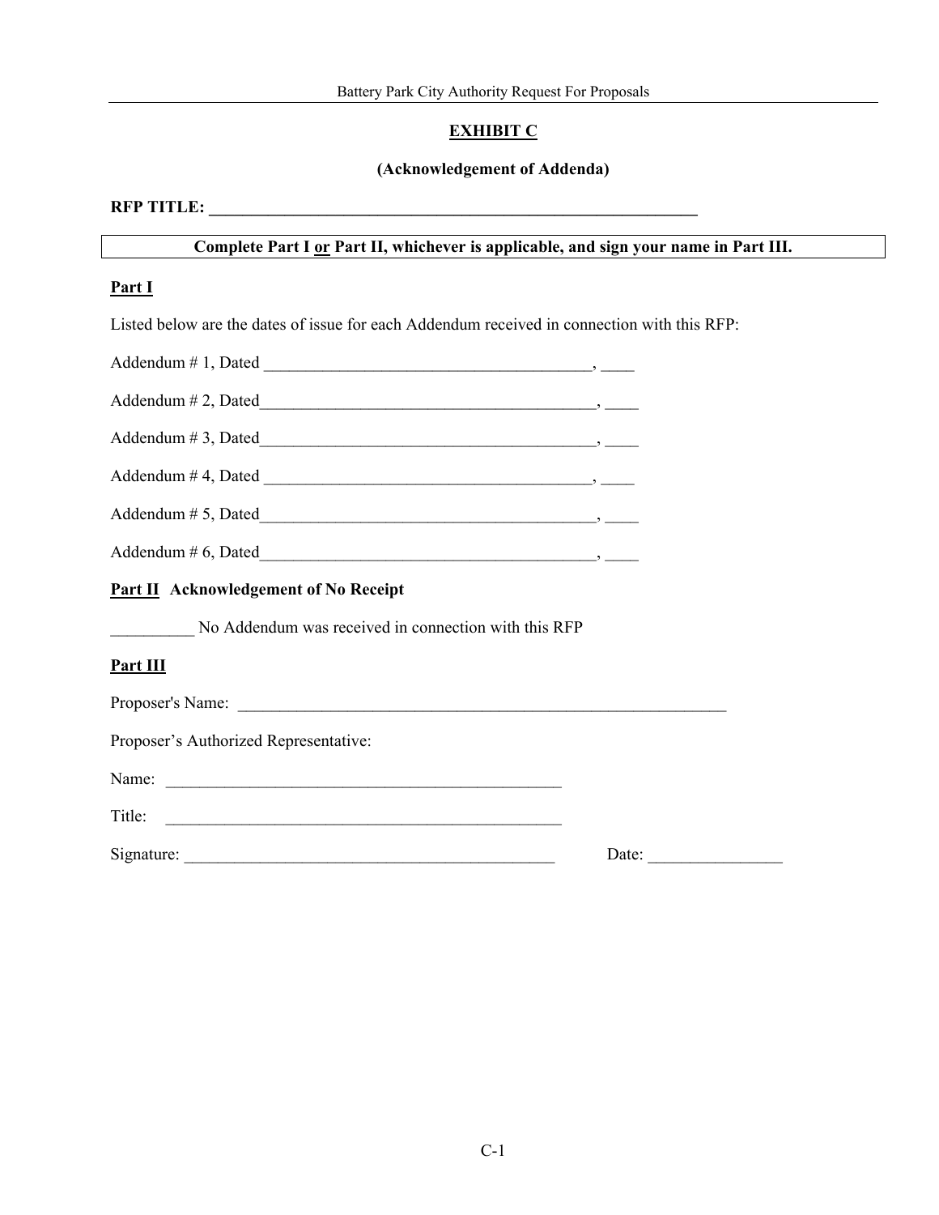## EXHIBIT C

### (Acknowledgement of Addenda)

**RFP TITLE: ____________________________________________________________**

**Complete Part I or Part II, whichever is applicable, and sign your name in Part III.**

**Part I**

Listed below are the dates of issue for each Addendum received in connection with this RFP:

Addendum # 1, Dated ________________________________________, ____

Addendum # 2, Dated________________________________________, ____

Addendum # 3, Dated________________________________________, ____

Addendum # 4, Dated ________________________________________, ____

Addendum # 5, Dated________________________________________, ____

Addendum # 6, Dated________________________________________, ____

**Part II Acknowledgement of No Receipt**

__________ No Addendum was received in connection with this RFP

**Part III**

Proposer's Name: ____________________________________________________________

Proposer's Authorized Representative:

Name: ________________________________________________

Title: ________________________________________________

Signature: _____________________________________________ Date: ________________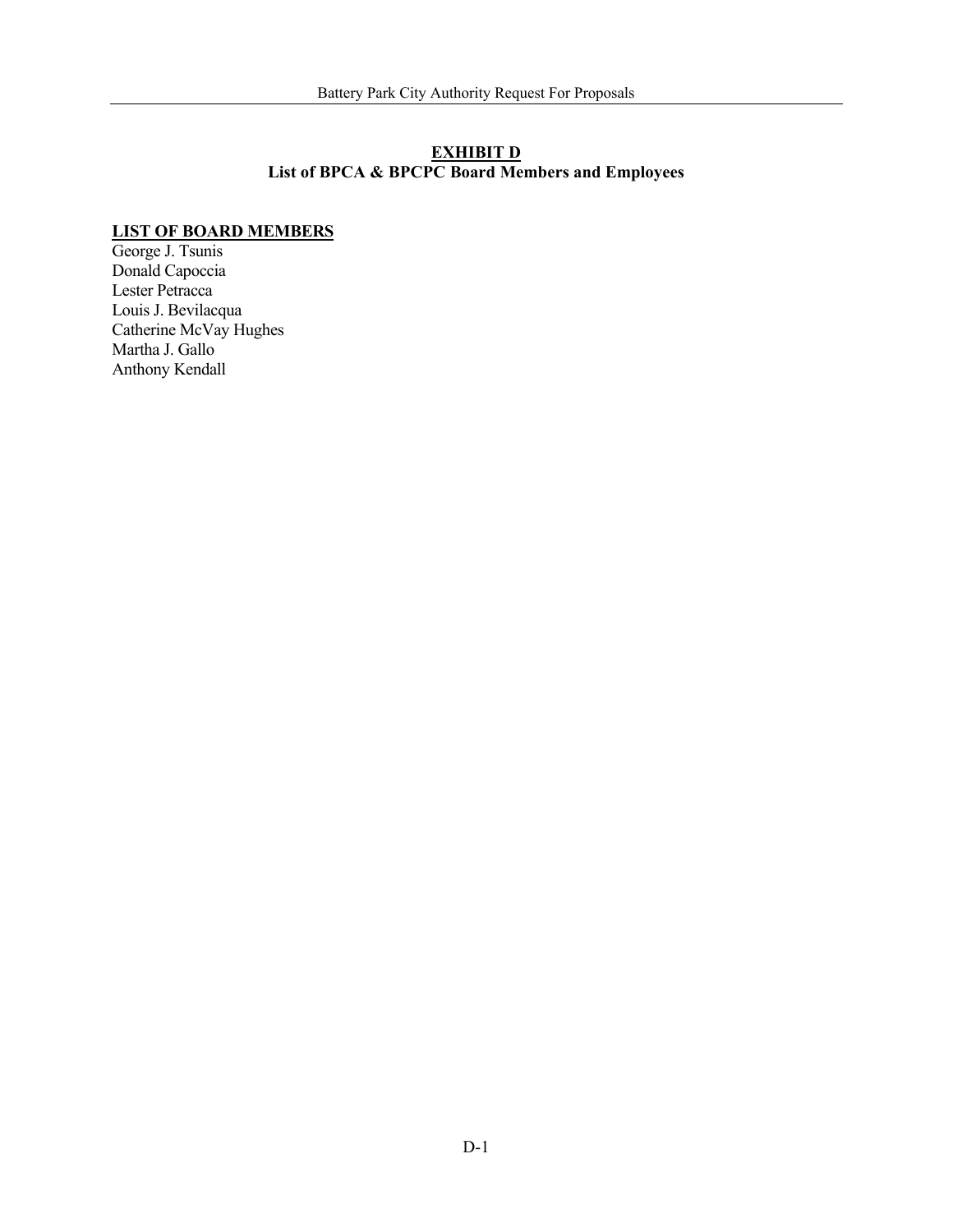## EXHIBIT D
**List of BPCA & BPCPC Board Members and Employees**

**LIST OF BOARD MEMBERS**

George J. Tsunis
Donald Capoccia
Lester Petracca
Louis J. Bevilacqua
Catherine McVay Hughes
Martha J. Gallo
Anthony Kendall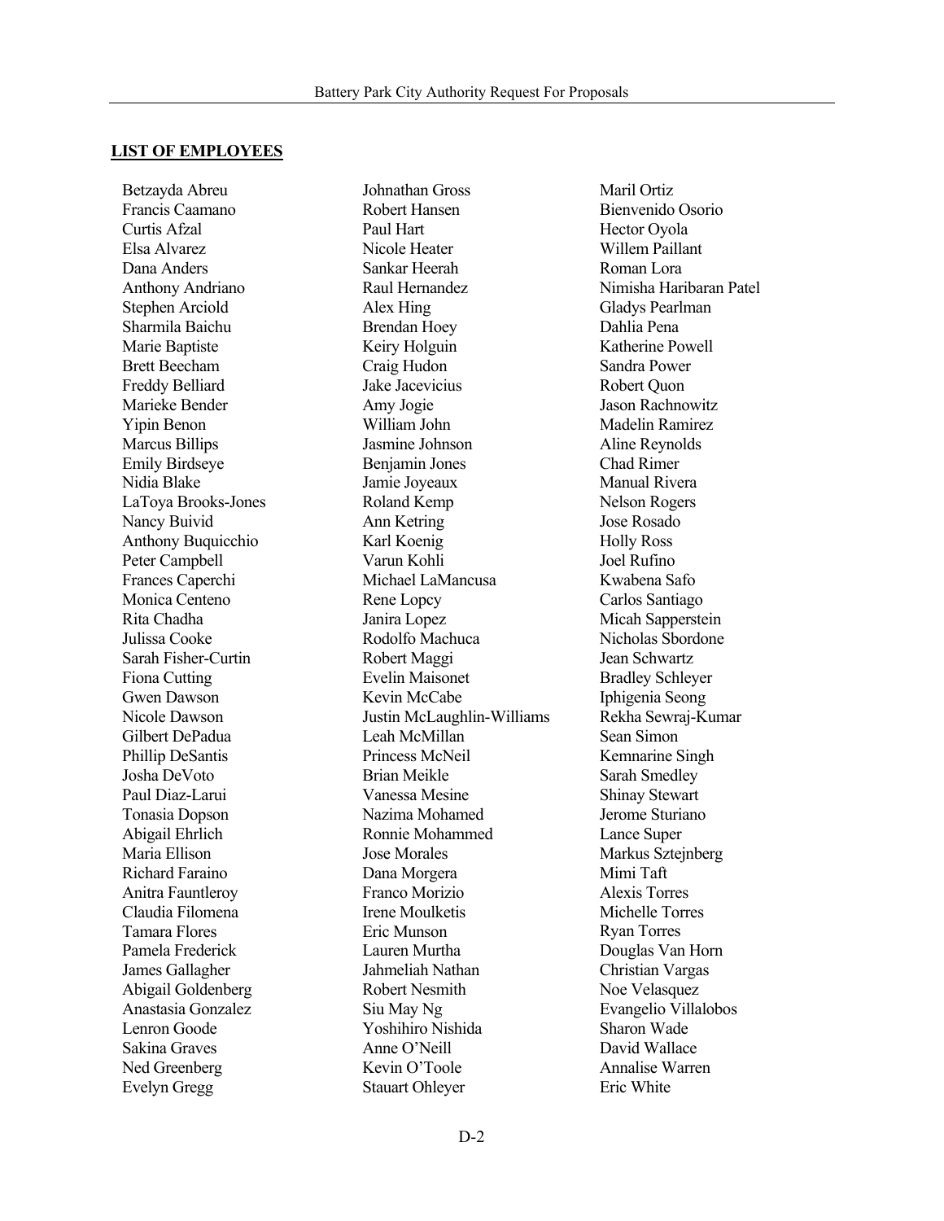**LIST OF EMPLOYEES**

Betzayda Abreu
Francis Caamano
Curtis Afzal
Elsa Alvarez
Dana Anders
Anthony Andriano
Stephen Arciold
Sharmila Baichu
Marie Baptiste
Brett Beecham
Freddy Belliard
Marieke Bender
Yipin Benon
Marcus Billips
Emily Birdseye
Nidia Blake
LaToya Brooks-Jones
Nancy Buivid
Anthony Buquicchio
Peter Campbell
Frances Caperchi
Monica Centeno
Rita Chadha
Julissa Cooke
Sarah Fisher-Curtin
Fiona Cutting
Gwen Dawson
Nicole Dawson
Gilbert DePadua
Phillip DeSantis
Josha DeVoto
Paul Diaz-Larui
Tonasia Dopson
Abigail Ehrlich
Maria Ellison
Richard Faraino
Anitra Fauntleroy
Claudia Filomena
Tamara Flores
Pamela Frederick
James Gallagher
Abigail Goldenberg
Anastasia Gonzalez
Lenron Goode
Sakina Graves
Ned Greenberg
Evelyn Gregg
Johnathan Gross
Robert Hansen
Paul Hart
Nicole Heater
Sankar Heerah
Raul Hernandez
Alex Hing
Brendan Hoey
Keiry Holguin
Craig Hudon
Jake Jacevicius
Amy Jogie
William John
Jasmine Johnson
Benjamin Jones
Jamie Joyeaux
Roland Kemp
Ann Ketring
Karl Koenig
Varun Kohli
Michael LaMancusa
Rene Lopcy
Janira Lopez
Rodolfo Machuca
Robert Maggi
Evelin Maisonet
Kevin McCabe
Justin McLaughlin-Williams
Leah McMillan
Princess McNeil
Brian Meikle
Vanessa Mesine
Nazima Mohamed
Ronnie Mohammed
Jose Morales
Dana Morgera
Franco Morizio
Irene Moulketis
Eric Munson
Lauren Murtha
Jahmeliah Nathan
Robert Nesmith
Siu May Ng
Yoshihiro Nishida
Anne O'Neill
Kevin O'Toole
Stauart Ohleyer
Maril Ortiz
Bienvenido Osorio
Hector Oyola
Willem Paillant
Roman Lora
Nimisha Haribaran Patel
Gladys Pearlman
Dahlia Pena
Katherine Powell
Sandra Power
Robert Quon
Jason Rachnowitz
Madelin Ramirez
Aline Reynolds
Chad Rimer
Manual Rivera
Nelson Rogers
Jose Rosado
Holly Ross
Joel Rufino
Kwabena Safo
Carlos Santiago
Micah Sapperstein
Nicholas Sbordone
Jean Schwartz
Bradley Schleyer
Iphigenia Seong
Rekha Sewraj-Kumar
Sean Simon
Kemnarine Singh
Sarah Smedley
Shinay Stewart
Jerome Sturiano
Lance Super
Markus Sztejnberg
Mimi Taft
Alexis Torres
Michelle Torres
Ryan Torres
Douglas Van Horn
Christian Vargas
Noe Velasquez
Evangelio Villalobos
Sharon Wade
David Wallace
Annalise Warren
Eric White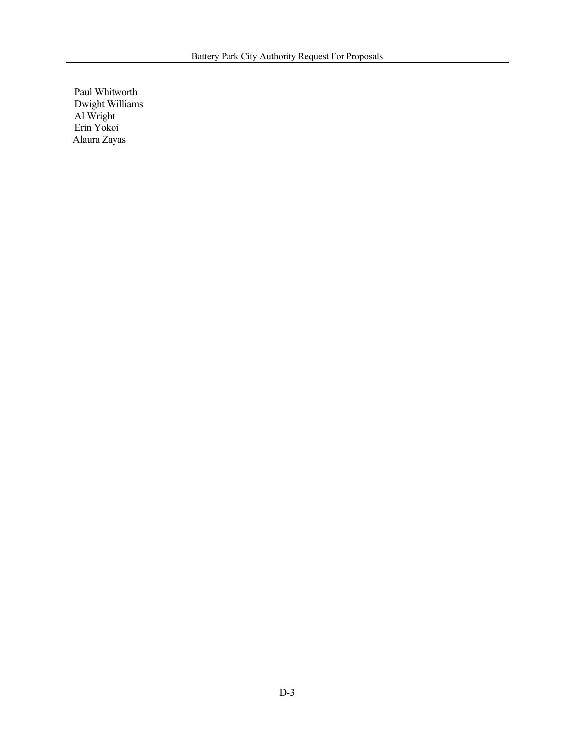Paul Whitworth
Dwight Williams
Al Wright
Erin Yokoi
Alaura Zayas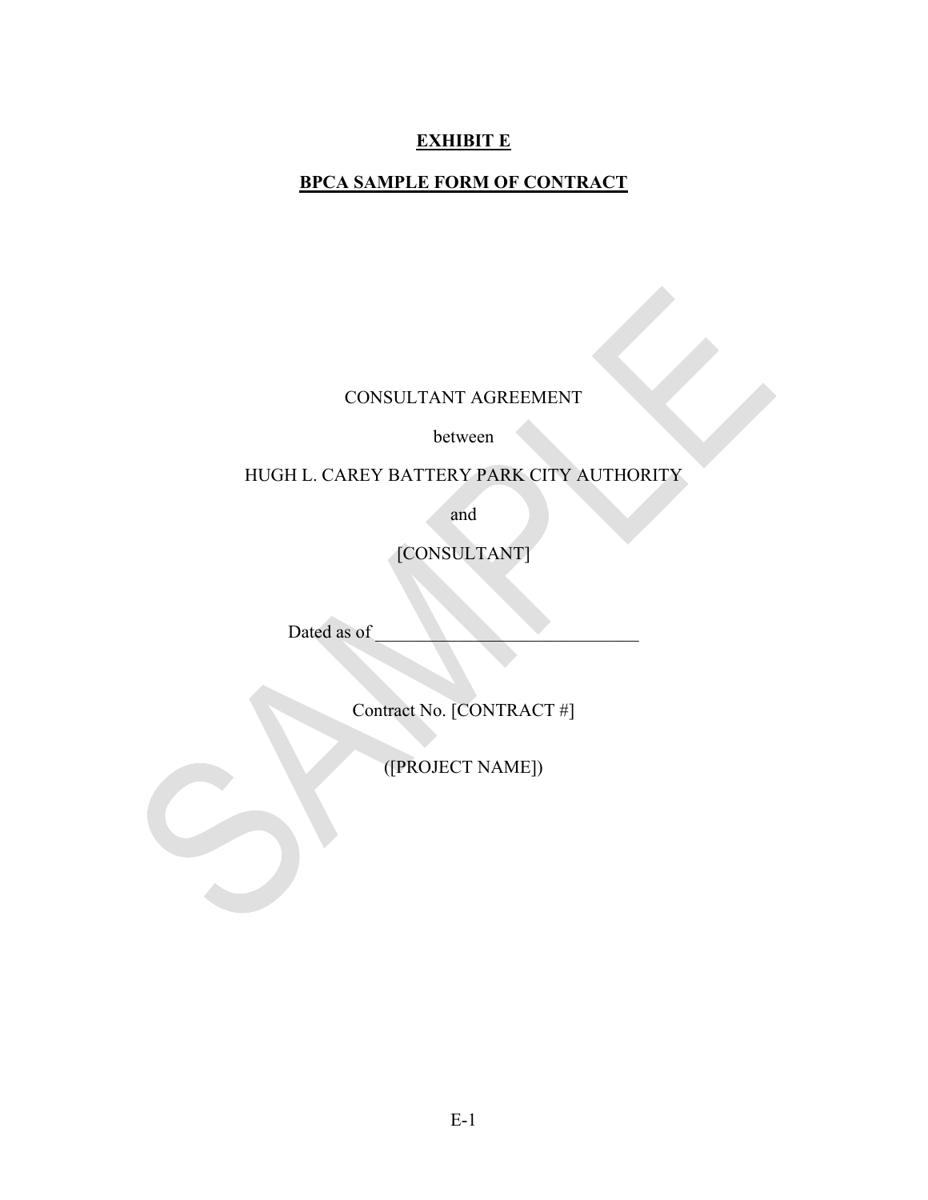# **EXHIBIT E**

## **BPCA SAMPLE FORM OF CONTRACT**

CONSULTANT AGREEMENT

between

HUGH L. CAREY BATTERY PARK CITY AUTHORITY

and

[CONSULTANT]

Dated as of ______________________________

Contract No. [CONTRACT #]

([PROJECT NAME])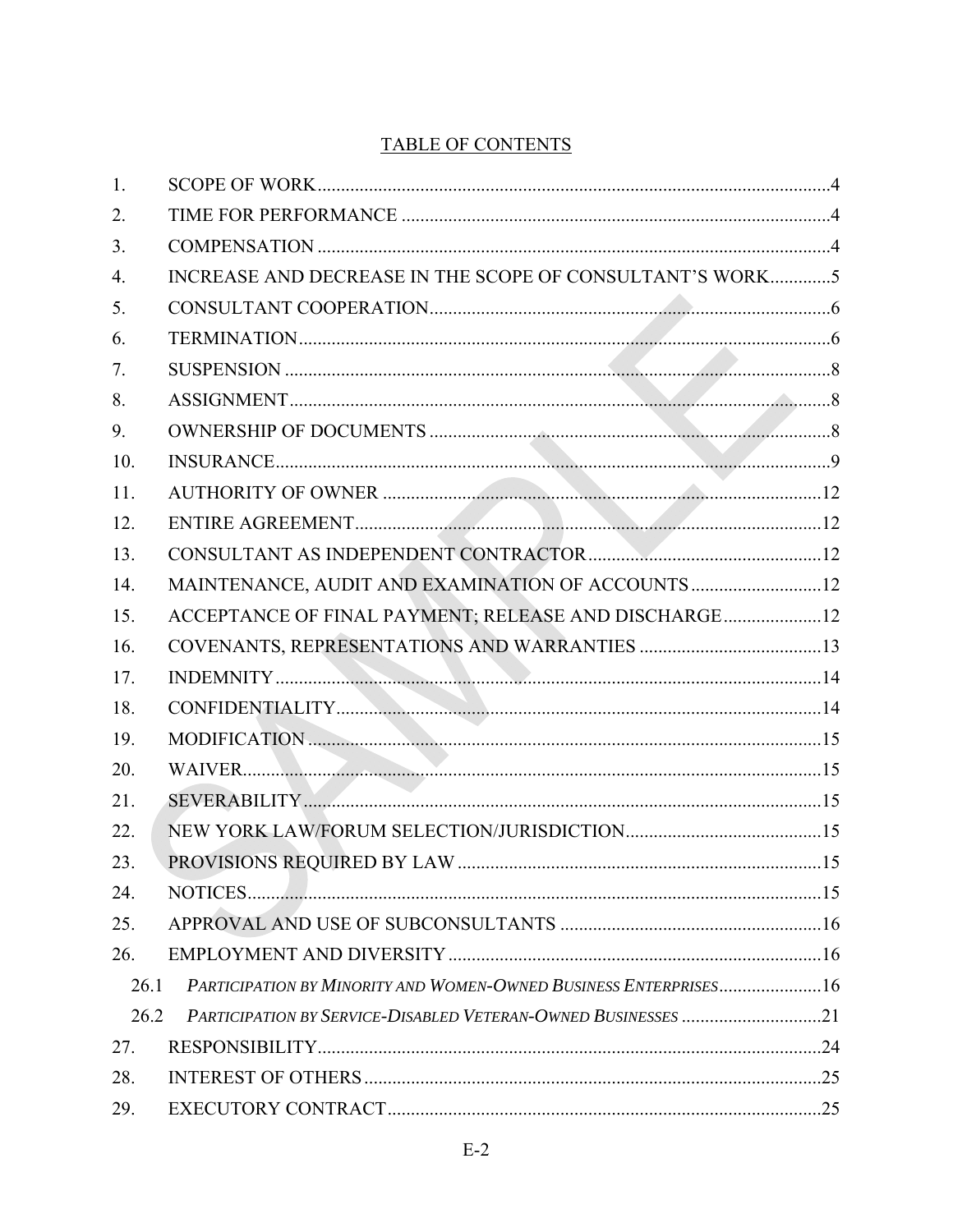# TABLE OF CONTENTS

| | | |
|---|---|---|
| 1. | SCOPE OF WORK | 4 |
| 2. | TIME FOR PERFORMANCE | 4 |
| 3. | COMPENSATION | 4 |
| 4. | INCREASE AND DECREASE IN THE SCOPE OF CONSULTANT'S WORK | 5 |
| 5. | CONSULTANT COOPERATION | 6 |
| 6. | TERMINATION | 6 |
| 7. | SUSPENSION | 8 |
| 8. | ASSIGNMENT | 8 |
| 9. | OWNERSHIP OF DOCUMENTS | 8 |
| 10. | INSURANCE | 9 |
| 11. | AUTHORITY OF OWNER | 12 |
| 12. | ENTIRE AGREEMENT | 12 |
| 13. | CONSULTANT AS INDEPENDENT CONTRACTOR | 12 |
| 14. | MAINTENANCE, AUDIT AND EXAMINATION OF ACCOUNTS | 12 |
| 15. | ACCEPTANCE OF FINAL PAYMENT; RELEASE AND DISCHARGE | 12 |
| 16. | COVENANTS, REPRESENTATIONS AND WARRANTIES | 13 |
| 17. | INDEMNITY | 14 |
| 18. | CONFIDENTIALITY | 14 |
| 19. | MODIFICATION | 15 |
| 20. | WAIVER | 15 |
| 21. | SEVERABILITY | 15 |
| 22. | NEW YORK LAW/FORUM SELECTION/JURISDICTION | 15 |
| 23. | PROVISIONS REQUIRED BY LAW | 15 |
| 24. | NOTICES | 15 |
| 25. | APPROVAL AND USE OF SUBCONSULTANTS | 16 |
| 26. | EMPLOYMENT AND DIVERSITY | 16 |
| 26.1 | *PARTICIPATION BY MINORITY AND WOMEN-OWNED BUSINESS ENTERPRISES* | 16 |
| 26.2 | *PARTICIPATION BY SERVICE-DISABLED VETERAN-OWNED BUSINESSES* | 21 |
| 27. | RESPONSIBILITY | 24 |
| 28. | INTEREST OF OTHERS | 25 |
| 29. | EXECUTORY CONTRACT | 25 |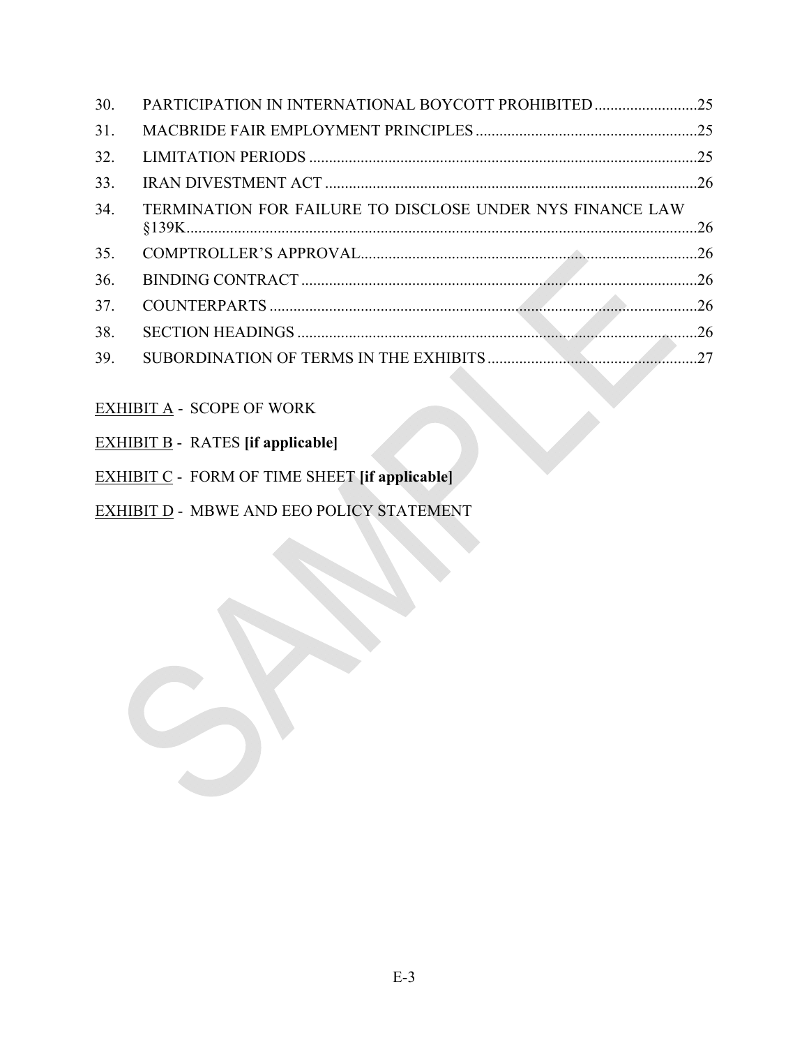| | | |
|---|---|---|
| 30. | PARTICIPATION IN INTERNATIONAL BOYCOTT PROHIBITED | 25 |
| 31. | MACBRIDE FAIR EMPLOYMENT PRINCIPLES | 25 |
| 32. | LIMITATION PERIODS | 25 |
| 33. | IRAN DIVESTMENT ACT | 26 |
| 34. | TERMINATION FOR FAILURE TO DISCLOSE UNDER NYS FINANCE LAW §139K | 26 |
| 35. | COMPTROLLER'S APPROVAL | 26 |
| 36. | BINDING CONTRACT | 26 |
| 37. | COUNTERPARTS | 26 |
| 38. | SECTION HEADINGS | 26 |
| 39. | SUBORDINATION OF TERMS IN THE EXHIBITS | 27 |

EXHIBIT A - SCOPE OF WORK

EXHIBIT B - RATES **[if applicable]**

EXHIBIT C - FORM OF TIME SHEET **[if applicable]**

EXHIBIT D - MBWE AND EEO POLICY STATEMENT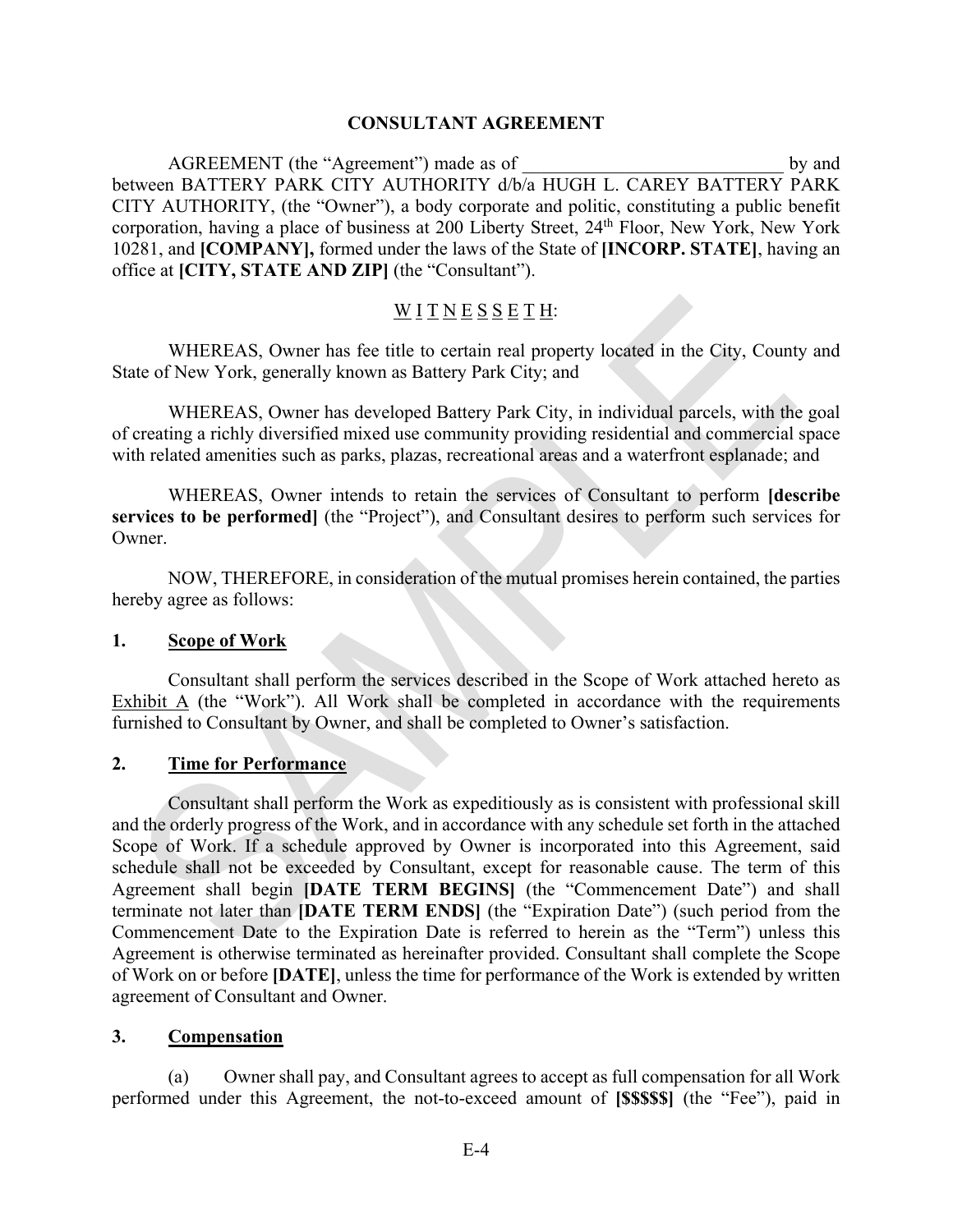# CONSULTANT AGREEMENT

AGREEMENT (the "Agreement") made as of ____________________________ by and between BATTERY PARK CITY AUTHORITY d/b/a HUGH L. CAREY BATTERY PARK CITY AUTHORITY, (the "Owner"), a body corporate and politic, constituting a public benefit corporation, having a place of business at 200 Liberty Street, 24th Floor, New York, New York 10281, and **[COMPANY],** formed under the laws of the State of **[INCORP. STATE]**, having an office at **[CITY, STATE AND ZIP]** (the "Consultant").

W I T N E S S E T H:

WHEREAS, Owner has fee title to certain real property located in the City, County and State of New York, generally known as Battery Park City; and

WHEREAS, Owner has developed Battery Park City, in individual parcels, with the goal of creating a richly diversified mixed use community providing residential and commercial space with related amenities such as parks, plazas, recreational areas and a waterfront esplanade; and

WHEREAS, Owner intends to retain the services of Consultant to perform **[describe services to be performed]** (the "Project"), and Consultant desires to perform such services for Owner.

NOW, THEREFORE, in consideration of the mutual promises herein contained, the parties hereby agree as follows:

**1. Scope of Work**

Consultant shall perform the services described in the Scope of Work attached hereto as Exhibit A (the "Work"). All Work shall be completed in accordance with the requirements furnished to Consultant by Owner, and shall be completed to Owner's satisfaction.

**2. Time for Performance**

Consultant shall perform the Work as expeditiously as is consistent with professional skill and the orderly progress of the Work, and in accordance with any schedule set forth in the attached Scope of Work. If a schedule approved by Owner is incorporated into this Agreement, said schedule shall not be exceeded by Consultant, except for reasonable cause. The term of this Agreement shall begin **[DATE TERM BEGINS]** (the "Commencement Date") and shall terminate not later than **[DATE TERM ENDS]** (the "Expiration Date") (such period from the Commencement Date to the Expiration Date is referred to herein as the "Term") unless this Agreement is otherwise terminated as hereinafter provided. Consultant shall complete the Scope of Work on or before **[DATE]**, unless the time for performance of the Work is extended by written agreement of Consultant and Owner.

**3. Compensation**

(a) Owner shall pay, and Consultant agrees to accept as full compensation for all Work performed under this Agreement, the not-to-exceed amount of **[$$$$$]** (the "Fee"), paid in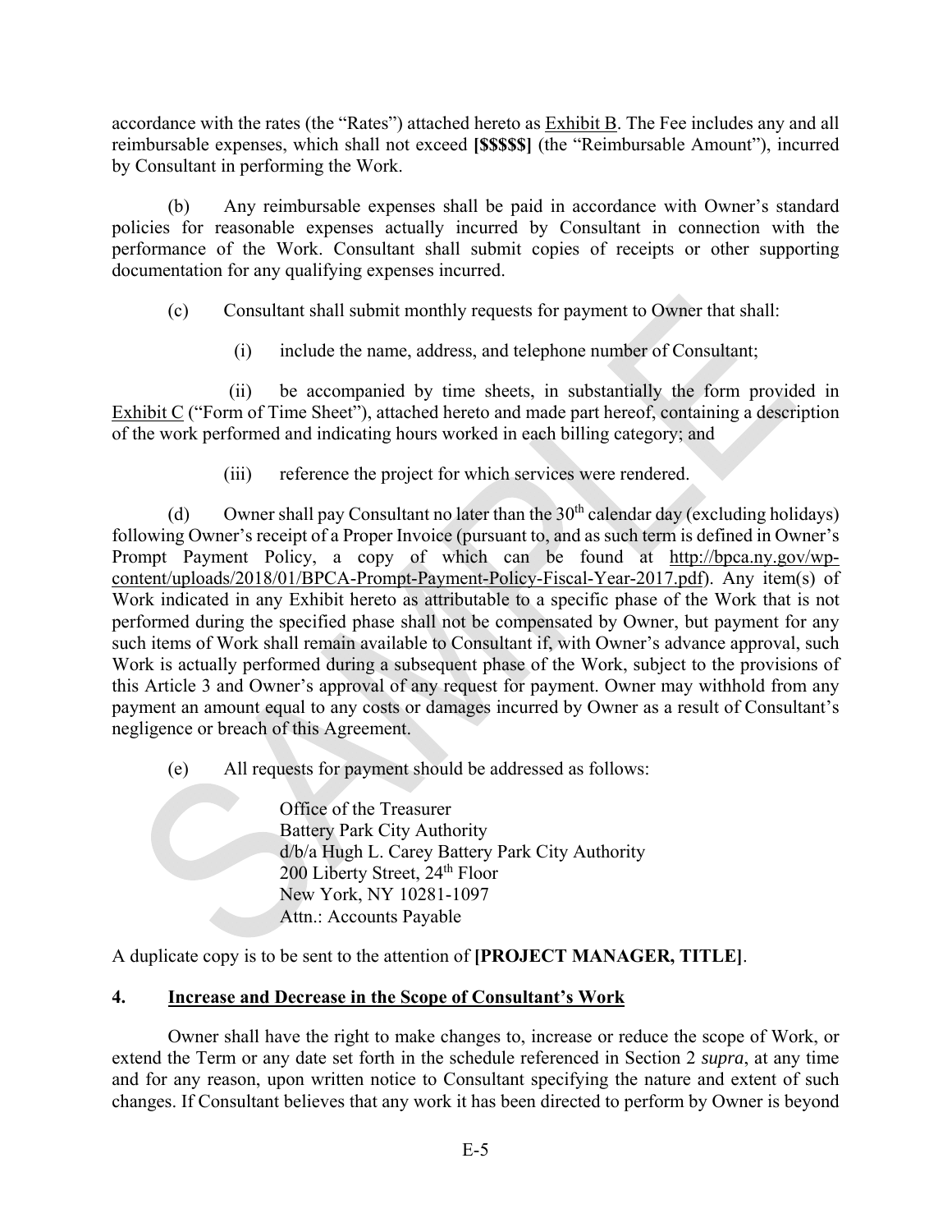accordance with the rates (the "Rates") attached hereto as Exhibit B. The Fee includes any and all reimbursable expenses, which shall not exceed **[$$$$$]** (the "Reimbursable Amount"), incurred by Consultant in performing the Work.

(b) Any reimbursable expenses shall be paid in accordance with Owner's standard policies for reasonable expenses actually incurred by Consultant in connection with the performance of the Work. Consultant shall submit copies of receipts or other supporting documentation for any qualifying expenses incurred.

(c) Consultant shall submit monthly requests for payment to Owner that shall:

(i) include the name, address, and telephone number of Consultant;

(ii) be accompanied by time sheets, in substantially the form provided in Exhibit C ("Form of Time Sheet"), attached hereto and made part hereof, containing a description of the work performed and indicating hours worked in each billing category; and

(iii) reference the project for which services were rendered.

(d) Owner shall pay Consultant no later than the 30th calendar day (excluding holidays) following Owner's receipt of a Proper Invoice (pursuant to, and as such term is defined in Owner's Prompt Payment Policy, a copy of which can be found at http://bpca.ny.gov/wp-content/uploads/2018/01/BPCA-Prompt-Payment-Policy-Fiscal-Year-2017.pdf). Any item(s) of Work indicated in any Exhibit hereto as attributable to a specific phase of the Work that is not performed during the specified phase shall not be compensated by Owner, but payment for any such items of Work shall remain available to Consultant if, with Owner's advance approval, such Work is actually performed during a subsequent phase of the Work, subject to the provisions of this Article 3 and Owner's approval of any request for payment. Owner may withhold from any payment an amount equal to any costs or damages incurred by Owner as a result of Consultant's negligence or breach of this Agreement.

(e) All requests for payment should be addressed as follows:

Office of the Treasurer
Battery Park City Authority
d/b/a Hugh L. Carey Battery Park City Authority
200 Liberty Street, 24th Floor
New York, NY 10281-1097
Attn.: Accounts Payable

A duplicate copy is to be sent to the attention of **[PROJECT MANAGER, TITLE]**.

## 4. Increase and Decrease in the Scope of Consultant's Work

Owner shall have the right to make changes to, increase or reduce the scope of Work, or extend the Term or any date set forth in the schedule referenced in Section 2 *supra*, at any time and for any reason, upon written notice to Consultant specifying the nature and extent of such changes. If Consultant believes that any work it has been directed to perform by Owner is beyond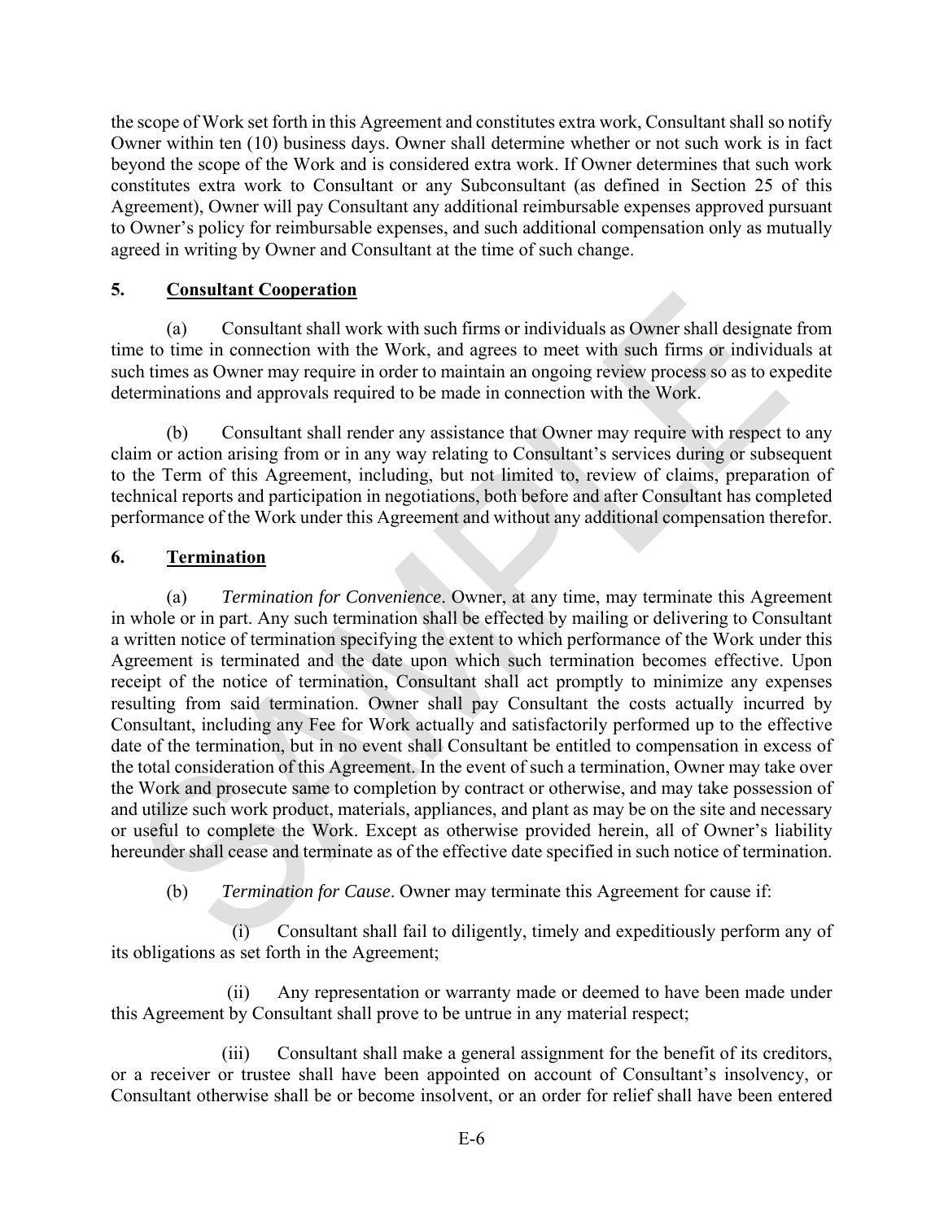the scope of Work set forth in this Agreement and constitutes extra work, Consultant shall so notify Owner within ten (10) business days. Owner shall determine whether or not such work is in fact beyond the scope of the Work and is considered extra work. If Owner determines that such work constitutes extra work to Consultant or any Subconsultant (as defined in Section 25 of this Agreement), Owner will pay Consultant any additional reimbursable expenses approved pursuant to Owner's policy for reimbursable expenses, and such additional compensation only as mutually agreed in writing by Owner and Consultant at the time of such change.

## 5. Consultant Cooperation

(a) Consultant shall work with such firms or individuals as Owner shall designate from time to time in connection with the Work, and agrees to meet with such firms or individuals at such times as Owner may require in order to maintain an ongoing review process so as to expedite determinations and approvals required to be made in connection with the Work.

(b) Consultant shall render any assistance that Owner may require with respect to any claim or action arising from or in any way relating to Consultant's services during or subsequent to the Term of this Agreement, including, but not limited to, review of claims, preparation of technical reports and participation in negotiations, both before and after Consultant has completed performance of the Work under this Agreement and without any additional compensation therefor.

## 6. Termination

(a) *Termination for Convenience*. Owner, at any time, may terminate this Agreement in whole or in part. Any such termination shall be effected by mailing or delivering to Consultant a written notice of termination specifying the extent to which performance of the Work under this Agreement is terminated and the date upon which such termination becomes effective. Upon receipt of the notice of termination, Consultant shall act promptly to minimize any expenses resulting from said termination. Owner shall pay Consultant the costs actually incurred by Consultant, including any Fee for Work actually and satisfactorily performed up to the effective date of the termination, but in no event shall Consultant be entitled to compensation in excess of the total consideration of this Agreement. In the event of such a termination, Owner may take over the Work and prosecute same to completion by contract or otherwise, and may take possession of and utilize such work product, materials, appliances, and plant as may be on the site and necessary or useful to complete the Work. Except as otherwise provided herein, all of Owner's liability hereunder shall cease and terminate as of the effective date specified in such notice of termination.

(b) *Termination for Cause*. Owner may terminate this Agreement for cause if:

(i) Consultant shall fail to diligently, timely and expeditiously perform any of its obligations as set forth in the Agreement;

(ii) Any representation or warranty made or deemed to have been made under this Agreement by Consultant shall prove to be untrue in any material respect;

(iii) Consultant shall make a general assignment for the benefit of its creditors, or a receiver or trustee shall have been appointed on account of Consultant's insolvency, or Consultant otherwise shall be or become insolvent, or an order for relief shall have been entered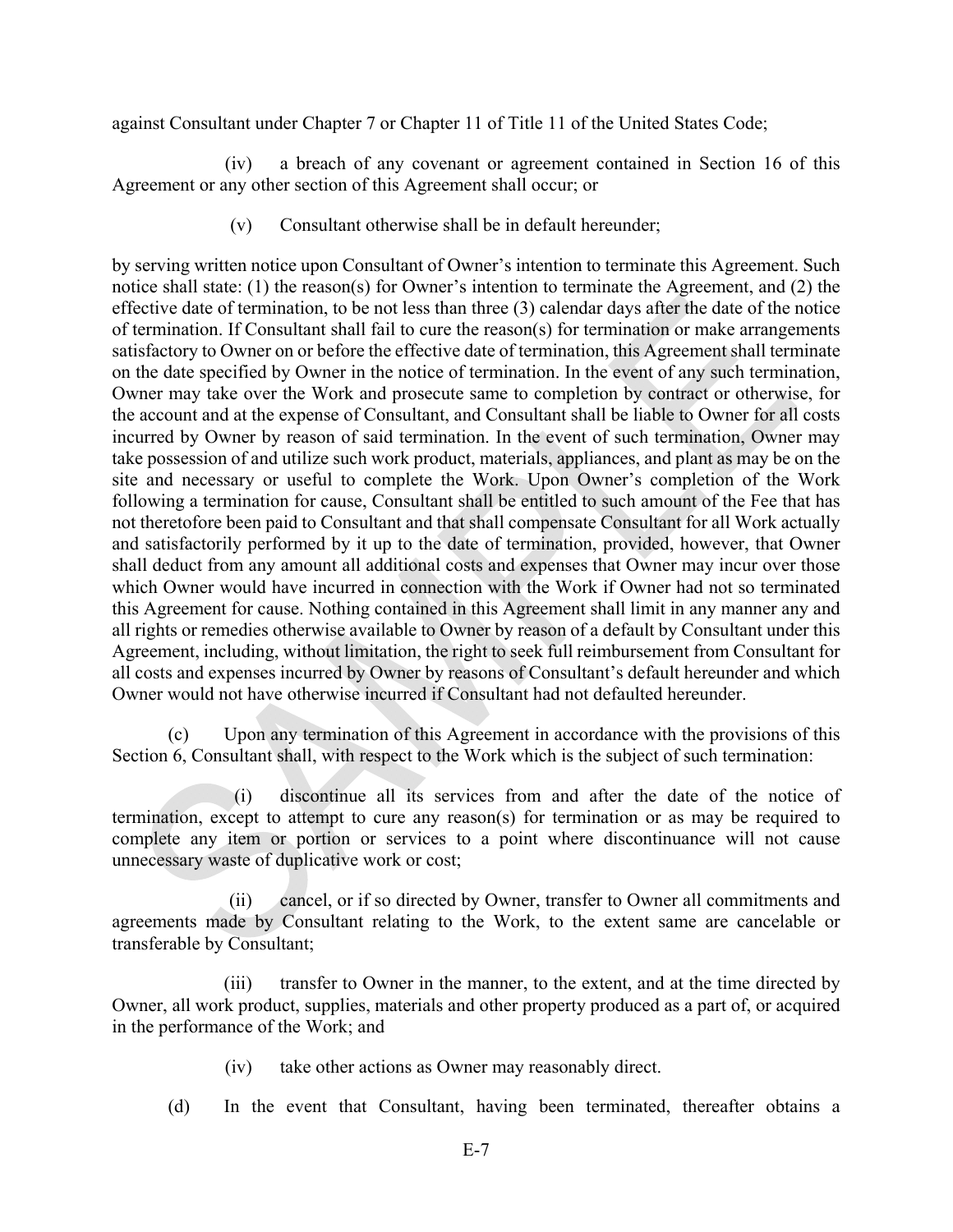against Consultant under Chapter 7 or Chapter 11 of Title 11 of the United States Code;

(iv) a breach of any covenant or agreement contained in Section 16 of this Agreement or any other section of this Agreement shall occur; or

(v) Consultant otherwise shall be in default hereunder;

by serving written notice upon Consultant of Owner's intention to terminate this Agreement. Such notice shall state: (1) the reason(s) for Owner's intention to terminate the Agreement, and (2) the effective date of termination, to be not less than three (3) calendar days after the date of the notice of termination. If Consultant shall fail to cure the reason(s) for termination or make arrangements satisfactory to Owner on or before the effective date of termination, this Agreement shall terminate on the date specified by Owner in the notice of termination. In the event of any such termination, Owner may take over the Work and prosecute same to completion by contract or otherwise, for the account and at the expense of Consultant, and Consultant shall be liable to Owner for all costs incurred by Owner by reason of said termination. In the event of such termination, Owner may take possession of and utilize such work product, materials, appliances, and plant as may be on the site and necessary or useful to complete the Work. Upon Owner's completion of the Work following a termination for cause, Consultant shall be entitled to such amount of the Fee that has not theretofore been paid to Consultant and that shall compensate Consultant for all Work actually and satisfactorily performed by it up to the date of termination, provided, however, that Owner shall deduct from any amount all additional costs and expenses that Owner may incur over those which Owner would have incurred in connection with the Work if Owner had not so terminated this Agreement for cause. Nothing contained in this Agreement shall limit in any manner any and all rights or remedies otherwise available to Owner by reason of a default by Consultant under this Agreement, including, without limitation, the right to seek full reimbursement from Consultant for all costs and expenses incurred by Owner by reasons of Consultant's default hereunder and which Owner would not have otherwise incurred if Consultant had not defaulted hereunder.

(c) Upon any termination of this Agreement in accordance with the provisions of this Section 6, Consultant shall, with respect to the Work which is the subject of such termination:

(i) discontinue all its services from and after the date of the notice of termination, except to attempt to cure any reason(s) for termination or as may be required to complete any item or portion or services to a point where discontinuance will not cause unnecessary waste of duplicative work or cost;

(ii) cancel, or if so directed by Owner, transfer to Owner all commitments and agreements made by Consultant relating to the Work, to the extent same are cancelable or transferable by Consultant;

(iii) transfer to Owner in the manner, to the extent, and at the time directed by Owner, all work product, supplies, materials and other property produced as a part of, or acquired in the performance of the Work; and

(iv) take other actions as Owner may reasonably direct.

(d) In the event that Consultant, having been terminated, thereafter obtains a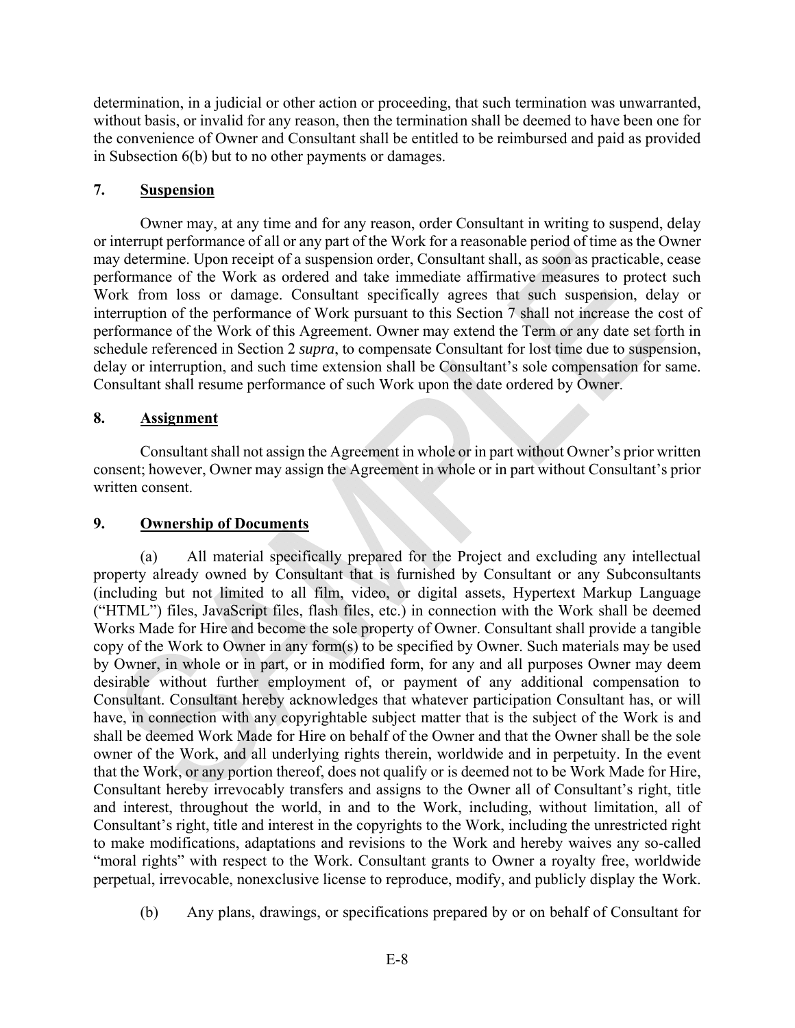determination, in a judicial or other action or proceeding, that such termination was unwarranted, without basis, or invalid for any reason, then the termination shall be deemed to have been one for the convenience of Owner and Consultant shall be entitled to be reimbursed and paid as provided in Subsection 6(b) but to no other payments or damages.

## 7. Suspension

Owner may, at any time and for any reason, order Consultant in writing to suspend, delay or interrupt performance of all or any part of the Work for a reasonable period of time as the Owner may determine. Upon receipt of a suspension order, Consultant shall, as soon as practicable, cease performance of the Work as ordered and take immediate affirmative measures to protect such Work from loss or damage. Consultant specifically agrees that such suspension, delay or interruption of the performance of Work pursuant to this Section 7 shall not increase the cost of performance of the Work of this Agreement. Owner may extend the Term or any date set forth in schedule referenced in Section 2 *supra*, to compensate Consultant for lost time due to suspension, delay or interruption, and such time extension shall be Consultant's sole compensation for same. Consultant shall resume performance of such Work upon the date ordered by Owner.

## 8. Assignment

Consultant shall not assign the Agreement in whole or in part without Owner's prior written consent; however, Owner may assign the Agreement in whole or in part without Consultant's prior written consent.

## 9. Ownership of Documents

(a) All material specifically prepared for the Project and excluding any intellectual property already owned by Consultant that is furnished by Consultant or any Subconsultants (including but not limited to all film, video, or digital assets, Hypertext Markup Language ("HTML") files, JavaScript files, flash files, etc.) in connection with the Work shall be deemed Works Made for Hire and become the sole property of Owner. Consultant shall provide a tangible copy of the Work to Owner in any form(s) to be specified by Owner. Such materials may be used by Owner, in whole or in part, or in modified form, for any and all purposes Owner may deem desirable without further employment of, or payment of any additional compensation to Consultant. Consultant hereby acknowledges that whatever participation Consultant has, or will have, in connection with any copyrightable subject matter that is the subject of the Work is and shall be deemed Work Made for Hire on behalf of the Owner and that the Owner shall be the sole owner of the Work, and all underlying rights therein, worldwide and in perpetuity. In the event that the Work, or any portion thereof, does not qualify or is deemed not to be Work Made for Hire, Consultant hereby irrevocably transfers and assigns to the Owner all of Consultant's right, title and interest, throughout the world, in and to the Work, including, without limitation, all of Consultant's right, title and interest in the copyrights to the Work, including the unrestricted right to make modifications, adaptations and revisions to the Work and hereby waives any so-called "moral rights" with respect to the Work. Consultant grants to Owner a royalty free, worldwide perpetual, irrevocable, nonexclusive license to reproduce, modify, and publicly display the Work.

(b) Any plans, drawings, or specifications prepared by or on behalf of Consultant for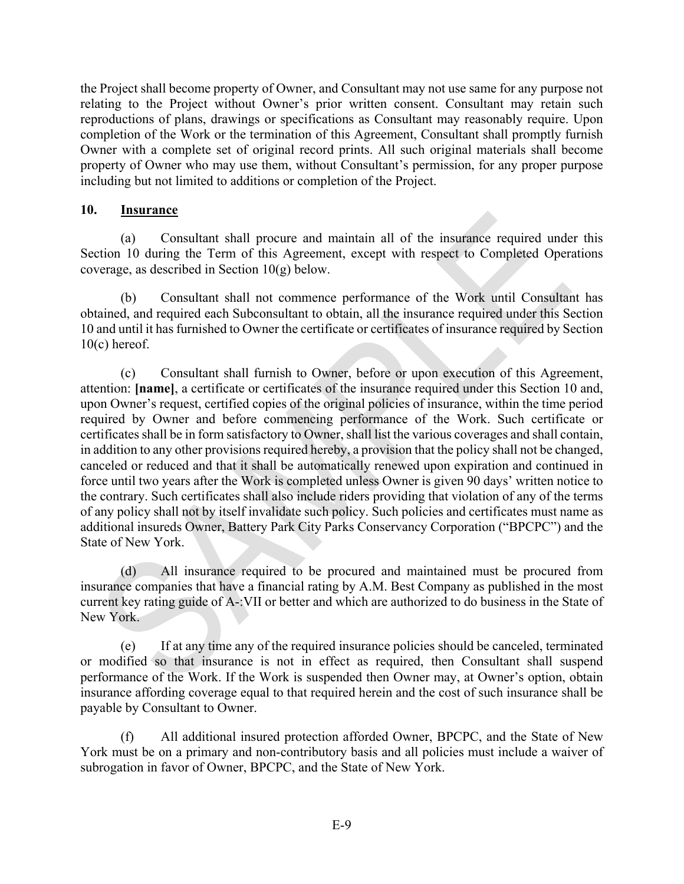the Project shall become property of Owner, and Consultant may not use same for any purpose not relating to the Project without Owner's prior written consent. Consultant may retain such reproductions of plans, drawings or specifications as Consultant may reasonably require. Upon completion of the Work or the termination of this Agreement, Consultant shall promptly furnish Owner with a complete set of original record prints. All such original materials shall become property of Owner who may use them, without Consultant's permission, for any proper purpose including but not limited to additions or completion of the Project.

**10. Insurance**

(a) Consultant shall procure and maintain all of the insurance required under this Section 10 during the Term of this Agreement, except with respect to Completed Operations coverage, as described in Section 10(g) below.

(b) Consultant shall not commence performance of the Work until Consultant has obtained, and required each Subconsultant to obtain, all the insurance required under this Section 10 and until it has furnished to Owner the certificate or certificates of insurance required by Section 10(c) hereof.

(c) Consultant shall furnish to Owner, before or upon execution of this Agreement, attention: **[name]**, a certificate or certificates of the insurance required under this Section 10 and, upon Owner's request, certified copies of the original policies of insurance, within the time period required by Owner and before commencing performance of the Work. Such certificate or certificates shall be in form satisfactory to Owner, shall list the various coverages and shall contain, in addition to any other provisions required hereby, a provision that the policy shall not be changed, canceled or reduced and that it shall be automatically renewed upon expiration and continued in force until two years after the Work is completed unless Owner is given 90 days' written notice to the contrary. Such certificates shall also include riders providing that violation of any of the terms of any policy shall not by itself invalidate such policy. Such policies and certificates must name as additional insureds Owner, Battery Park City Parks Conservancy Corporation ("BPCPC") and the State of New York.

(d) All insurance required to be procured and maintained must be procured from insurance companies that have a financial rating by A.M. Best Company as published in the most current key rating guide of A-:VII or better and which are authorized to do business in the State of New York.

(e) If at any time any of the required insurance policies should be canceled, terminated or modified so that insurance is not in effect as required, then Consultant shall suspend performance of the Work. If the Work is suspended then Owner may, at Owner's option, obtain insurance affording coverage equal to that required herein and the cost of such insurance shall be payable by Consultant to Owner.

(f) All additional insured protection afforded Owner, BPCPC, and the State of New York must be on a primary and non-contributory basis and all policies must include a waiver of subrogation in favor of Owner, BPCPC, and the State of New York.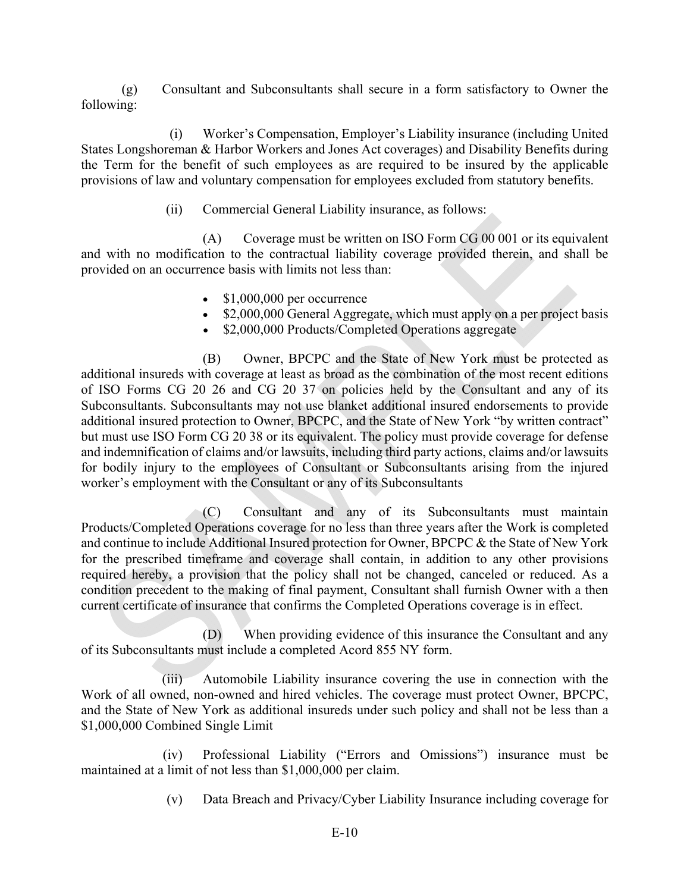(g) Consultant and Subconsultants shall secure in a form satisfactory to Owner the following:

(i) Worker's Compensation, Employer's Liability insurance (including United States Longshoreman & Harbor Workers and Jones Act coverages) and Disability Benefits during the Term for the benefit of such employees as are required to be insured by the applicable provisions of law and voluntary compensation for employees excluded from statutory benefits.

(ii) Commercial General Liability insurance, as follows:

(A) Coverage must be written on ISO Form CG 00 001 or its equivalent and with no modification to the contractual liability coverage provided therein, and shall be provided on an occurrence basis with limits not less than:

- $1,000,000 per occurrence
- $2,000,000 General Aggregate, which must apply on a per project basis
- $2,000,000 Products/Completed Operations aggregate

(B) Owner, BPCPC and the State of New York must be protected as additional insureds with coverage at least as broad as the combination of the most recent editions of ISO Forms CG 20 26 and CG 20 37 on policies held by the Consultant and any of its Subconsultants. Subconsultants may not use blanket additional insured endorsements to provide additional insured protection to Owner, BPCPC, and the State of New York "by written contract" but must use ISO Form CG 20 38 or its equivalent. The policy must provide coverage for defense and indemnification of claims and/or lawsuits, including third party actions, claims and/or lawsuits for bodily injury to the employees of Consultant or Subconsultants arising from the injured worker's employment with the Consultant or any of its Subconsultants

(C) Consultant and any of its Subconsultants must maintain Products/Completed Operations coverage for no less than three years after the Work is completed and continue to include Additional Insured protection for Owner, BPCPC & the State of New York for the prescribed timeframe and coverage shall contain, in addition to any other provisions required hereby, a provision that the policy shall not be changed, canceled or reduced. As a condition precedent to the making of final payment, Consultant shall furnish Owner with a then current certificate of insurance that confirms the Completed Operations coverage is in effect.

(D) When providing evidence of this insurance the Consultant and any of its Subconsultants must include a completed Acord 855 NY form.

(iii) Automobile Liability insurance covering the use in connection with the Work of all owned, non-owned and hired vehicles. The coverage must protect Owner, BPCPC, and the State of New York as additional insureds under such policy and shall not be less than a $1,000,000 Combined Single Limit

(iv) Professional Liability ("Errors and Omissions") insurance must be maintained at a limit of not less than $1,000,000 per claim.

(v) Data Breach and Privacy/Cyber Liability Insurance including coverage for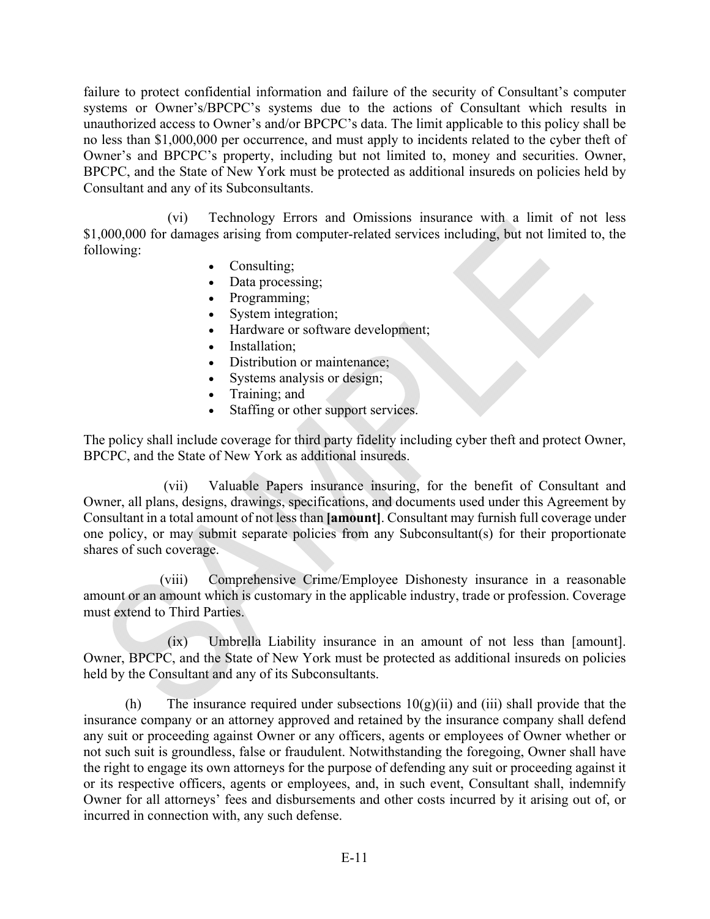failure to protect confidential information and failure of the security of Consultant's computer systems or Owner's/BPCPC's systems due to the actions of Consultant which results in unauthorized access to Owner's and/or BPCPC's data. The limit applicable to this policy shall be no less than $1,000,000 per occurrence, and must apply to incidents related to the cyber theft of Owner's and BPCPC's property, including but not limited to, money and securities. Owner, BPCPC, and the State of New York must be protected as additional insureds on policies held by Consultant and any of its Subconsultants.

(vi) Technology Errors and Omissions insurance with a limit of not less $1,000,000 for damages arising from computer-related services including, but not limited to, the following:

- Consulting;
- Data processing;
- Programming;
- System integration;
- Hardware or software development;
- Installation;
- Distribution or maintenance;
- Systems analysis or design;
- Training; and
- Staffing or other support services.

The policy shall include coverage for third party fidelity including cyber theft and protect Owner, BPCPC, and the State of New York as additional insureds.

(vii) Valuable Papers insurance insuring, for the benefit of Consultant and Owner, all plans, designs, drawings, specifications, and documents used under this Agreement by Consultant in a total amount of not less than **[amount]**. Consultant may furnish full coverage under one policy, or may submit separate policies from any Subconsultant(s) for their proportionate shares of such coverage.

(viii) Comprehensive Crime/Employee Dishonesty insurance in a reasonable amount or an amount which is customary in the applicable industry, trade or profession. Coverage must extend to Third Parties.

(ix) Umbrella Liability insurance in an amount of not less than [amount]. Owner, BPCPC, and the State of New York must be protected as additional insureds on policies held by the Consultant and any of its Subconsultants.

(h) The insurance required under subsections 10(g)(ii) and (iii) shall provide that the insurance company or an attorney approved and retained by the insurance company shall defend any suit or proceeding against Owner or any officers, agents or employees of Owner whether or not such suit is groundless, false or fraudulent. Notwithstanding the foregoing, Owner shall have the right to engage its own attorneys for the purpose of defending any suit or proceeding against it or its respective officers, agents or employees, and, in such event, Consultant shall, indemnify Owner for all attorneys' fees and disbursements and other costs incurred by it arising out of, or incurred in connection with, any such defense.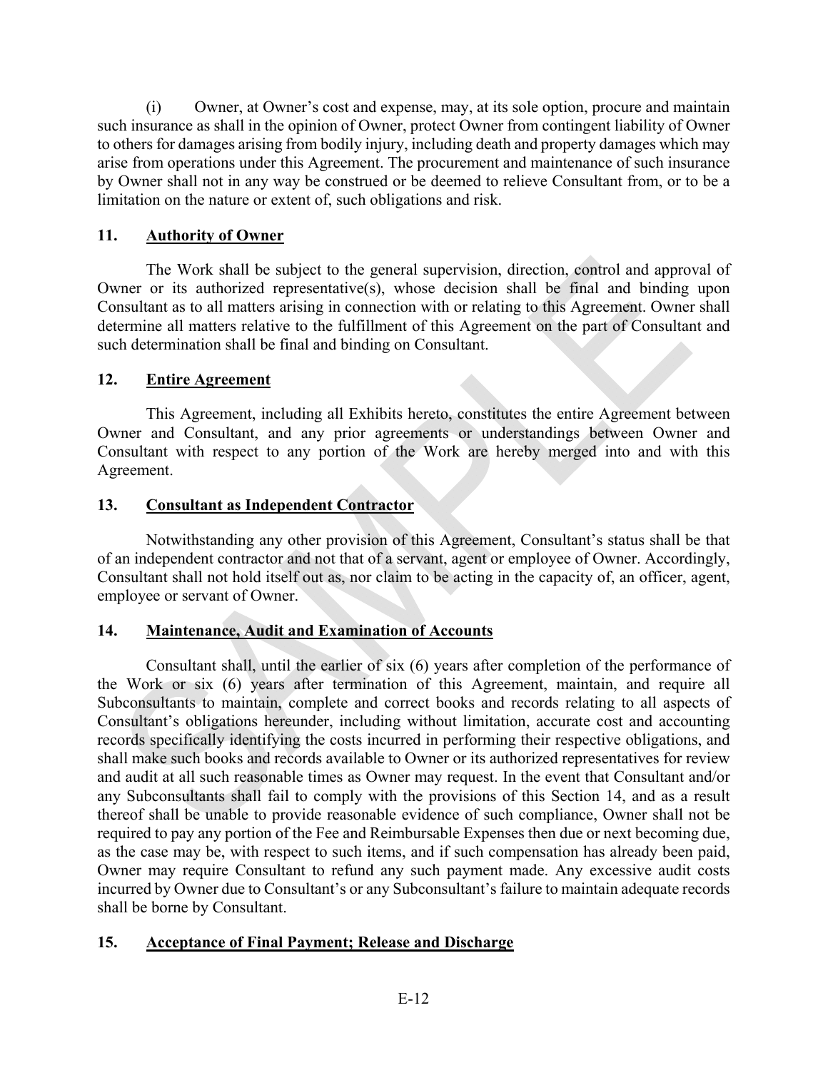(i) Owner, at Owner's cost and expense, may, at its sole option, procure and maintain such insurance as shall in the opinion of Owner, protect Owner from contingent liability of Owner to others for damages arising from bodily injury, including death and property damages which may arise from operations under this Agreement. The procurement and maintenance of such insurance by Owner shall not in any way be construed or be deemed to relieve Consultant from, or to be a limitation on the nature or extent of, such obligations and risk.

## 11. Authority of Owner

The Work shall be subject to the general supervision, direction, control and approval of Owner or its authorized representative(s), whose decision shall be final and binding upon Consultant as to all matters arising in connection with or relating to this Agreement. Owner shall determine all matters relative to the fulfillment of this Agreement on the part of Consultant and such determination shall be final and binding on Consultant.

## 12. Entire Agreement

This Agreement, including all Exhibits hereto, constitutes the entire Agreement between Owner and Consultant, and any prior agreements or understandings between Owner and Consultant with respect to any portion of the Work are hereby merged into and with this Agreement.

## 13. Consultant as Independent Contractor

Notwithstanding any other provision of this Agreement, Consultant's status shall be that of an independent contractor and not that of a servant, agent or employee of Owner. Accordingly, Consultant shall not hold itself out as, nor claim to be acting in the capacity of, an officer, agent, employee or servant of Owner.

## 14. Maintenance, Audit and Examination of Accounts

Consultant shall, until the earlier of six (6) years after completion of the performance of the Work or six (6) years after termination of this Agreement, maintain, and require all Subconsultants to maintain, complete and correct books and records relating to all aspects of Consultant's obligations hereunder, including without limitation, accurate cost and accounting records specifically identifying the costs incurred in performing their respective obligations, and shall make such books and records available to Owner or its authorized representatives for review and audit at all such reasonable times as Owner may request. In the event that Consultant and/or any Subconsultants shall fail to comply with the provisions of this Section 14, and as a result thereof shall be unable to provide reasonable evidence of such compliance, Owner shall not be required to pay any portion of the Fee and Reimbursable Expenses then due or next becoming due, as the case may be, with respect to such items, and if such compensation has already been paid, Owner may require Consultant to refund any such payment made. Any excessive audit costs incurred by Owner due to Consultant's or any Subconsultant's failure to maintain adequate records shall be borne by Consultant.

## 15. Acceptance of Final Payment; Release and Discharge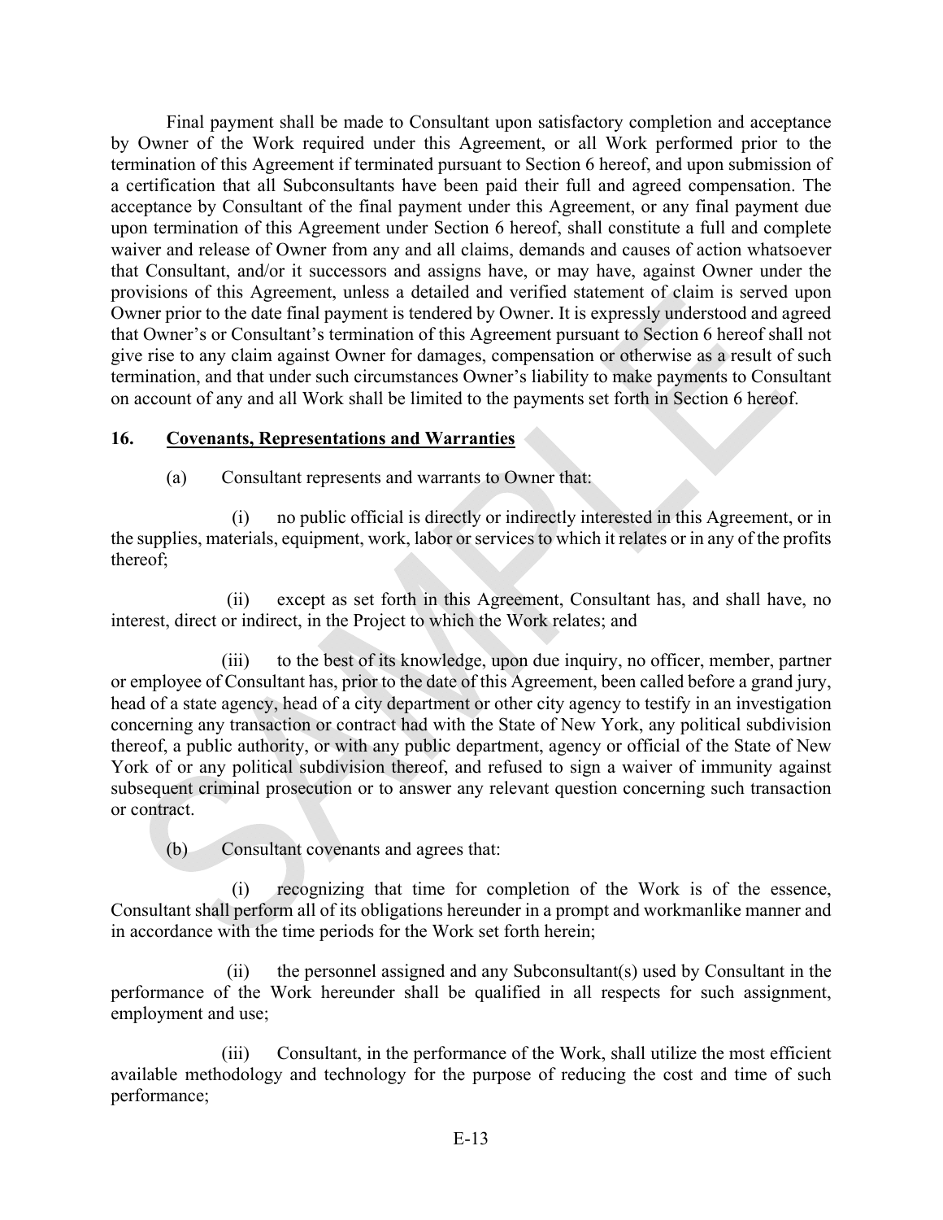Final payment shall be made to Consultant upon satisfactory completion and acceptance by Owner of the Work required under this Agreement, or all Work performed prior to the termination of this Agreement if terminated pursuant to Section 6 hereof, and upon submission of a certification that all Subconsultants have been paid their full and agreed compensation. The acceptance by Consultant of the final payment under this Agreement, or any final payment due upon termination of this Agreement under Section 6 hereof, shall constitute a full and complete waiver and release of Owner from any and all claims, demands and causes of action whatsoever that Consultant, and/or it successors and assigns have, or may have, against Owner under the provisions of this Agreement, unless a detailed and verified statement of claim is served upon Owner prior to the date final payment is tendered by Owner. It is expressly understood and agreed that Owner's or Consultant's termination of this Agreement pursuant to Section 6 hereof shall not give rise to any claim against Owner for damages, compensation or otherwise as a result of such termination, and that under such circumstances Owner's liability to make payments to Consultant on account of any and all Work shall be limited to the payments set forth in Section 6 hereof.

## 16. Covenants, Representations and Warranties

(a) Consultant represents and warrants to Owner that:

(i) no public official is directly or indirectly interested in this Agreement, or in the supplies, materials, equipment, work, labor or services to which it relates or in any of the profits thereof;

(ii) except as set forth in this Agreement, Consultant has, and shall have, no interest, direct or indirect, in the Project to which the Work relates; and

(iii) to the best of its knowledge, upon due inquiry, no officer, member, partner or employee of Consultant has, prior to the date of this Agreement, been called before a grand jury, head of a state agency, head of a city department or other city agency to testify in an investigation concerning any transaction or contract had with the State of New York, any political subdivision thereof, a public authority, or with any public department, agency or official of the State of New York of or any political subdivision thereof, and refused to sign a waiver of immunity against subsequent criminal prosecution or to answer any relevant question concerning such transaction or contract.

(b) Consultant covenants and agrees that:

(i) recognizing that time for completion of the Work is of the essence, Consultant shall perform all of its obligations hereunder in a prompt and workmanlike manner and in accordance with the time periods for the Work set forth herein;

(ii) the personnel assigned and any Subconsultant(s) used by Consultant in the performance of the Work hereunder shall be qualified in all respects for such assignment, employment and use;

(iii) Consultant, in the performance of the Work, shall utilize the most efficient available methodology and technology for the purpose of reducing the cost and time of such performance;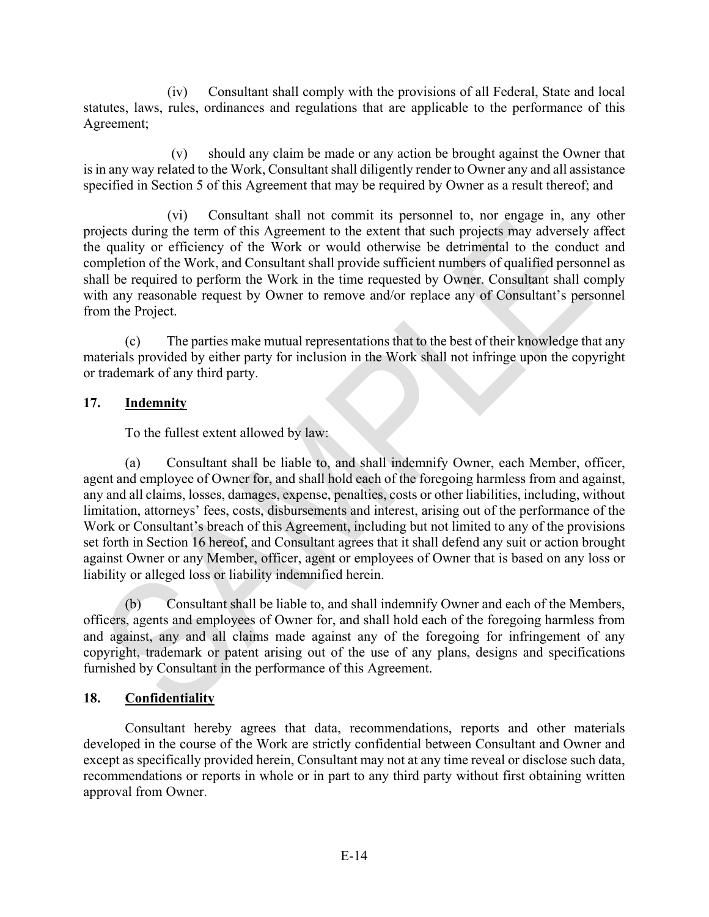(iv) Consultant shall comply with the provisions of all Federal, State and local statutes, laws, rules, ordinances and regulations that are applicable to the performance of this Agreement;

(v) should any claim be made or any action be brought against the Owner that is in any way related to the Work, Consultant shall diligently render to Owner any and all assistance specified in Section 5 of this Agreement that may be required by Owner as a result thereof; and

(vi) Consultant shall not commit its personnel to, nor engage in, any other projects during the term of this Agreement to the extent that such projects may adversely affect the quality or efficiency of the Work or would otherwise be detrimental to the conduct and completion of the Work, and Consultant shall provide sufficient numbers of qualified personnel as shall be required to perform the Work in the time requested by Owner. Consultant shall comply with any reasonable request by Owner to remove and/or replace any of Consultant's personnel from the Project.

(c) The parties make mutual representations that to the best of their knowledge that any materials provided by either party for inclusion in the Work shall not infringe upon the copyright or trademark of any third party.

## 17. Indemnity

To the fullest extent allowed by law:

(a) Consultant shall be liable to, and shall indemnify Owner, each Member, officer, agent and employee of Owner for, and shall hold each of the foregoing harmless from and against, any and all claims, losses, damages, expense, penalties, costs or other liabilities, including, without limitation, attorneys' fees, costs, disbursements and interest, arising out of the performance of the Work or Consultant's breach of this Agreement, including but not limited to any of the provisions set forth in Section 16 hereof, and Consultant agrees that it shall defend any suit or action brought against Owner or any Member, officer, agent or employees of Owner that is based on any loss or liability or alleged loss or liability indemnified herein.

(b) Consultant shall be liable to, and shall indemnify Owner and each of the Members, officers, agents and employees of Owner for, and shall hold each of the foregoing harmless from and against, any and all claims made against any of the foregoing for infringement of any copyright, trademark or patent arising out of the use of any plans, designs and specifications furnished by Consultant in the performance of this Agreement.

## 18. Confidentiality

Consultant hereby agrees that data, recommendations, reports and other materials developed in the course of the Work are strictly confidential between Consultant and Owner and except as specifically provided herein, Consultant may not at any time reveal or disclose such data, recommendations or reports in whole or in part to any third party without first obtaining written approval from Owner.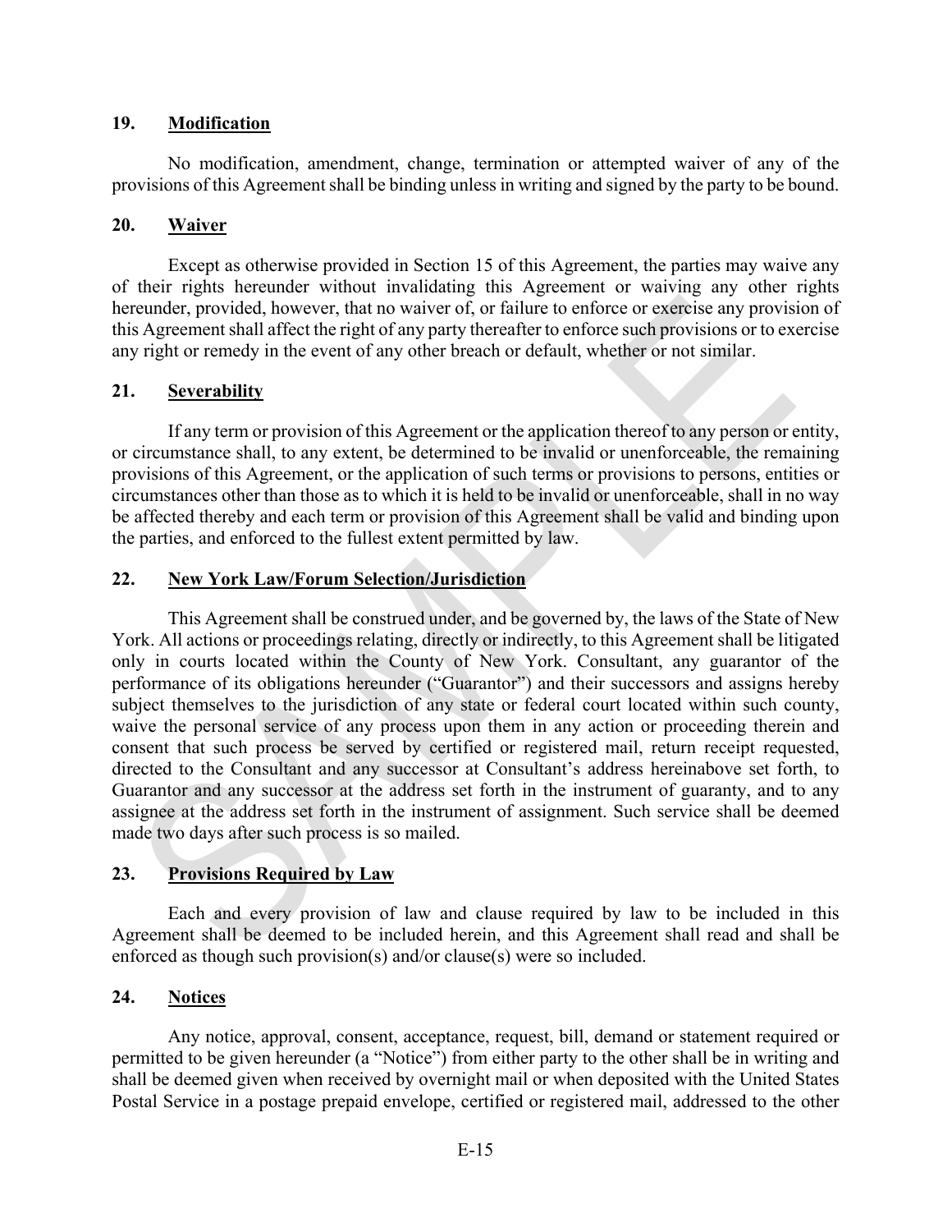## 19. Modification

No modification, amendment, change, termination or attempted waiver of any of the provisions of this Agreement shall be binding unless in writing and signed by the party to be bound.

## 20. Waiver

Except as otherwise provided in Section 15 of this Agreement, the parties may waive any of their rights hereunder without invalidating this Agreement or waiving any other rights hereunder, provided, however, that no waiver of, or failure to enforce or exercise any provision of this Agreement shall affect the right of any party thereafter to enforce such provisions or to exercise any right or remedy in the event of any other breach or default, whether or not similar.

## 21. Severability

If any term or provision of this Agreement or the application thereof to any person or entity, or circumstance shall, to any extent, be determined to be invalid or unenforceable, the remaining provisions of this Agreement, or the application of such terms or provisions to persons, entities or circumstances other than those as to which it is held to be invalid or unenforceable, shall in no way be affected thereby and each term or provision of this Agreement shall be valid and binding upon the parties, and enforced to the fullest extent permitted by law.

## 22. New York Law/Forum Selection/Jurisdiction

This Agreement shall be construed under, and be governed by, the laws of the State of New York. All actions or proceedings relating, directly or indirectly, to this Agreement shall be litigated only in courts located within the County of New York. Consultant, any guarantor of the performance of its obligations hereunder ("Guarantor") and their successors and assigns hereby subject themselves to the jurisdiction of any state or federal court located within such county, waive the personal service of any process upon them in any action or proceeding therein and consent that such process be served by certified or registered mail, return receipt requested, directed to the Consultant and any successor at Consultant's address hereinabove set forth, to Guarantor and any successor at the address set forth in the instrument of guaranty, and to any assignee at the address set forth in the instrument of assignment. Such service shall be deemed made two days after such process is so mailed.

## 23. Provisions Required by Law

Each and every provision of law and clause required by law to be included in this Agreement shall be deemed to be included herein, and this Agreement shall read and shall be enforced as though such provision(s) and/or clause(s) were so included.

## 24. Notices

Any notice, approval, consent, acceptance, request, bill, demand or statement required or permitted to be given hereunder (a "Notice") from either party to the other shall be in writing and shall be deemed given when received by overnight mail or when deposited with the United States Postal Service in a postage prepaid envelope, certified or registered mail, addressed to the other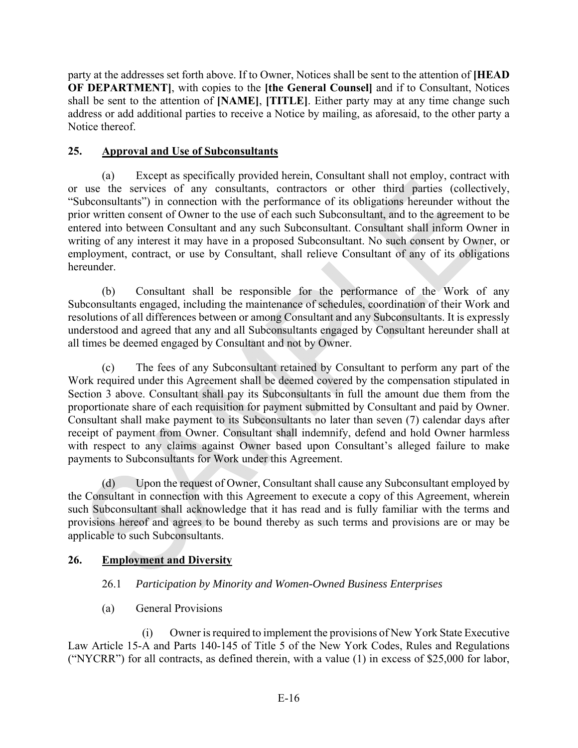party at the addresses set forth above. If to Owner, Notices shall be sent to the attention of **[HEAD OF DEPARTMENT]**, with copies to the **[the General Counsel]** and if to Consultant, Notices shall be sent to the attention of **[NAME]**, **[TITLE]**. Either party may at any time change such address or add additional parties to receive a Notice by mailing, as aforesaid, to the other party a Notice thereof.

## 25. Approval and Use of Subconsultants

(a) Except as specifically provided herein, Consultant shall not employ, contract with or use the services of any consultants, contractors or other third parties (collectively, "Subconsultants") in connection with the performance of its obligations hereunder without the prior written consent of Owner to the use of each such Subconsultant, and to the agreement to be entered into between Consultant and any such Subconsultant. Consultant shall inform Owner in writing of any interest it may have in a proposed Subconsultant. No such consent by Owner, or employment, contract, or use by Consultant, shall relieve Consultant of any of its obligations hereunder.

(b) Consultant shall be responsible for the performance of the Work of any Subconsultants engaged, including the maintenance of schedules, coordination of their Work and resolutions of all differences between or among Consultant and any Subconsultants. It is expressly understood and agreed that any and all Subconsultants engaged by Consultant hereunder shall at all times be deemed engaged by Consultant and not by Owner.

(c) The fees of any Subconsultant retained by Consultant to perform any part of the Work required under this Agreement shall be deemed covered by the compensation stipulated in Section 3 above. Consultant shall pay its Subconsultants in full the amount due them from the proportionate share of each requisition for payment submitted by Consultant and paid by Owner. Consultant shall make payment to its Subconsultants no later than seven (7) calendar days after receipt of payment from Owner. Consultant shall indemnify, defend and hold Owner harmless with respect to any claims against Owner based upon Consultant's alleged failure to make payments to Subconsultants for Work under this Agreement.

(d) Upon the request of Owner, Consultant shall cause any Subconsultant employed by the Consultant in connection with this Agreement to execute a copy of this Agreement, wherein such Subconsultant shall acknowledge that it has read and is fully familiar with the terms and provisions hereof and agrees to be bound thereby as such terms and provisions are or may be applicable to such Subconsultants.

## 26. Employment and Diversity

26.1 *Participation by Minority and Women-Owned Business Enterprises*

(a) General Provisions

(i) Owner is required to implement the provisions of New York State Executive Law Article 15-A and Parts 140-145 of Title 5 of the New York Codes, Rules and Regulations ("NYCRR") for all contracts, as defined therein, with a value (1) in excess of $25,000 for labor,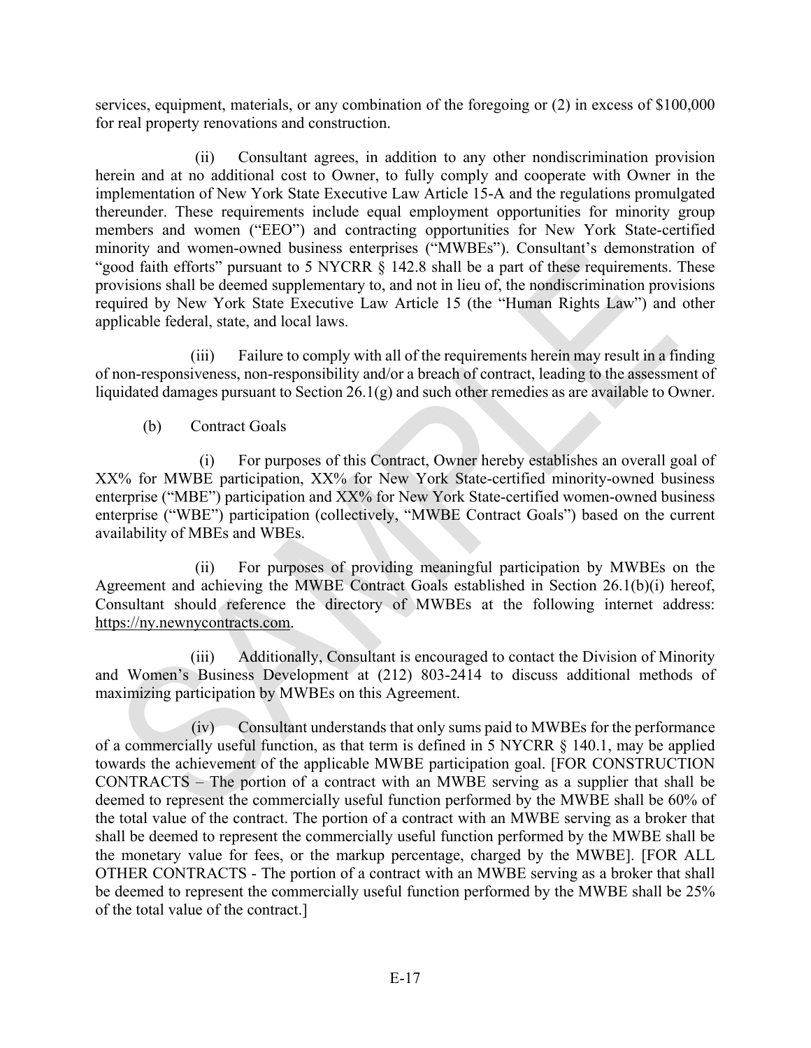services, equipment, materials, or any combination of the foregoing or (2) in excess of $100,000 for real property renovations and construction.

(ii) Consultant agrees, in addition to any other nondiscrimination provision herein and at no additional cost to Owner, to fully comply and cooperate with Owner in the implementation of New York State Executive Law Article 15-A and the regulations promulgated thereunder. These requirements include equal employment opportunities for minority group members and women ("EEO") and contracting opportunities for New York State-certified minority and women-owned business enterprises ("MWBEs"). Consultant's demonstration of "good faith efforts" pursuant to 5 NYCRR § 142.8 shall be a part of these requirements. These provisions shall be deemed supplementary to, and not in lieu of, the nondiscrimination provisions required by New York State Executive Law Article 15 (the "Human Rights Law") and other applicable federal, state, and local laws.

(iii) Failure to comply with all of the requirements herein may result in a finding of non-responsiveness, non-responsibility and/or a breach of contract, leading to the assessment of liquidated damages pursuant to Section 26.1(g) and such other remedies as are available to Owner.

(b) Contract Goals

(i) For purposes of this Contract, Owner hereby establishes an overall goal of XX% for MWBE participation, XX% for New York State-certified minority-owned business enterprise ("MBE") participation and XX% for New York State-certified women-owned business enterprise ("WBE") participation (collectively, "MWBE Contract Goals") based on the current availability of MBEs and WBEs.

(ii) For purposes of providing meaningful participation by MWBEs on the Agreement and achieving the MWBE Contract Goals established in Section 26.1(b)(i) hereof, Consultant should reference the directory of MWBEs at the following internet address: https://ny.newnycontracts.com.

(iii) Additionally, Consultant is encouraged to contact the Division of Minority and Women's Business Development at (212) 803-2414 to discuss additional methods of maximizing participation by MWBEs on this Agreement.

(iv) Consultant understands that only sums paid to MWBEs for the performance of a commercially useful function, as that term is defined in 5 NYCRR § 140.1, may be applied towards the achievement of the applicable MWBE participation goal. [FOR CONSTRUCTION CONTRACTS – The portion of a contract with an MWBE serving as a supplier that shall be deemed to represent the commercially useful function performed by the MWBE shall be 60% of the total value of the contract. The portion of a contract with an MWBE serving as a broker that shall be deemed to represent the commercially useful function performed by the MWBE shall be the monetary value for fees, or the markup percentage, charged by the MWBE]. [FOR ALL OTHER CONTRACTS - The portion of a contract with an MWBE serving as a broker that shall be deemed to represent the commercially useful function performed by the MWBE shall be 25% of the total value of the contract.]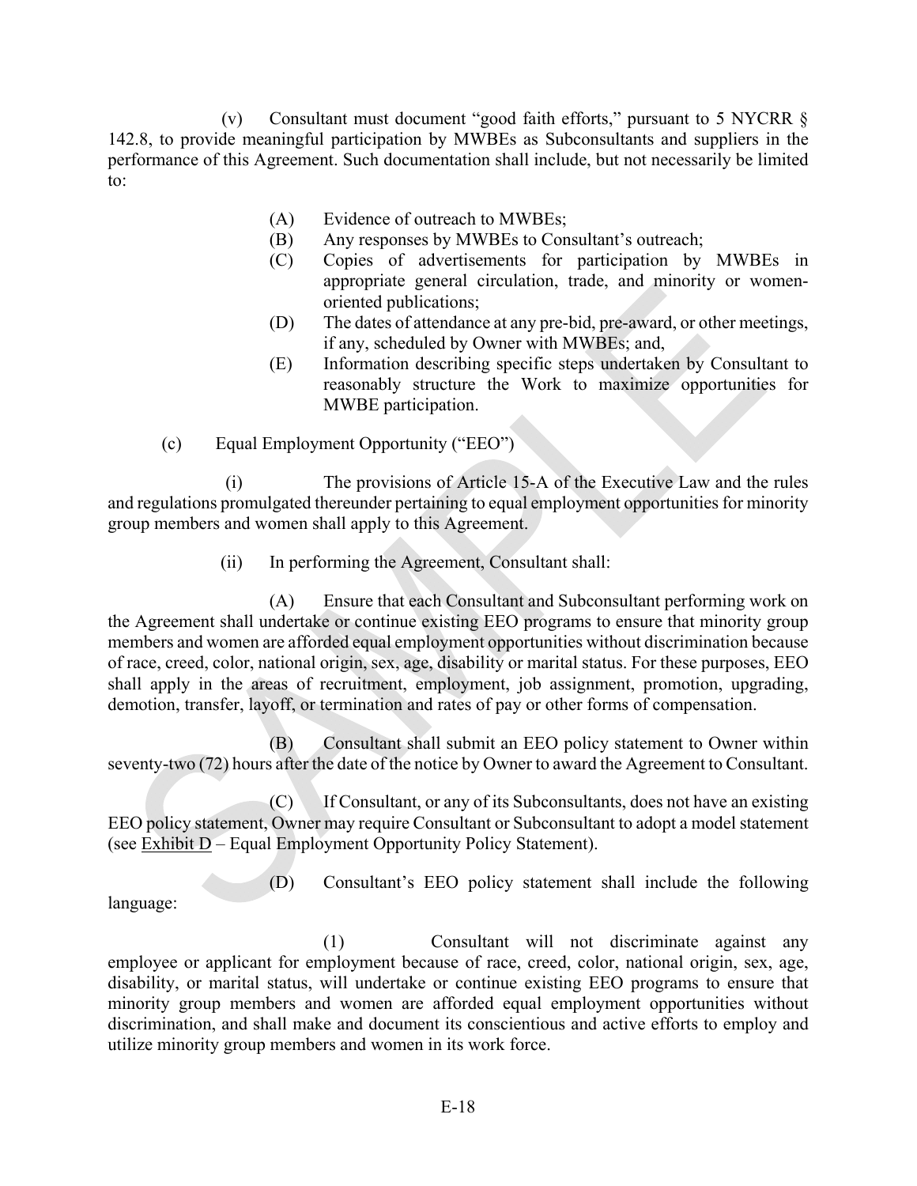(v) Consultant must document "good faith efforts," pursuant to 5 NYCRR § 142.8, to provide meaningful participation by MWBEs as Subconsultants and suppliers in the performance of this Agreement. Such documentation shall include, but not necessarily be limited to:

(A) Evidence of outreach to MWBEs;

(B) Any responses by MWBEs to Consultant's outreach;

(C) Copies of advertisements for participation by MWBEs in appropriate general circulation, trade, and minority or women-oriented publications;

(D) The dates of attendance at any pre-bid, pre-award, or other meetings, if any, scheduled by Owner with MWBEs; and,

(E) Information describing specific steps undertaken by Consultant to reasonably structure the Work to maximize opportunities for MWBE participation.

(c) Equal Employment Opportunity ("EEO")

(i) The provisions of Article 15-A of the Executive Law and the rules and regulations promulgated thereunder pertaining to equal employment opportunities for minority group members and women shall apply to this Agreement.

(ii) In performing the Agreement, Consultant shall:

(A) Ensure that each Consultant and Subconsultant performing work on the Agreement shall undertake or continue existing EEO programs to ensure that minority group members and women are afforded equal employment opportunities without discrimination because of race, creed, color, national origin, sex, age, disability or marital status. For these purposes, EEO shall apply in the areas of recruitment, employment, job assignment, promotion, upgrading, demotion, transfer, layoff, or termination and rates of pay or other forms of compensation.

(B) Consultant shall submit an EEO policy statement to Owner within seventy-two (72) hours after the date of the notice by Owner to award the Agreement to Consultant.

(C) If Consultant, or any of its Subconsultants, does not have an existing EEO policy statement, Owner may require Consultant or Subconsultant to adopt a model statement (see Exhibit D – Equal Employment Opportunity Policy Statement).

(D) Consultant's EEO policy statement shall include the following language:

(1) Consultant will not discriminate against any employee or applicant for employment because of race, creed, color, national origin, sex, age, disability, or marital status, will undertake or continue existing EEO programs to ensure that minority group members and women are afforded equal employment opportunities without discrimination, and shall make and document its conscientious and active efforts to employ and utilize minority group members and women in its work force.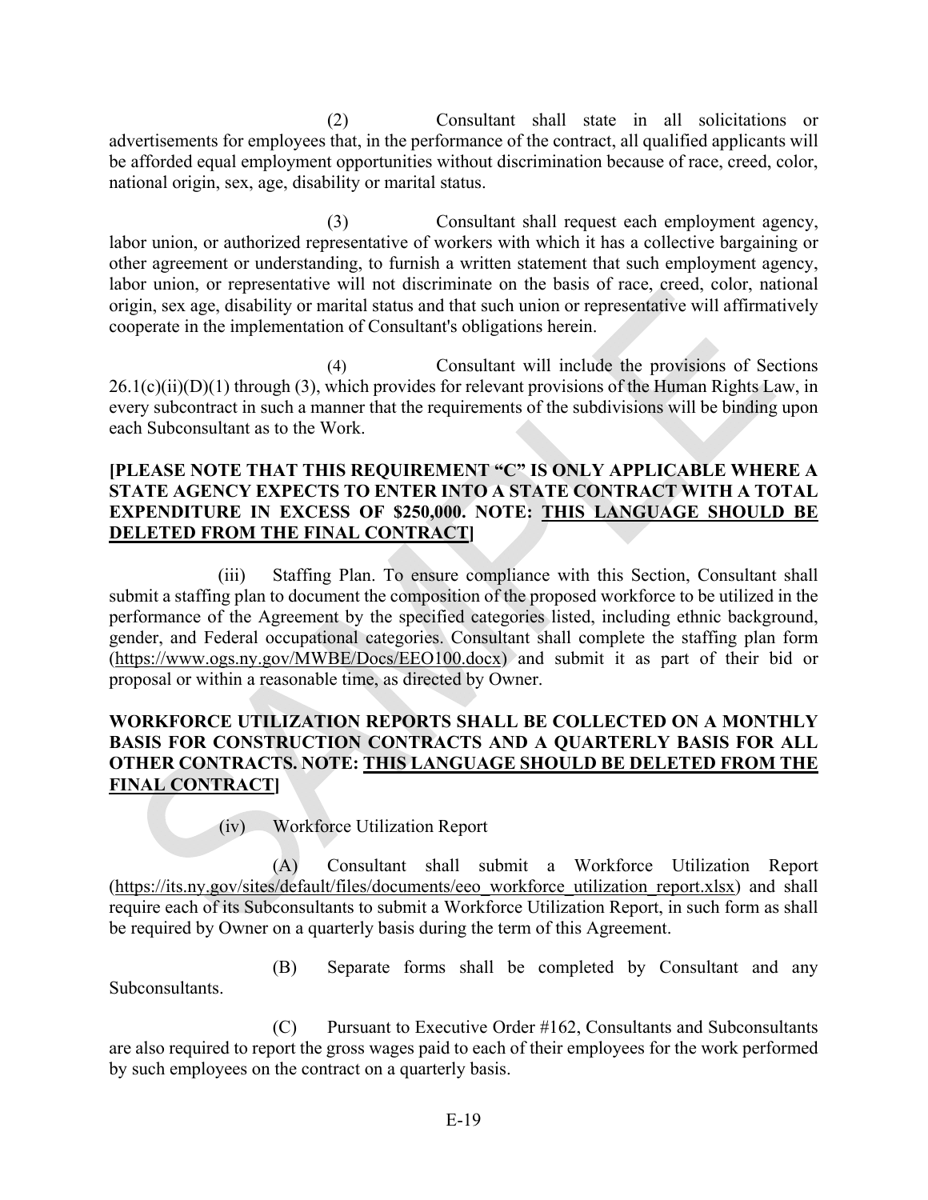(2) Consultant shall state in all solicitations or advertisements for employees that, in the performance of the contract, all qualified applicants will be afforded equal employment opportunities without discrimination because of race, creed, color, national origin, sex, age, disability or marital status.

(3) Consultant shall request each employment agency, labor union, or authorized representative of workers with which it has a collective bargaining or other agreement or understanding, to furnish a written statement that such employment agency, labor union, or representative will not discriminate on the basis of race, creed, color, national origin, sex age, disability or marital status and that such union or representative will affirmatively cooperate in the implementation of Consultant's obligations herein.

(4) Consultant will include the provisions of Sections 26.1(c)(ii)(D)(1) through (3), which provides for relevant provisions of the Human Rights Law, in every subcontract in such a manner that the requirements of the subdivisions will be binding upon each Subconsultant as to the Work.

**[PLEASE NOTE THAT THIS REQUIREMENT "C" IS ONLY APPLICABLE WHERE A STATE AGENCY EXPECTS TO ENTER INTO A STATE CONTRACT WITH A TOTAL EXPENDITURE IN EXCESS OF $250,000. NOTE: <u>THIS LANGUAGE SHOULD BE DELETED FROM THE FINAL CONTRACT</u>]**

(iii) Staffing Plan. To ensure compliance with this Section, Consultant shall submit a staffing plan to document the composition of the proposed workforce to be utilized in the performance of the Agreement by the specified categories listed, including ethnic background, gender, and Federal occupational categories. Consultant shall complete the staffing plan form (https://www.ogs.ny.gov/MWBE/Docs/EEO100.docx) and submit it as part of their bid or proposal or within a reasonable time, as directed by Owner.

**WORKFORCE UTILIZATION REPORTS SHALL BE COLLECTED ON A MONTHLY BASIS FOR CONSTRUCTION CONTRACTS AND A QUARTERLY BASIS FOR ALL OTHER CONTRACTS. NOTE: <u>THIS LANGUAGE SHOULD BE DELETED FROM THE FINAL CONTRACT</u>]**

(iv) Workforce Utilization Report

(A) Consultant shall submit a Workforce Utilization Report (https://its.ny.gov/sites/default/files/documents/eeo_workforce_utilization_report.xlsx) and shall require each of its Subconsultants to submit a Workforce Utilization Report, in such form as shall be required by Owner on a quarterly basis during the term of this Agreement.

(B) Separate forms shall be completed by Consultant and any Subconsultants.

(C) Pursuant to Executive Order #162, Consultants and Subconsultants are also required to report the gross wages paid to each of their employees for the work performed by such employees on the contract on a quarterly basis.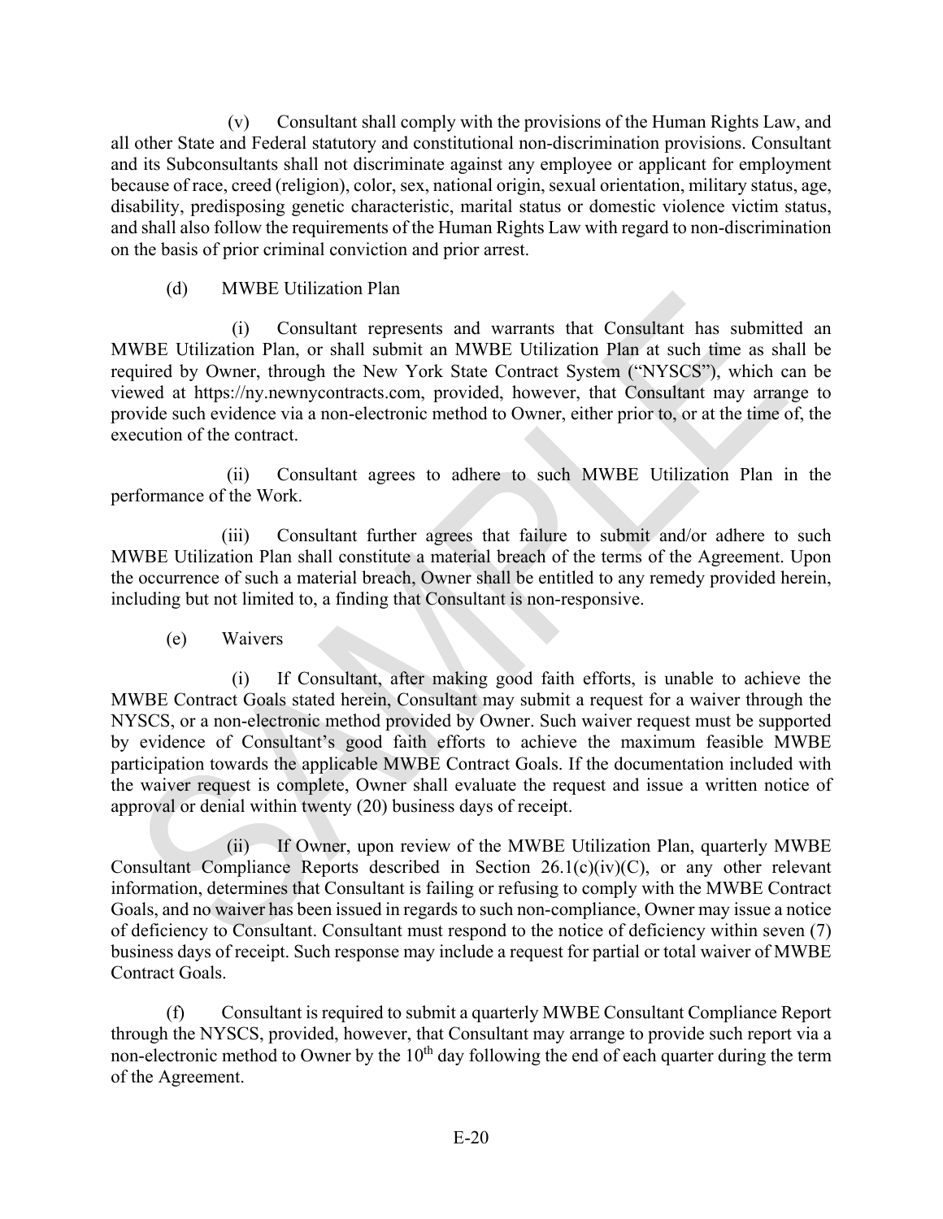(v) Consultant shall comply with the provisions of the Human Rights Law, and all other State and Federal statutory and constitutional non-discrimination provisions. Consultant and its Subconsultants shall not discriminate against any employee or applicant for employment because of race, creed (religion), color, sex, national origin, sexual orientation, military status, age, disability, predisposing genetic characteristic, marital status or domestic violence victim status, and shall also follow the requirements of the Human Rights Law with regard to non-discrimination on the basis of prior criminal conviction and prior arrest.

(d) MWBE Utilization Plan

(i) Consultant represents and warrants that Consultant has submitted an MWBE Utilization Plan, or shall submit an MWBE Utilization Plan at such time as shall be required by Owner, through the New York State Contract System ("NYSCS"), which can be viewed at https://ny.newnycontracts.com, provided, however, that Consultant may arrange to provide such evidence via a non-electronic method to Owner, either prior to, or at the time of, the execution of the contract.

(ii) Consultant agrees to adhere to such MWBE Utilization Plan in the performance of the Work.

(iii) Consultant further agrees that failure to submit and/or adhere to such MWBE Utilization Plan shall constitute a material breach of the terms of the Agreement. Upon the occurrence of such a material breach, Owner shall be entitled to any remedy provided herein, including but not limited to, a finding that Consultant is non-responsive.

(e) Waivers

(i) If Consultant, after making good faith efforts, is unable to achieve the MWBE Contract Goals stated herein, Consultant may submit a request for a waiver through the NYSCS, or a non-electronic method provided by Owner. Such waiver request must be supported by evidence of Consultant's good faith efforts to achieve the maximum feasible MWBE participation towards the applicable MWBE Contract Goals. If the documentation included with the waiver request is complete, Owner shall evaluate the request and issue a written notice of approval or denial within twenty (20) business days of receipt.

(ii) If Owner, upon review of the MWBE Utilization Plan, quarterly MWBE Consultant Compliance Reports described in Section 26.1(c)(iv)(C), or any other relevant information, determines that Consultant is failing or refusing to comply with the MWBE Contract Goals, and no waiver has been issued in regards to such non-compliance, Owner may issue a notice of deficiency to Consultant. Consultant must respond to the notice of deficiency within seven (7) business days of receipt. Such response may include a request for partial or total waiver of MWBE Contract Goals.

(f) Consultant is required to submit a quarterly MWBE Consultant Compliance Report through the NYSCS, provided, however, that Consultant may arrange to provide such report via a non-electronic method to Owner by the 10th day following the end of each quarter during the term of the Agreement.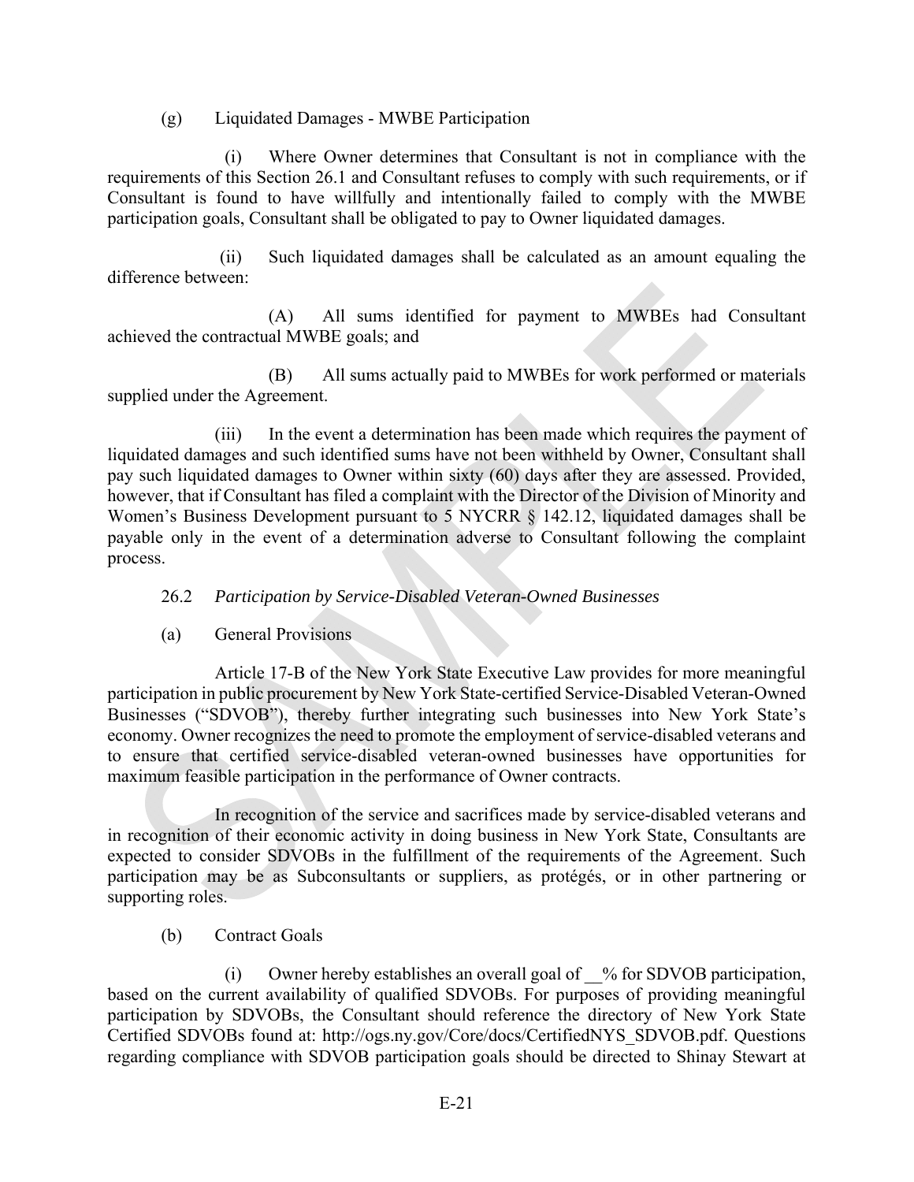(g) Liquidated Damages - MWBE Participation

(i) Where Owner determines that Consultant is not in compliance with the requirements of this Section 26.1 and Consultant refuses to comply with such requirements, or if Consultant is found to have willfully and intentionally failed to comply with the MWBE participation goals, Consultant shall be obligated to pay to Owner liquidated damages.

(ii) Such liquidated damages shall be calculated as an amount equaling the difference between:

(A) All sums identified for payment to MWBEs had Consultant achieved the contractual MWBE goals; and

(B) All sums actually paid to MWBEs for work performed or materials supplied under the Agreement.

(iii) In the event a determination has been made which requires the payment of liquidated damages and such identified sums have not been withheld by Owner, Consultant shall pay such liquidated damages to Owner within sixty (60) days after they are assessed. Provided, however, that if Consultant has filed a complaint with the Director of the Division of Minority and Women's Business Development pursuant to 5 NYCRR § 142.12, liquidated damages shall be payable only in the event of a determination adverse to Consultant following the complaint process.

26.2 *Participation by Service-Disabled Veteran-Owned Businesses*

(a) General Provisions

Article 17-B of the New York State Executive Law provides for more meaningful participation in public procurement by New York State-certified Service-Disabled Veteran-Owned Businesses ("SDVOB"), thereby further integrating such businesses into New York State's economy. Owner recognizes the need to promote the employment of service-disabled veterans and to ensure that certified service-disabled veteran-owned businesses have opportunities for maximum feasible participation in the performance of Owner contracts.

In recognition of the service and sacrifices made by service-disabled veterans and in recognition of their economic activity in doing business in New York State, Consultants are expected to consider SDVOBs in the fulfillment of the requirements of the Agreement. Such participation may be as Subconsultants or suppliers, as protégés, or in other partnering or supporting roles.

(b) Contract Goals

(i) Owner hereby establishes an overall goal of __% for SDVOB participation, based on the current availability of qualified SDVOBs. For purposes of providing meaningful participation by SDVOBs, the Consultant should reference the directory of New York State Certified SDVOBs found at: http://ogs.ny.gov/Core/docs/CertifiedNYS_SDVOB.pdf. Questions regarding compliance with SDVOB participation goals should be directed to Shinay Stewart at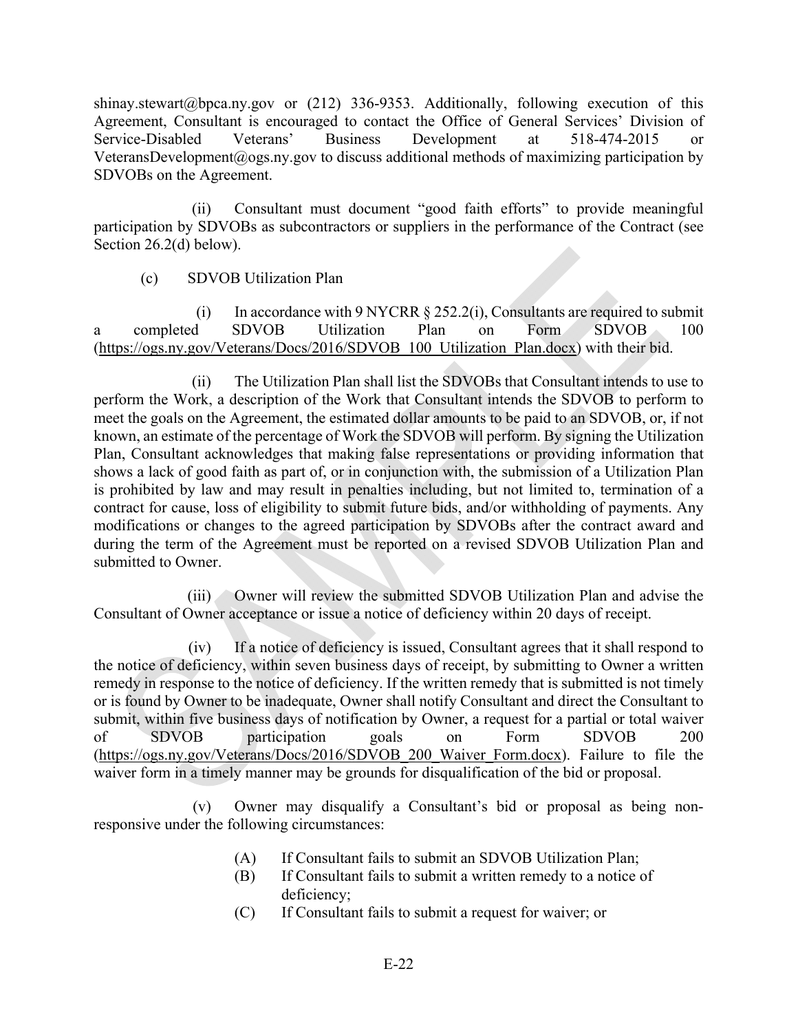shinay.stewart@bpca.ny.gov or (212) 336-9353. Additionally, following execution of this Agreement, Consultant is encouraged to contact the Office of General Services' Division of Service-Disabled Veterans' Business Development at 518-474-2015 or VeteransDevelopment@ogs.ny.gov to discuss additional methods of maximizing participation by SDVOBs on the Agreement.

(ii) Consultant must document "good faith efforts" to provide meaningful participation by SDVOBs as subcontractors or suppliers in the performance of the Contract (see Section 26.2(d) below).

(c) SDVOB Utilization Plan

(i) In accordance with 9 NYCRR § 252.2(i), Consultants are required to submit a completed SDVOB Utilization Plan on Form SDVOB 100 (https://ogs.ny.gov/Veterans/Docs/2016/SDVOB_100_Utilization_Plan.docx) with their bid.

(ii) The Utilization Plan shall list the SDVOBs that Consultant intends to use to perform the Work, a description of the Work that Consultant intends the SDVOB to perform to meet the goals on the Agreement, the estimated dollar amounts to be paid to an SDVOB, or, if not known, an estimate of the percentage of Work the SDVOB will perform. By signing the Utilization Plan, Consultant acknowledges that making false representations or providing information that shows a lack of good faith as part of, or in conjunction with, the submission of a Utilization Plan is prohibited by law and may result in penalties including, but not limited to, termination of a contract for cause, loss of eligibility to submit future bids, and/or withholding of payments. Any modifications or changes to the agreed participation by SDVOBs after the contract award and during the term of the Agreement must be reported on a revised SDVOB Utilization Plan and submitted to Owner.

(iii) Owner will review the submitted SDVOB Utilization Plan and advise the Consultant of Owner acceptance or issue a notice of deficiency within 20 days of receipt.

(iv) If a notice of deficiency is issued, Consultant agrees that it shall respond to the notice of deficiency, within seven business days of receipt, by submitting to Owner a written remedy in response to the notice of deficiency. If the written remedy that is submitted is not timely or is found by Owner to be inadequate, Owner shall notify Consultant and direct the Consultant to submit, within five business days of notification by Owner, a request for a partial or total waiver of SDVOB participation goals on Form SDVOB 200 (https://ogs.ny.gov/Veterans/Docs/2016/SDVOB_200_Waiver_Form.docx). Failure to file the waiver form in a timely manner may be grounds for disqualification of the bid or proposal.

(v) Owner may disqualify a Consultant's bid or proposal as being non-responsive under the following circumstances:

(A) If Consultant fails to submit an SDVOB Utilization Plan;
(B) If Consultant fails to submit a written remedy to a notice of deficiency;
(C) If Consultant fails to submit a request for waiver; or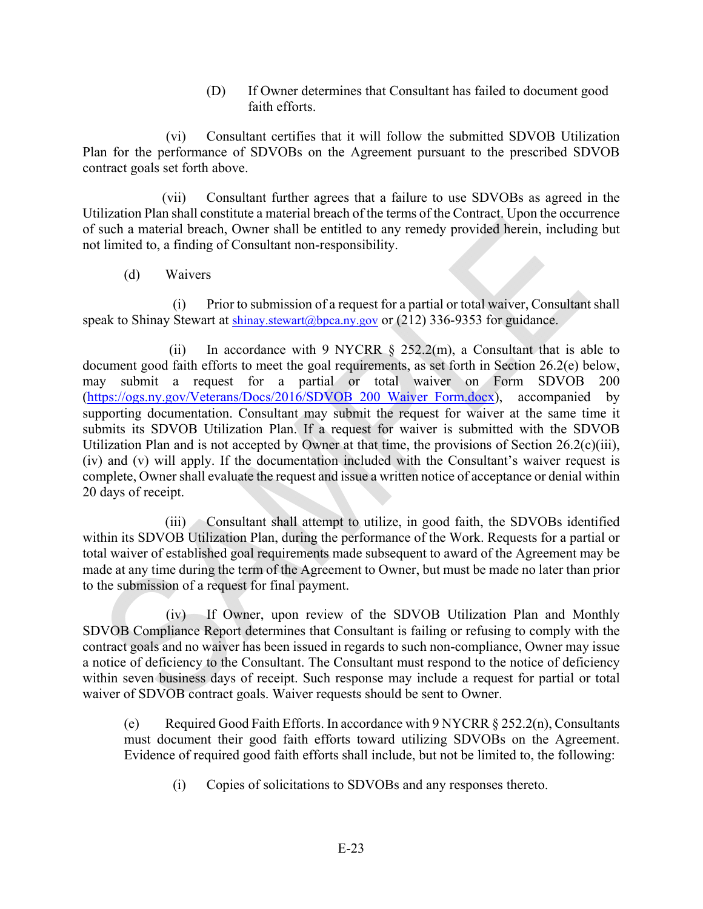(D) If Owner determines that Consultant has failed to document good faith efforts.

(vi) Consultant certifies that it will follow the submitted SDVOB Utilization Plan for the performance of SDVOBs on the Agreement pursuant to the prescribed SDVOB contract goals set forth above.

(vii) Consultant further agrees that a failure to use SDVOBs as agreed in the Utilization Plan shall constitute a material breach of the terms of the Contract. Upon the occurrence of such a material breach, Owner shall be entitled to any remedy provided herein, including but not limited to, a finding of Consultant non-responsibility.

(d) Waivers

(i) Prior to submission of a request for a partial or total waiver, Consultant shall speak to Shinay Stewart at shinay.stewart@bpca.ny.gov or (212) 336-9353 for guidance.

(ii) In accordance with 9 NYCRR § 252.2(m), a Consultant that is able to document good faith efforts to meet the goal requirements, as set forth in Section 26.2(e) below, may submit a request for a partial or total waiver on Form SDVOB 200 (https://ogs.ny.gov/Veterans/Docs/2016/SDVOB_200_Waiver_Form.docx), accompanied by supporting documentation. Consultant may submit the request for waiver at the same time it submits its SDVOB Utilization Plan. If a request for waiver is submitted with the SDVOB Utilization Plan and is not accepted by Owner at that time, the provisions of Section 26.2(c)(iii), (iv) and (v) will apply. If the documentation included with the Consultant's waiver request is complete, Owner shall evaluate the request and issue a written notice of acceptance or denial within 20 days of receipt.

(iii) Consultant shall attempt to utilize, in good faith, the SDVOBs identified within its SDVOB Utilization Plan, during the performance of the Work. Requests for a partial or total waiver of established goal requirements made subsequent to award of the Agreement may be made at any time during the term of the Agreement to Owner, but must be made no later than prior to the submission of a request for final payment.

(iv) If Owner, upon review of the SDVOB Utilization Plan and Monthly SDVOB Compliance Report determines that Consultant is failing or refusing to comply with the contract goals and no waiver has been issued in regards to such non-compliance, Owner may issue a notice of deficiency to the Consultant. The Consultant must respond to the notice of deficiency within seven business days of receipt. Such response may include a request for partial or total waiver of SDVOB contract goals. Waiver requests should be sent to Owner.

(e) Required Good Faith Efforts. In accordance with 9 NYCRR § 252.2(n), Consultants must document their good faith efforts toward utilizing SDVOBs on the Agreement. Evidence of required good faith efforts shall include, but not be limited to, the following:

(i) Copies of solicitations to SDVOBs and any responses thereto.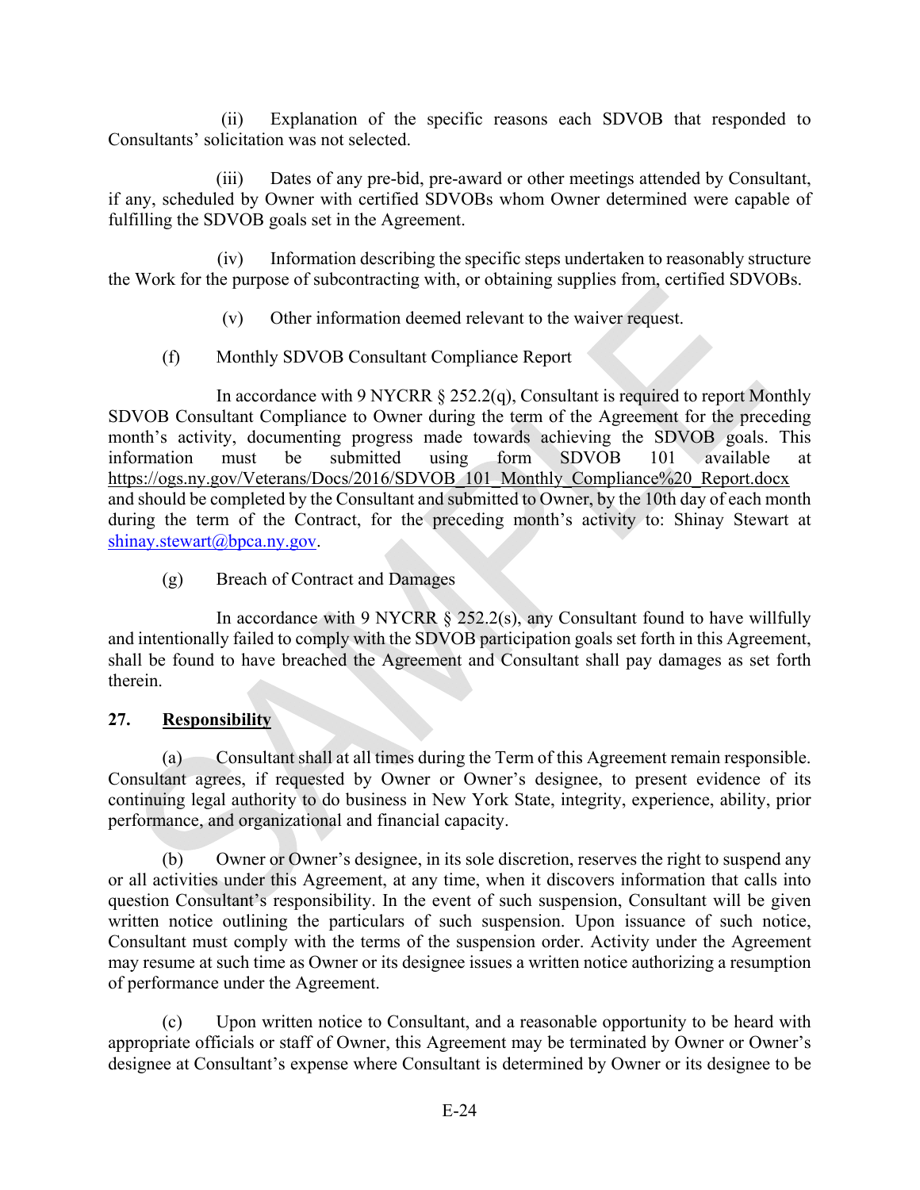(ii) Explanation of the specific reasons each SDVOB that responded to Consultants' solicitation was not selected.

(iii) Dates of any pre-bid, pre-award or other meetings attended by Consultant, if any, scheduled by Owner with certified SDVOBs whom Owner determined were capable of fulfilling the SDVOB goals set in the Agreement.

(iv) Information describing the specific steps undertaken to reasonably structure the Work for the purpose of subcontracting with, or obtaining supplies from, certified SDVOBs.

(v) Other information deemed relevant to the waiver request.

(f) Monthly SDVOB Consultant Compliance Report

In accordance with 9 NYCRR § 252.2(q), Consultant is required to report Monthly SDVOB Consultant Compliance to Owner during the term of the Agreement for the preceding month's activity, documenting progress made towards achieving the SDVOB goals. This information must be submitted using form SDVOB 101 available at https://ogs.ny.gov/Veterans/Docs/2016/SDVOB_101_Monthly_Compliance%20_Report.docx and should be completed by the Consultant and submitted to Owner, by the 10th day of each month during the term of the Contract, for the preceding month's activity to: Shinay Stewart at shinay.stewart@bpca.ny.gov.

(g) Breach of Contract and Damages

In accordance with 9 NYCRR § 252.2(s), any Consultant found to have willfully and intentionally failed to comply with the SDVOB participation goals set forth in this Agreement, shall be found to have breached the Agreement and Consultant shall pay damages as set forth therein.

**27. Responsibility**

(a) Consultant shall at all times during the Term of this Agreement remain responsible. Consultant agrees, if requested by Owner or Owner's designee, to present evidence of its continuing legal authority to do business in New York State, integrity, experience, ability, prior performance, and organizational and financial capacity.

(b) Owner or Owner's designee, in its sole discretion, reserves the right to suspend any or all activities under this Agreement, at any time, when it discovers information that calls into question Consultant's responsibility. In the event of such suspension, Consultant will be given written notice outlining the particulars of such suspension. Upon issuance of such notice, Consultant must comply with the terms of the suspension order. Activity under the Agreement may resume at such time as Owner or its designee issues a written notice authorizing a resumption of performance under the Agreement.

(c) Upon written notice to Consultant, and a reasonable opportunity to be heard with appropriate officials or staff of Owner, this Agreement may be terminated by Owner or Owner's designee at Consultant's expense where Consultant is determined by Owner or its designee to be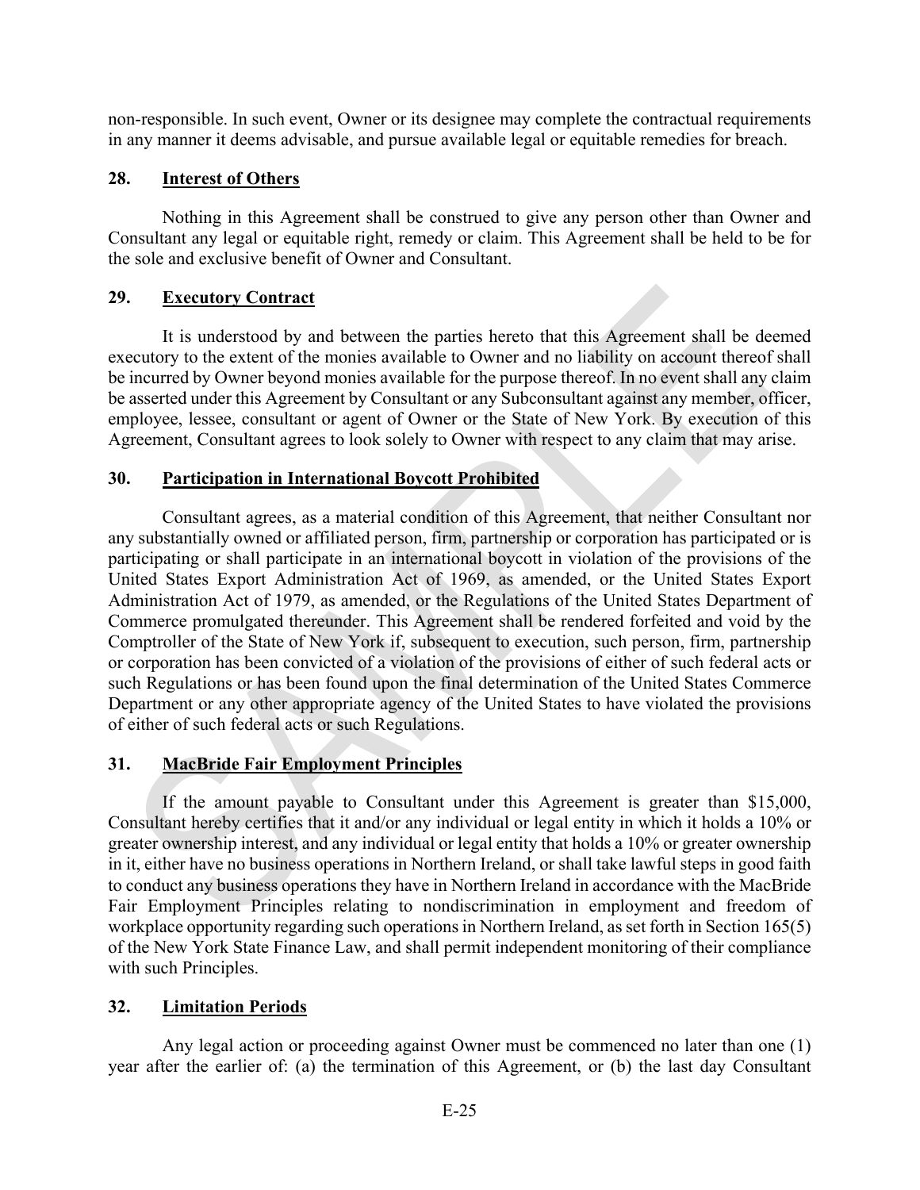non-responsible. In such event, Owner or its designee may complete the contractual requirements in any manner it deems advisable, and pursue available legal or equitable remedies for breach.

## 28. Interest of Others

Nothing in this Agreement shall be construed to give any person other than Owner and Consultant any legal or equitable right, remedy or claim. This Agreement shall be held to be for the sole and exclusive benefit of Owner and Consultant.

## 29. Executory Contract

It is understood by and between the parties hereto that this Agreement shall be deemed executory to the extent of the monies available to Owner and no liability on account thereof shall be incurred by Owner beyond monies available for the purpose thereof. In no event shall any claim be asserted under this Agreement by Consultant or any Subconsultant against any member, officer, employee, lessee, consultant or agent of Owner or the State of New York. By execution of this Agreement, Consultant agrees to look solely to Owner with respect to any claim that may arise.

## 30. Participation in International Boycott Prohibited

Consultant agrees, as a material condition of this Agreement, that neither Consultant nor any substantially owned or affiliated person, firm, partnership or corporation has participated or is participating or shall participate in an international boycott in violation of the provisions of the United States Export Administration Act of 1969, as amended, or the United States Export Administration Act of 1979, as amended, or the Regulations of the United States Department of Commerce promulgated thereunder. This Agreement shall be rendered forfeited and void by the Comptroller of the State of New York if, subsequent to execution, such person, firm, partnership or corporation has been convicted of a violation of the provisions of either of such federal acts or such Regulations or has been found upon the final determination of the United States Commerce Department or any other appropriate agency of the United States to have violated the provisions of either of such federal acts or such Regulations.

## 31. MacBride Fair Employment Principles

If the amount payable to Consultant under this Agreement is greater than $15,000, Consultant hereby certifies that it and/or any individual or legal entity in which it holds a 10% or greater ownership interest, and any individual or legal entity that holds a 10% or greater ownership in it, either have no business operations in Northern Ireland, or shall take lawful steps in good faith to conduct any business operations they have in Northern Ireland in accordance with the MacBride Fair Employment Principles relating to nondiscrimination in employment and freedom of workplace opportunity regarding such operations in Northern Ireland, as set forth in Section 165(5) of the New York State Finance Law, and shall permit independent monitoring of their compliance with such Principles.

## 32. Limitation Periods

Any legal action or proceeding against Owner must be commenced no later than one (1) year after the earlier of: (a) the termination of this Agreement, or (b) the last day Consultant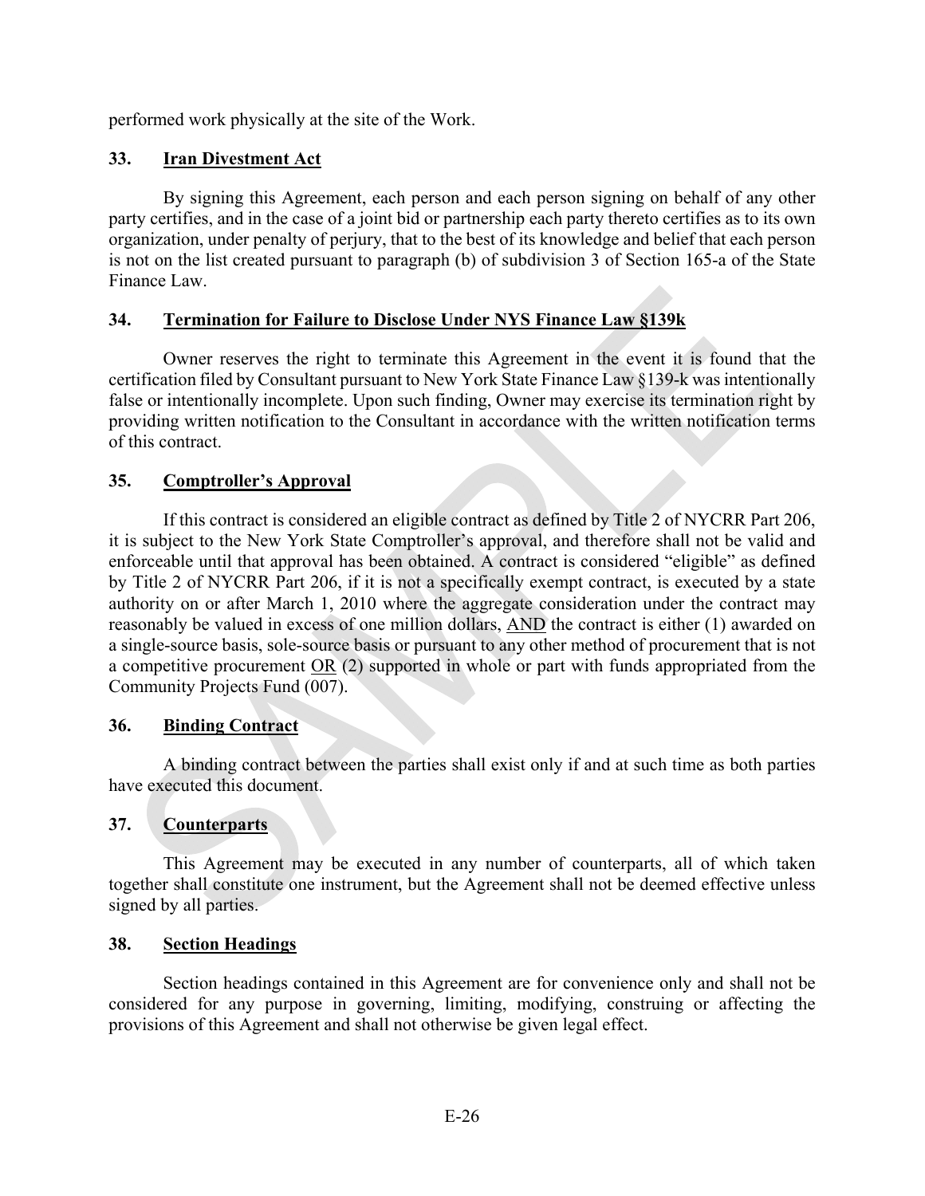performed work physically at the site of the Work.

### 33. <u>Iran Divestment Act</u>

By signing this Agreement, each person and each person signing on behalf of any other party certifies, and in the case of a joint bid or partnership each party thereto certifies as to its own organization, under penalty of perjury, that to the best of its knowledge and belief that each person is not on the list created pursuant to paragraph (b) of subdivision 3 of Section 165-a of the State Finance Law.

### 34. <u>Termination for Failure to Disclose Under NYS Finance Law §139k</u>

Owner reserves the right to terminate this Agreement in the event it is found that the certification filed by Consultant pursuant to New York State Finance Law §139-k was intentionally false or intentionally incomplete. Upon such finding, Owner may exercise its termination right by providing written notification to the Consultant in accordance with the written notification terms of this contract.

### 35. <u>Comptroller's Approval</u>

If this contract is considered an eligible contract as defined by Title 2 of NYCRR Part 206, it is subject to the New York State Comptroller's approval, and therefore shall not be valid and enforceable until that approval has been obtained. A contract is considered "eligible" as defined by Title 2 of NYCRR Part 206, if it is not a specifically exempt contract, is executed by a state authority on or after March 1, 2010 where the aggregate consideration under the contract may reasonably be valued in excess of one million dollars, <u>AND</u> the contract is either (1) awarded on a single-source basis, sole-source basis or pursuant to any other method of procurement that is not a competitive procurement <u>OR</u> (2) supported in whole or part with funds appropriated from the Community Projects Fund (007).

### 36. <u>Binding Contract</u>

A binding contract between the parties shall exist only if and at such time as both parties have executed this document.

### 37. <u>Counterparts</u>

This Agreement may be executed in any number of counterparts, all of which taken together shall constitute one instrument, but the Agreement shall not be deemed effective unless signed by all parties.

### 38. <u>Section Headings</u>

Section headings contained in this Agreement are for convenience only and shall not be considered for any purpose in governing, limiting, modifying, construing or affecting the provisions of this Agreement and shall not otherwise be given legal effect.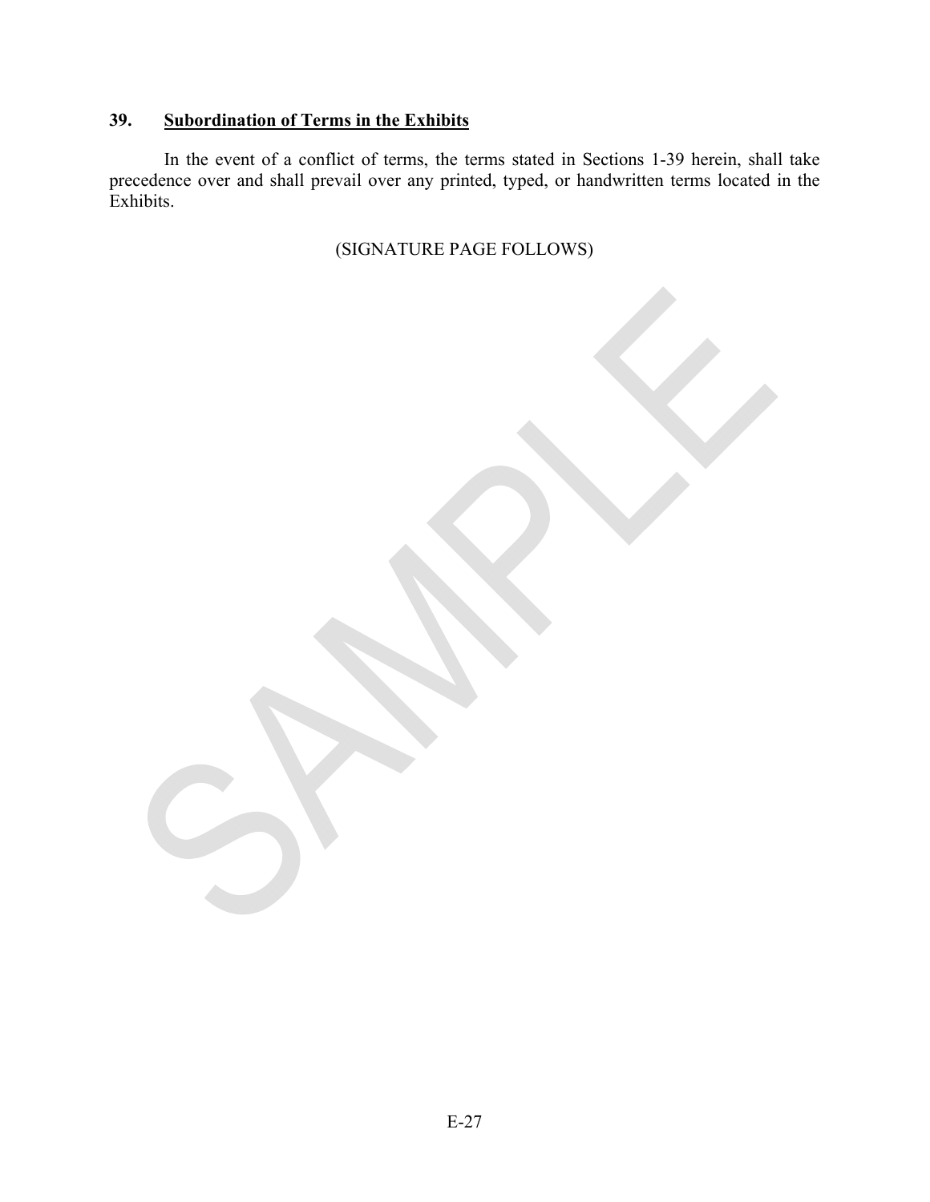## 39. **Subordination of Terms in the Exhibits**

In the event of a conflict of terms, the terms stated in Sections 1-39 herein, shall take precedence over and shall prevail over any printed, typed, or handwritten terms located in the Exhibits.

(SIGNATURE PAGE FOLLOWS)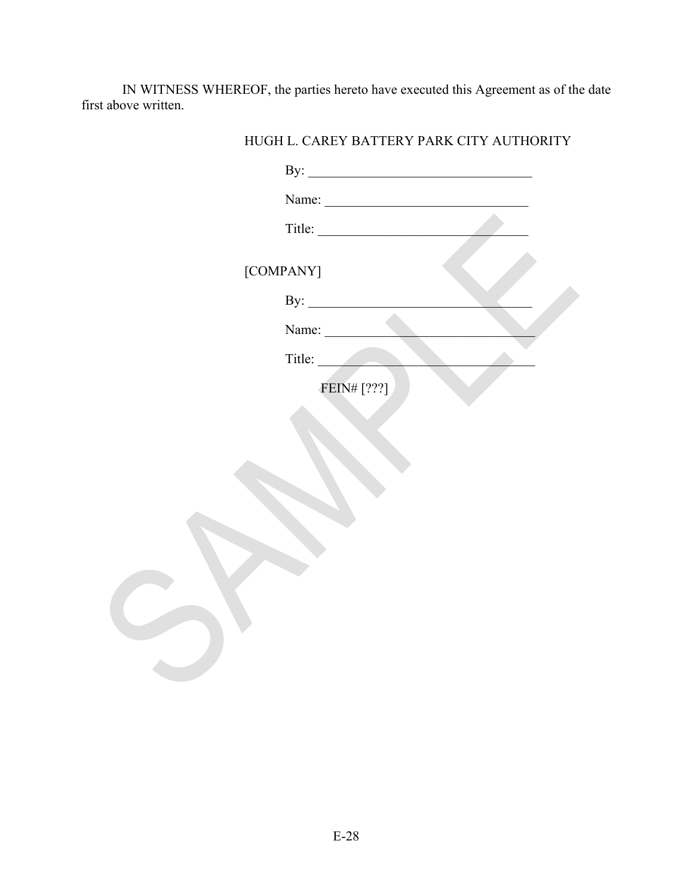IN WITNESS WHEREOF, the parties hereto have executed this Agreement as of the date first above written.

HUGH L. CAREY BATTERY PARK CITY AUTHORITY

By: ___________________________________

Name: ______________________________

Title: ______________________________

[COMPANY]

By: ___________________________________

Name: ______________________________

Title: ______________________________

FEIN# [???]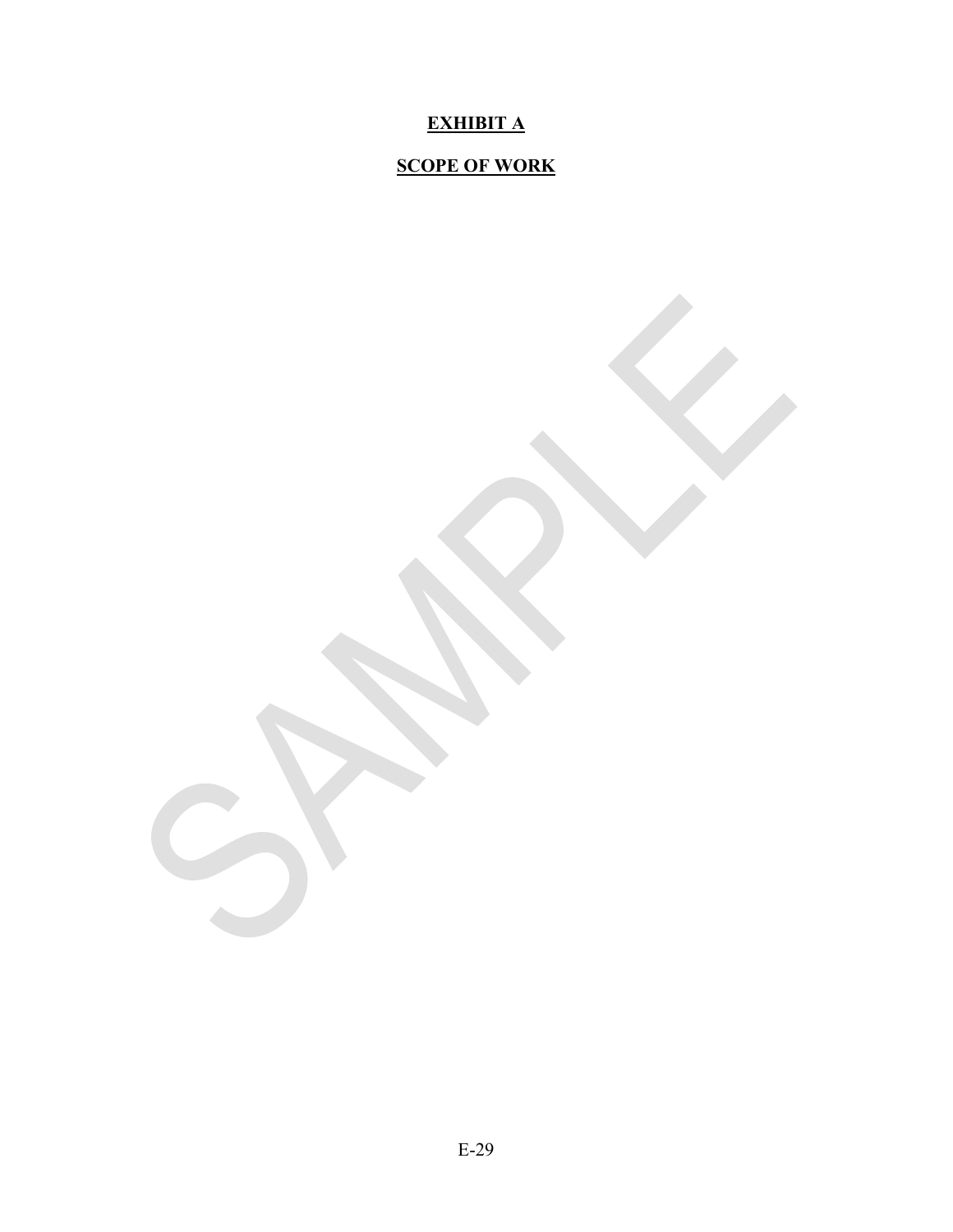**EXHIBIT A**

**SCOPE OF WORK**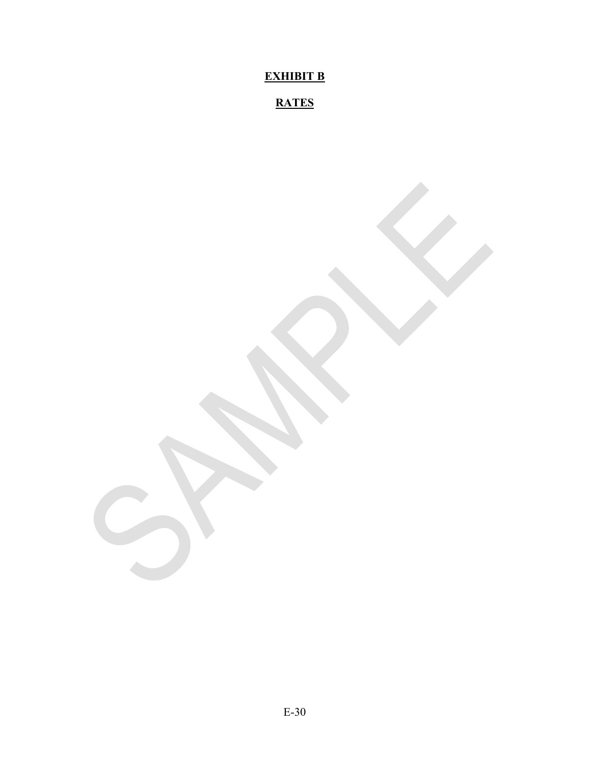# EXHIBIT B

## RATES

SAMPLE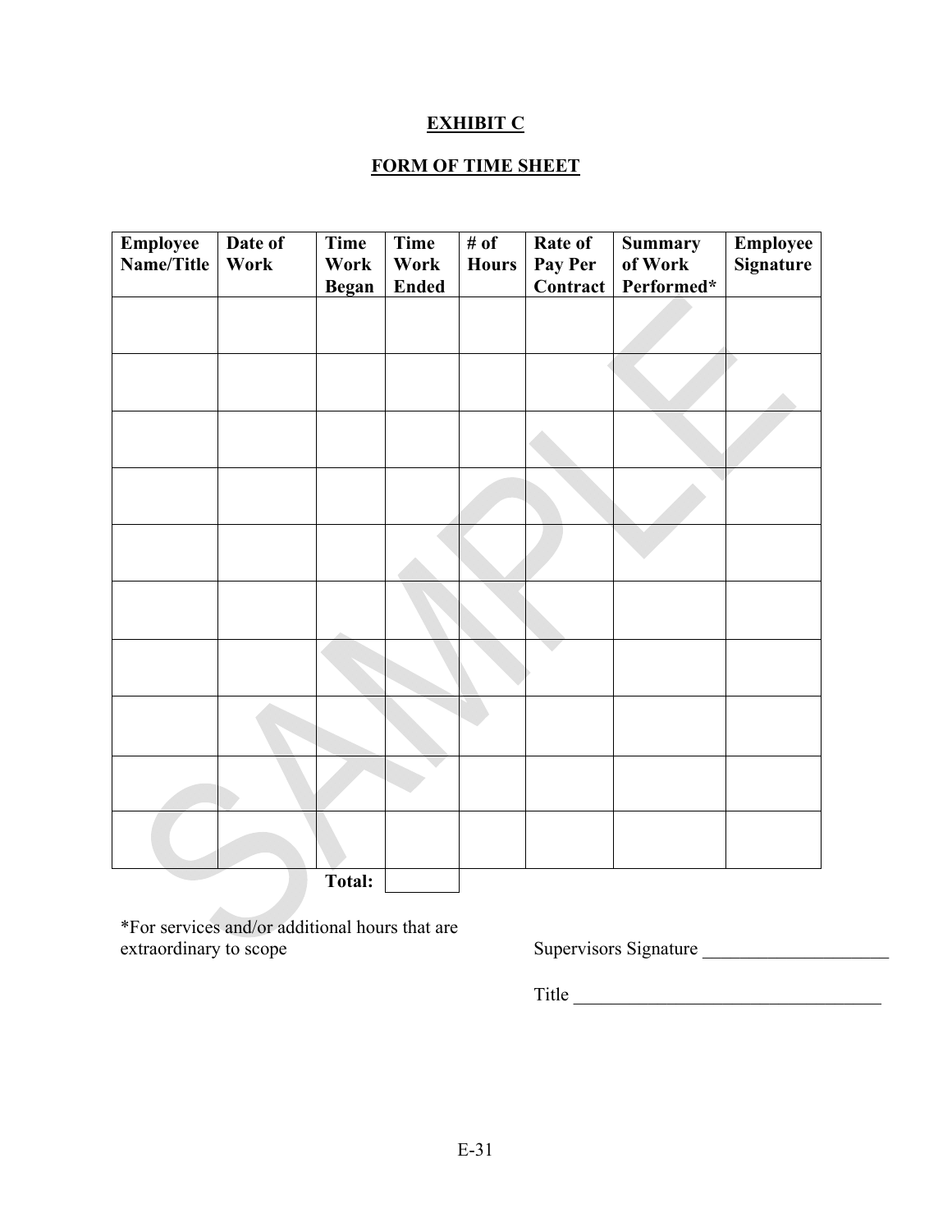**EXHIBIT C**

**FORM OF TIME SHEET**

| Employee Name/Title | Date of Work | Time Work Began | Time Work Ended | # of Hours | Rate of Pay Per Contract | Summary of Work Performed* | Employee Signature |
|---|---|---|---|---|---|---|---|
| | | | | | | | |
| | | | | | | | |
| | | | | | | | |
| | | | | | | | |
| | | | | | | | |
| | | | | | | | |
| | | | | | | | |
| | | | | | | | |
| | | | | | | | |
| | | | | | | | |
| | | **Total:** | | | | | |

*For services and/or additional hours that are extraordinary to scope

Supervisors Signature ____________________

Title __________________________________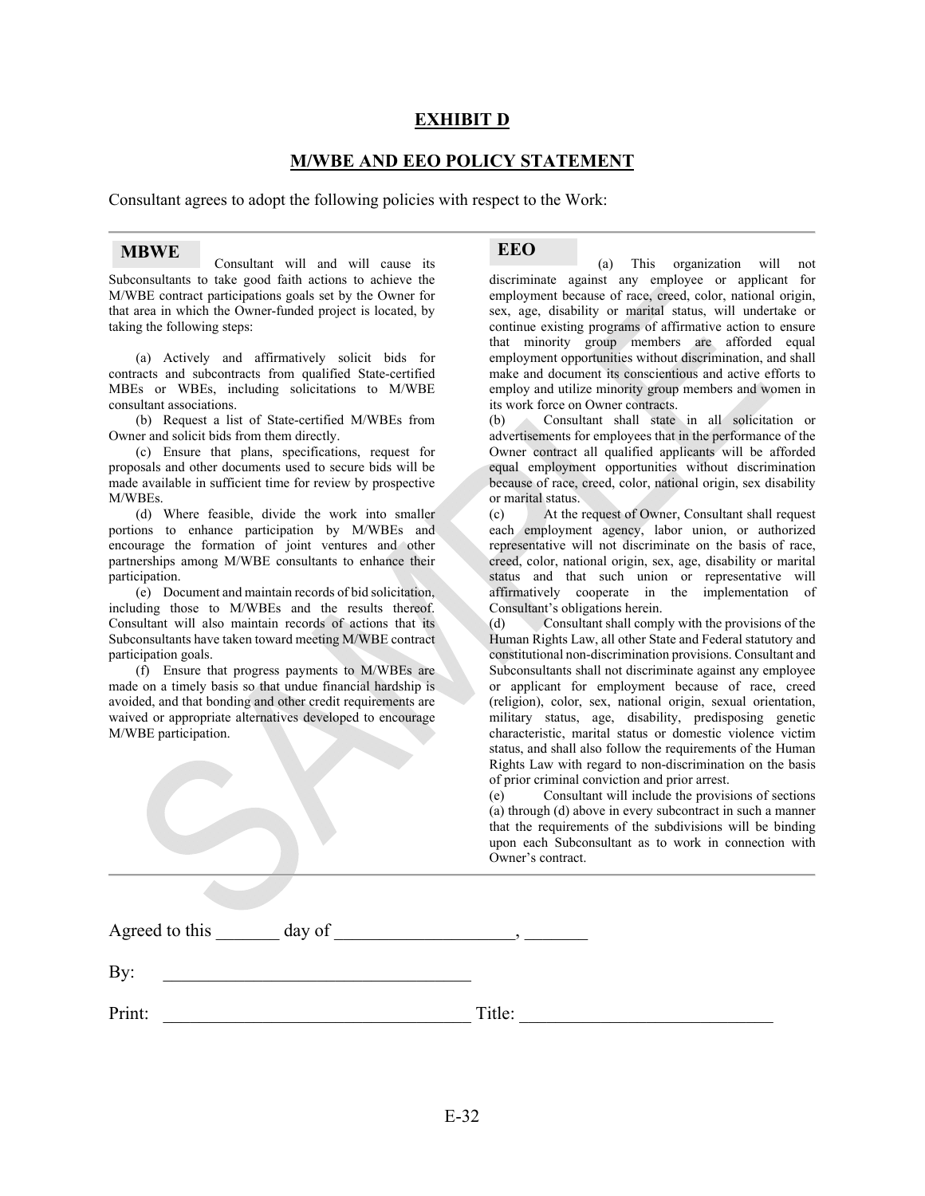# EXHIBIT D

## M/WBE AND EEO POLICY STATEMENT

Consultant agrees to adopt the following policies with respect to the Work:

---

**MBWE**

Consultant will and will cause its Subconsultants to take good faith actions to achieve the M/WBE contract participations goals set by the Owner for that area in which the Owner-funded project is located, by taking the following steps:

(a) Actively and affirmatively solicit bids for contracts and subcontracts from qualified State-certified MBEs or WBEs, including solicitations to M/WBE consultant associations.

(b) Request a list of State-certified M/WBEs from Owner and solicit bids from them directly.

(c) Ensure that plans, specifications, request for proposals and other documents used to secure bids will be made available in sufficient time for review by prospective M/WBEs.

(d) Where feasible, divide the work into smaller portions to enhance participation by M/WBEs and encourage the formation of joint ventures and other partnerships among M/WBE consultants to enhance their participation.

(e) Document and maintain records of bid solicitation, including those to M/WBEs and the results thereof. Consultant will also maintain records of actions that its Subconsultants have taken toward meeting M/WBE contract participation goals.

(f) Ensure that progress payments to M/WBEs are made on a timely basis so that undue financial hardship is avoided, and that bonding and other credit requirements are waived or appropriate alternatives developed to encourage M/WBE participation.

**EEO**

(a) This organization will not discriminate against any employee or applicant for employment because of race, creed, color, national origin, sex, age, disability or marital status, will undertake or continue existing programs of affirmative action to ensure that minority group members are afforded equal employment opportunities without discrimination, and shall make and document its conscientious and active efforts to employ and utilize minority group members and women in its work force on Owner contracts.

(b) Consultant shall state in all solicitation or advertisements for employees that in the performance of the Owner contract all qualified applicants will be afforded equal employment opportunities without discrimination because of race, creed, color, national origin, sex disability or marital status.

(c) At the request of Owner, Consultant shall request each employment agency, labor union, or authorized representative will not discriminate on the basis of race, creed, color, national origin, sex, age, disability or marital status and that such union or representative will affirmatively cooperate in the implementation of Consultant's obligations herein.

(d) Consultant shall comply with the provisions of the Human Rights Law, all other State and Federal statutory and constitutional non-discrimination provisions. Consultant and Subconsultants shall not discriminate against any employee or applicant for employment because of race, creed (religion), color, sex, national origin, sexual orientation, military status, age, disability, predisposing genetic characteristic, marital status or domestic violence victim status, and shall also follow the requirements of the Human Rights Law with regard to non-discrimination on the basis of prior criminal conviction and prior arrest.

(e) Consultant will include the provisions of sections (a) through (d) above in every subcontract in such a manner that the requirements of the subdivisions will be binding upon each Subconsultant as to work in connection with Owner's contract.

---

Agreed to this _______ day of ___________________, _______

By: _________________________________

Print: _________________________________ Title: ___________________________